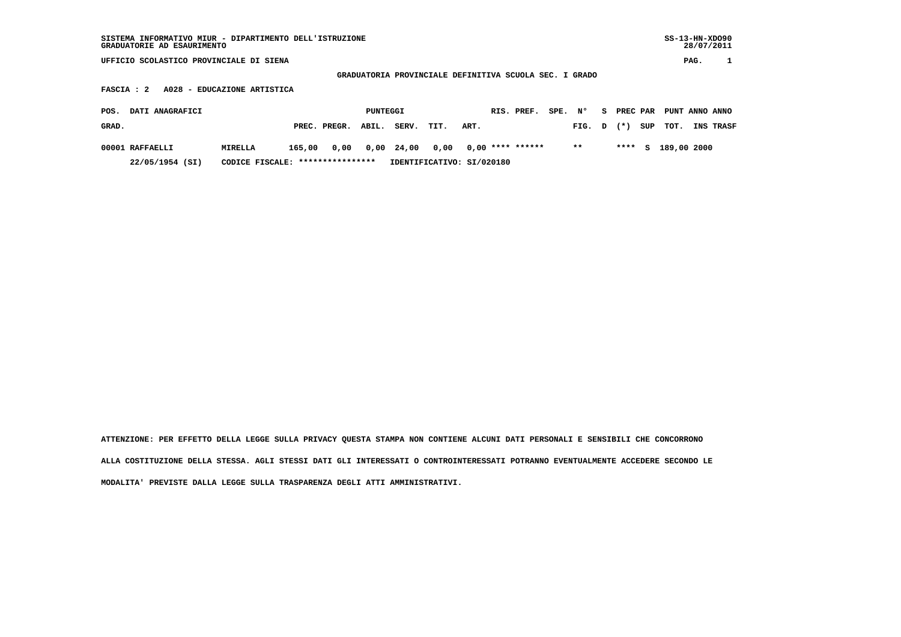SISTEMA INFORMATIVO MIUR - DIPARTIMENTO DELL'ISTRUZIONE
GRADUATORIE AD ESAURIMENTO

UFFICIO SCOLASTICO PROVINCIALE DI SIENA

GRADUATORIA PROVINCIALE DEFINITIVA SCUOLA SEC. I GRADO

FASCIA : 2 A028 - EDUCAZIONE ARTISTICA

| POS. GRAD. | DATI ANAGRAFICI | | PUNTEGGI PREC. | PREGR. | ABIL. | SERV. | TIT. | ART. | RIS. | PREF. | SPE. | N° FIG. | S D | PREC (*) | PAR SUP | PUNT TOT. | ANNO INS | ANNO TRASF |
|---|---|---|---|---|---|---|---|---|---|---|---|---|---|---|---|---|---|---|
| 00001 | RAFFAELLI | MIRELLA | 165,00 | 0,00 | 0,00 | 24,00 | 0,00 | 0,00 | **** | ****** | | ** | | **** | S | 189,00 | 2000 | |
| | 22/05/1954 (SI) | CODICE FISCALE: **************** | IDENTIFICATIVO: SI/020180 | | | | | | | | | | | | | | | |

ATTENZIONE: PER EFFETTO DELLA LEGGE SULLA PRIVACY QUESTA STAMPA NON CONTIENE ALCUNI DATI PERSONALI E SENSIBILI CHE CONCORRONO ALLA COSTITUZIONE DELLA STESSA. AGLI STESSI DATI GLI INTERESSATI O CONTROINTERESSATI POTRANNO EVENTUALMENTE ACCEDERE SECONDO LE MODALITA' PREVISTE DALLA LEGGE SULLA TRASPARENZA DEGLI ATTI AMMINISTRATIVI.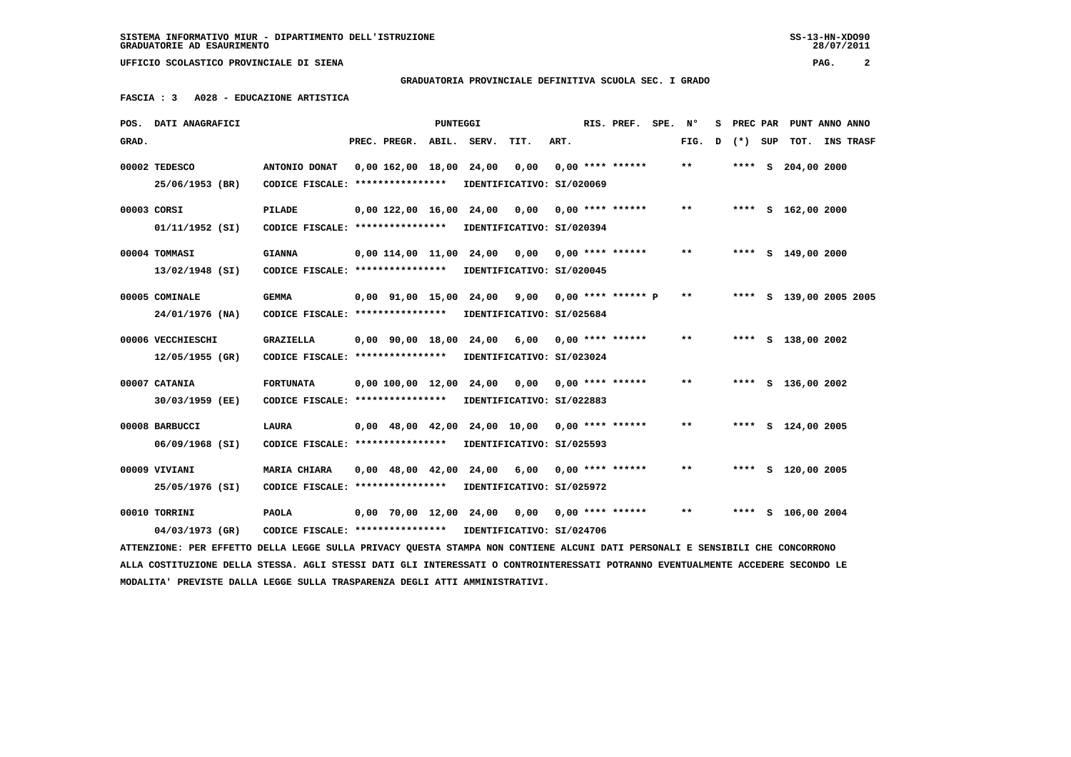SISTEMA INFORMATIVO MIUR - DIPARTIMENTO DELL'ISTRUZIONE
GRADUATORIE AD ESAURIMENTO

UFFICIO SCOLASTICO PROVINCIALE DI SIENA

**GRADUATORIA PROVINCIALE DEFINITIVA SCUOLA SEC. I GRADO**

**FASCIA : 3 A028 - EDUCAZIONE ARTISTICA**

| POS. GRAD. | DATI ANAGRAFICI | | PREC. | PREGR. | ABIL. | SERV. | TIT. | ART. | RIS. PREF. | SPE. | N° FIG. | S D | PREC (*) | PAR SUP | PUNT TOT. | ANNO INS | ANNO TRASF |
|---|---|---|---|---|---|---|---|---|---|---|---|---|---|---|---|---|---|
| 00002 | TEDESCO 25/06/1953 (BR) | ANTONIO DONAT CODICE FISCALE: **************** IDENTIFICATIVO: SI/020069 | 0,00 | 162,00 | 18,00 | 24,00 | 0,00 | 0,00 | **** ****** | | ** | | **** | S | 204,00 | 2000 | |
| 00003 | CORSI 01/11/1952 (SI) | PILADE CODICE FISCALE: **************** IDENTIFICATIVO: SI/020394 | 0,00 | 122,00 | 16,00 | 24,00 | 0,00 | 0,00 | **** ****** | | ** | | **** | S | 162,00 | 2000 | |
| 00004 | TOMMASI 13/02/1948 (SI) | GIANNA CODICE FISCALE: **************** IDENTIFICATIVO: SI/020045 | 0,00 | 114,00 | 11,00 | 24,00 | 0,00 | 0,00 | **** ****** | | ** | | **** | S | 149,00 | 2000 | |
| 00005 | COMINALE 24/01/1976 (NA) | GEMMA CODICE FISCALE: **************** IDENTIFICATIVO: SI/025684 | 0,00 | 91,00 | 15,00 | 24,00 | 9,00 | 0,00 | **** ****** | P | ** | | **** | S | 139,00 | 2005 | 2005 |
| 00006 | VECCHIESCHI 12/05/1955 (GR) | GRAZIELLA CODICE FISCALE: **************** IDENTIFICATIVO: SI/023024 | 0,00 | 90,00 | 18,00 | 24,00 | 6,00 | 0,00 | **** ****** | | ** | | **** | S | 138,00 | 2002 | |
| 00007 | CATANIA 30/03/1959 (EE) | FORTUNATA CODICE FISCALE: **************** IDENTIFICATIVO: SI/022883 | 0,00 | 100,00 | 12,00 | 24,00 | 0,00 | 0,00 | **** ****** | | ** | | **** | S | 136,00 | 2002 | |
| 00008 | BARBUCCI 06/09/1968 (SI) | LAURA CODICE FISCALE: **************** IDENTIFICATIVO: SI/025593 | 0,00 | 48,00 | 42,00 | 24,00 | 10,00 | 0,00 | **** ****** | | ** | | **** | S | 124,00 | 2005 | |
| 00009 | VIVIANI 25/05/1976 (SI) | MARIA CHIARA CODICE FISCALE: **************** IDENTIFICATIVO: SI/025972 | 0,00 | 48,00 | 42,00 | 24,00 | 6,00 | 0,00 | **** ****** | | ** | | **** | S | 120,00 | 2005 | |
| 00010 | TORRINI 04/03/1973 (GR) | PAOLA CODICE FISCALE: **************** IDENTIFICATIVO: SI/024706 | 0,00 | 70,00 | 12,00 | 24,00 | 0,00 | 0,00 | **** ****** | | ** | | **** | S | 106,00 | 2004 | |

ATTENZIONE: PER EFFETTO DELLA LEGGE SULLA PRIVACY QUESTA STAMPA NON CONTIENE ALCUNI DATI PERSONALI E SENSIBILI CHE CONCORRONO ALLA COSTITUZIONE DELLA STESSA. AGLI STESSI DATI GLI INTERESSATI O CONTROINTERESSATI POTRANNO EVENTUALMENTE ACCEDERE SECONDO LE MODALITA' PREVISTE DALLA LEGGE SULLA TRASPARENZA DEGLI ATTI AMMINISTRATIVI.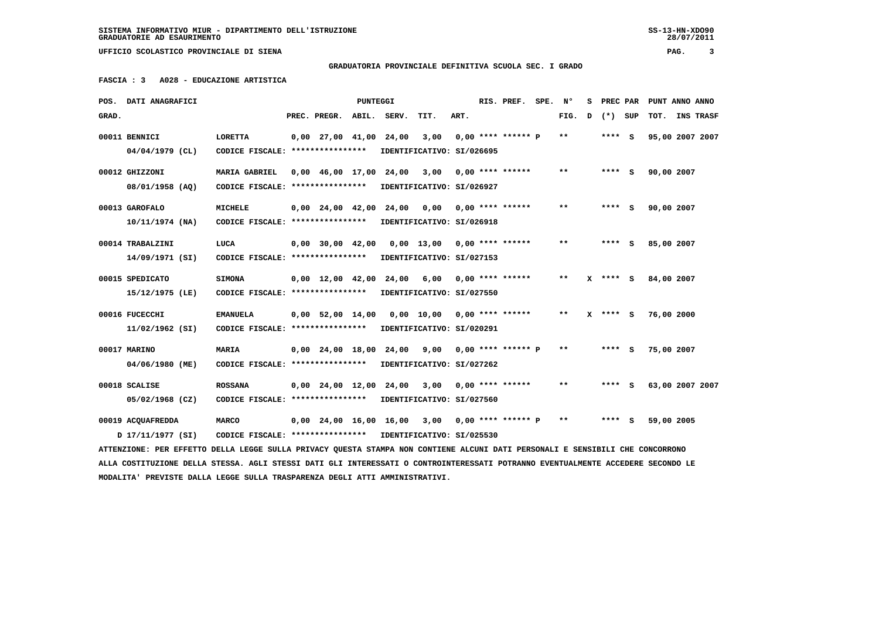SISTEMA INFORMATIVO MIUR - DIPARTIMENTO DELL'ISTRUZIONE
GRADUATORIE AD ESAURIMENTO

UFFICIO SCOLASTICO PROVINCIALE DI SIENA

**GRADUATORIA PROVINCIALE DEFINITIVA SCUOLA SEC. I GRADO**

**FASCIA : 3 A028 - EDUCAZIONE ARTISTICA**

| POS. GRAD. | DATI ANAGRAFICI | | PREC. | PREGR. | ABIL. | SERV. | TIT. | ART. | RIS. | PREF. | SPE. | N° FIG. | S D | PREC (*) | PAR SUP | TOT. | ANNO | ANNO INS TRASF |
|---|---|---|---|---|---|---|---|---|---|---|---|---|---|---|---|---|---|---|
| 00011 | BENNICI 04/04/1979 (CL) | LORETTA CODICE FISCALE: **************** IDENTIFICATIVO: SI/026695 | 0,00 | 27,00 | 41,00 | 24,00 | 3,00 | 0,00 | **** | ****** | P | ** | | **** | S | 95,00 | 2007 | 2007 |
| 00012 | GHIZZONI 08/01/1958 (AQ) | MARIA GABRIEL CODICE FISCALE: **************** IDENTIFICATIVO: SI/026927 | 0,00 | 46,00 | 17,00 | 24,00 | 3,00 | 0,00 | **** | ****** | | ** | | **** | S | 90,00 | 2007 | |
| 00013 | GAROFALO 10/11/1974 (NA) | MICHELE CODICE FISCALE: **************** IDENTIFICATIVO: SI/026918 | 0,00 | 24,00 | 42,00 | 24,00 | 0,00 | 0,00 | **** | ****** | | ** | | **** | S | 90,00 | 2007 | |
| 00014 | TRABALZINI 14/09/1971 (SI) | LUCA CODICE FISCALE: **************** IDENTIFICATIVO: SI/027153 | 0,00 | 30,00 | 42,00 | 0,00 | 13,00 | 0,00 | **** | ****** | | ** | | **** | S | 85,00 | 2007 | |
| 00015 | SPEDICATO 15/12/1975 (LE) | SIMONA CODICE FISCALE: **************** IDENTIFICATIVO: SI/027550 | 0,00 | 12,00 | 42,00 | 24,00 | 6,00 | 0,00 | **** | ****** | | ** | X | **** | S | 84,00 | 2007 | |
| 00016 | FUCECCHI 11/02/1962 (SI) | EMANUELA CODICE FISCALE: **************** IDENTIFICATIVO: SI/020291 | 0,00 | 52,00 | 14,00 | 0,00 | 10,00 | 0,00 | **** | ****** | | ** | X | **** | S | 76,00 | 2000 | |
| 00017 | MARINO 04/06/1980 (ME) | MARIA CODICE FISCALE: **************** IDENTIFICATIVO: SI/027262 | 0,00 | 24,00 | 18,00 | 24,00 | 9,00 | 0,00 | **** | ****** | P | ** | | **** | S | 75,00 | 2007 | |
| 00018 | SCALISE 05/02/1968 (CZ) | ROSSANA CODICE FISCALE: **************** IDENTIFICATIVO: SI/027560 | 0,00 | 24,00 | 12,00 | 24,00 | 3,00 | 0,00 | **** | ****** | | ** | | **** | S | 63,00 | 2007 | 2007 |
| 00019 | ACQUAFREDDA D 17/11/1977 (SI) | MARCO CODICE FISCALE: **************** IDENTIFICATIVO: SI/025530 | 0,00 | 24,00 | 16,00 | 16,00 | 3,00 | 0,00 | **** | ****** | P | ** | | **** | S | 59,00 | 2005 | |

ATTENZIONE: PER EFFETTO DELLA LEGGE SULLA PRIVACY QUESTA STAMPA NON CONTIENE ALCUNI DATI PERSONALI E SENSIBILI CHE CONCORRONO ALLA COSTITUZIONE DELLA STESSA. AGLI STESSI DATI GLI INTERESSATI O CONTROINTERESSATI POTRANNO EVENTUALMENTE ACCEDERE SECONDO LE MODALITA' PREVISTE DALLA LEGGE SULLA TRASPARENZA DEGLI ATTI AMMINISTRATIVI.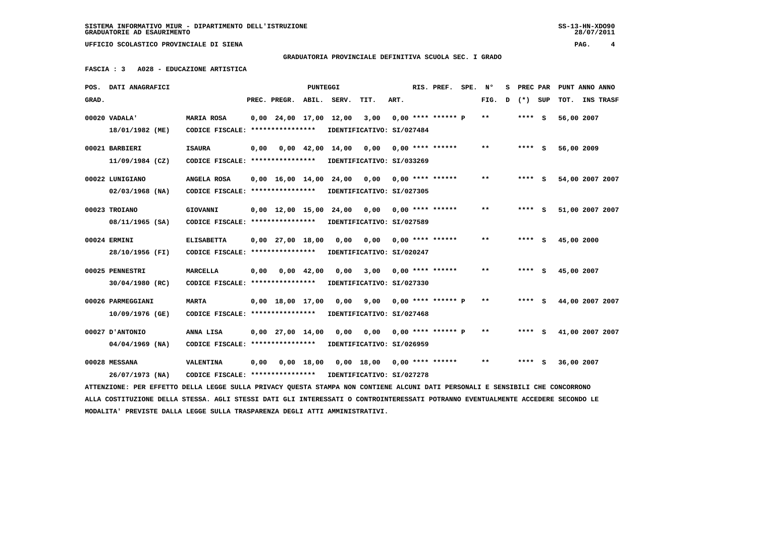SISTEMA INFORMATIVO MIUR - DIPARTIMENTO DELL'ISTRUZIONE
GRADUATORIE AD ESAURIMENTO

UFFICIO SCOLASTICO PROVINCIALE DI SIENA

GRADUATORIA PROVINCIALE DEFINITIVA SCUOLA SEC. I GRADO

FASCIA : 3 A028 - EDUCAZIONE ARTISTICA

| POS. GRAD. | DATI ANAGRAFICI | | PREC. | PREGR. | ABIL. | SERV. | TIT. | ART. | RIS. | PREF. | SPE. | N° FIG. | S D | PREC (*) | PAR SUP | PUNT TOT. | ANNO INS | ANNO TRASF |
|---|---|---|---|---|---|---|---|---|---|---|---|---|---|---|---|---|---|---|
| 00020 | VADALA' 18/01/1982 (ME) | MARIA ROSA CODICE FISCALE: **************** IDENTIFICATIVO: SI/027484 | 0,00 | 24,00 | 17,00 | 12,00 | 3,00 | 0,00 | **** | ****** | P | ** | | **** | S | 56,00 | 2007 | |
| 00021 | BARBIERI 11/09/1984 (CZ) | ISAURA CODICE FISCALE: **************** IDENTIFICATIVO: SI/033269 | 0,00 | 0,00 | 42,00 | 14,00 | 0,00 | 0,00 | **** | ****** | | ** | | **** | S | 56,00 | 2009 | |
| 00022 | LUNIGIANO 02/03/1968 (NA) | ANGELA ROSA CODICE FISCALE: **************** IDENTIFICATIVO: SI/027305 | 0,00 | 16,00 | 14,00 | 24,00 | 0,00 | 0,00 | **** | ****** | | ** | | **** | S | 54,00 | 2007 | 2007 |
| 00023 | TROIANO 08/11/1965 (SA) | GIOVANNI CODICE FISCALE: **************** IDENTIFICATIVO: SI/027589 | 0,00 | 12,00 | 15,00 | 24,00 | 0,00 | 0,00 | **** | ****** | | ** | | **** | S | 51,00 | 2007 | 2007 |
| 00024 | ERMINI 28/10/1956 (FI) | ELISABETTA CODICE FISCALE: **************** IDENTIFICATIVO: SI/020247 | 0,00 | 27,00 | 18,00 | 0,00 | 0,00 | 0,00 | **** | ****** | | ** | | **** | S | 45,00 | 2000 | |
| 00025 | PENNESTRI 30/04/1980 (RC) | MARCELLA CODICE FISCALE: **************** IDENTIFICATIVO: SI/027330 | 0,00 | 0,00 | 42,00 | 0,00 | 3,00 | 0,00 | **** | ****** | | ** | | **** | S | 45,00 | 2007 | |
| 00026 | PARMEGGIANI 10/09/1976 (GE) | MARTA CODICE FISCALE: **************** IDENTIFICATIVO: SI/027468 | 0,00 | 18,00 | 17,00 | 0,00 | 9,00 | 0,00 | **** | ****** | P | ** | | **** | S | 44,00 | 2007 | 2007 |
| 00027 | D'ANTONIO 04/04/1969 (NA) | ANNA LISA CODICE FISCALE: **************** IDENTIFICATIVO: SI/026959 | 0,00 | 27,00 | 14,00 | 0,00 | 0,00 | 0,00 | **** | ****** | P | ** | | **** | S | 41,00 | 2007 | 2007 |
| 00028 | MESSANA 26/07/1973 (NA) | VALENTINA CODICE FISCALE: **************** IDENTIFICATIVO: SI/027278 | 0,00 | 0,00 | 18,00 | 0,00 | 18,00 | 0,00 | **** | ****** | | ** | | **** | S | 36,00 | 2007 | |

ATTENZIONE: PER EFFETTO DELLA LEGGE SULLA PRIVACY QUESTA STAMPA NON CONTIENE ALCUNI DATI PERSONALI E SENSIBILI CHE CONCORRONO ALLA COSTITUZIONE DELLA STESSA. AGLI STESSI DATI GLI INTERESSATI O CONTROINTERESSATI POTRANNO EVENTUALMENTE ACCEDERE SECONDO LE MODALITA' PREVISTE DALLA LEGGE SULLA TRASPARENZA DEGLI ATTI AMMINISTRATIVI.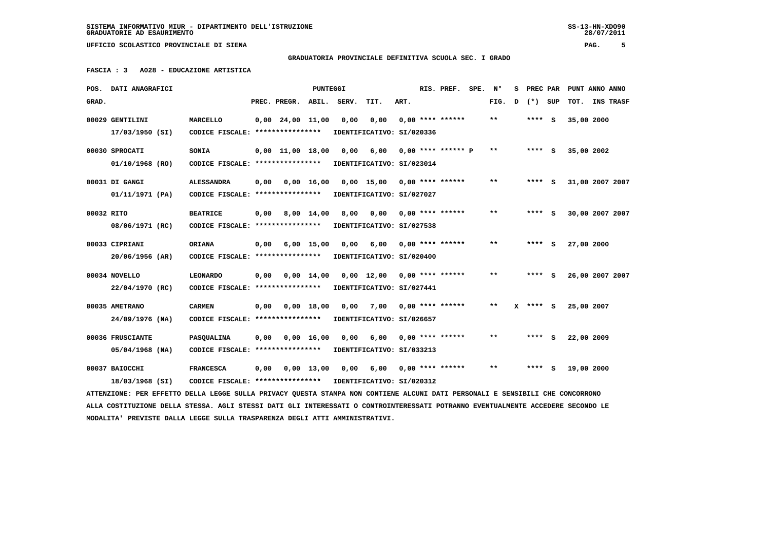SISTEMA INFORMATIVO MIUR - DIPARTIMENTO DELL'ISTRUZIONE
GRADUATORIE AD ESAURIMENTO

UFFICIO SCOLASTICO PROVINCIALE DI SIENA

**GRADUATORIA PROVINCIALE DEFINITIVA SCUOLA SEC. I GRADO**

**FASCIA : 3 A028 - EDUCAZIONE ARTISTICA**

| POS. GRAD. | DATI ANAGRAFICI | | PREC. | PREGR. | ABIL. | SERV. | TIT. | ART. | RIS. | PREF. | SPE. | N° FIG. | S D | PREC (*) | PAR SUP | PUNT TOT. | ANNO INS | ANNO TRASF |
|---|---|---|---|---|---|---|---|---|---|---|---|---|---|---|---|---|---|---|
| 00029 | GENTILINI 17/03/1950 (SI) | MARCELLO CODICE FISCALE: **************** IDENTIFICATIVO: SI/020336 | 0,00 | 24,00 | 11,00 | 0,00 | 0,00 | 0,00 | **** | ****** | | ** | | **** | S | 35,00 | 2000 | |
| 00030 | SPROCATI 01/10/1968 (RO) | SONIA CODICE FISCALE: **************** IDENTIFICATIVO: SI/023014 | 0,00 | 11,00 | 18,00 | 0,00 | 6,00 | 0,00 | **** | ****** | P | ** | | **** | S | 35,00 | 2002 | |
| 00031 | DI GANGI 01/11/1971 (PA) | ALESSANDRA CODICE FISCALE: **************** IDENTIFICATIVO: SI/027027 | 0,00 | 0,00 | 16,00 | 0,00 | 15,00 | 0,00 | **** | ****** | | ** | | **** | S | 31,00 | 2007 | 2007 |
| 00032 | RITO 08/06/1971 (RC) | BEATRICE CODICE FISCALE: **************** IDENTIFICATIVO: SI/027538 | 0,00 | 8,00 | 14,00 | 8,00 | 0,00 | 0,00 | **** | ****** | | ** | | **** | S | 30,00 | 2007 | 2007 |
| 00033 | CIPRIANI 20/06/1956 (AR) | ORIANA CODICE FISCALE: **************** IDENTIFICATIVO: SI/020400 | 0,00 | 6,00 | 15,00 | 0,00 | 6,00 | 0,00 | **** | ****** | | ** | | **** | S | 27,00 | 2000 | |
| 00034 | NOVELLO 22/04/1970 (RC) | LEONARDO CODICE FISCALE: **************** IDENTIFICATIVO: SI/027441 | 0,00 | 0,00 | 14,00 | 0,00 | 12,00 | 0,00 | **** | ****** | | ** | | **** | S | 26,00 | 2007 | 2007 |
| 00035 | AMETRANO 24/09/1976 (NA) | CARMEN CODICE FISCALE: **************** IDENTIFICATIVO: SI/026657 | 0,00 | 0,00 | 18,00 | 0,00 | 7,00 | 0,00 | **** | ****** | | ** | X | **** | S | 25,00 | 2007 | |
| 00036 | FRUSCIANTE 05/04/1968 (NA) | PASQUALINA CODICE FISCALE: **************** IDENTIFICATIVO: SI/033213 | 0,00 | 0,00 | 16,00 | 0,00 | 6,00 | 0,00 | **** | ****** | | ** | | **** | S | 22,00 | 2009 | |
| 00037 | BAIOCCHI 18/03/1968 (SI) | FRANCESCA CODICE FISCALE: **************** IDENTIFICATIVO: SI/020312 | 0,00 | 0,00 | 13,00 | 0,00 | 6,00 | 0,00 | **** | ****** | | ** | | **** | S | 19,00 | 2000 | |

ATTENZIONE: PER EFFETTO DELLA LEGGE SULLA PRIVACY QUESTA STAMPA NON CONTIENE ALCUNI DATI PERSONALI E SENSIBILI CHE CONCORRONO ALLA COSTITUZIONE DELLA STESSA. AGLI STESSI DATI GLI INTERESSATI O CONTROINTERESSATI POTRANNO EVENTUALMENTE ACCEDERE SECONDO LE MODALITA' PREVISTE DALLA LEGGE SULLA TRASPARENZA DEGLI ATTI AMMINISTRATIVI.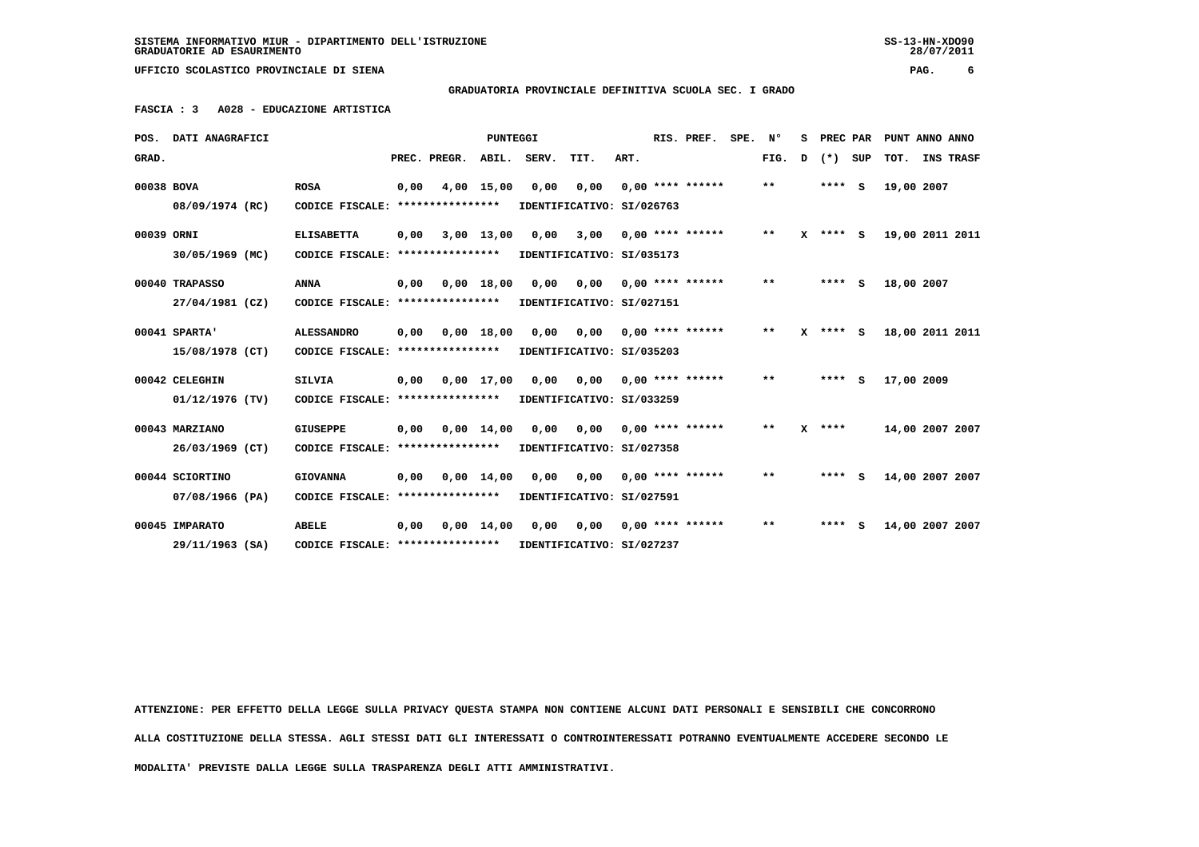SISTEMA INFORMATIVO MIUR - DIPARTIMENTO DELL'ISTRUZIONE
GRADUATORIE AD ESAURIMENTO

UFFICIO SCOLASTICO PROVINCIALE DI SIENA

**GRADUATORIA PROVINCIALE DEFINITIVA SCUOLA SEC. I GRADO**

**FASCIA : 3 A028 - EDUCAZIONE ARTISTICA**

| POS. GRAD. | DATI ANAGRAFICI | | PREC. | PREGR. | ABIL. | SERV. | TIT. | ART. | RIS. PREF. | SPE. | N° FIG. | S D | PREC (*) | PAR SUP | PUNT TOT. | ANNO INS | ANNO TRASF |
|---|---|---|---|---|---|---|---|---|---|---|---|---|---|---|---|---|---|
| 00038 | BOVA 08/09/1974 (RC) | ROSA CODICE FISCALE: **************** IDENTIFICATIVO: SI/026763 | 0,00 | 4,00 | 15,00 | 0,00 | 0,00 | 0,00 | **** ****** | | ** | | **** | S | 19,00 | 2007 | |
| 00039 | ORNI 30/05/1969 (MC) | ELISABETTA CODICE FISCALE: **************** IDENTIFICATIVO: SI/035173 | 0,00 | 3,00 | 13,00 | 0,00 | 3,00 | 0,00 | **** ****** | | ** | X | **** | S | 19,00 | 2011 | 2011 |
| 00040 | TRAPASSO 27/04/1981 (CZ) | ANNA CODICE FISCALE: **************** IDENTIFICATIVO: SI/027151 | 0,00 | 0,00 | 18,00 | 0,00 | 0,00 | 0,00 | **** ****** | | ** | | **** | S | 18,00 | 2007 | |
| 00041 | SPARTA' 15/08/1978 (CT) | ALESSANDRO CODICE FISCALE: **************** IDENTIFICATIVO: SI/035203 | 0,00 | 0,00 | 18,00 | 0,00 | 0,00 | 0,00 | **** ****** | | ** | X | **** | S | 18,00 | 2011 | 2011 |
| 00042 | CELEGHIN 01/12/1976 (TV) | SILVIA CODICE FISCALE: **************** IDENTIFICATIVO: SI/033259 | 0,00 | 0,00 | 17,00 | 0,00 | 0,00 | 0,00 | **** ****** | | ** | | **** | S | 17,00 | 2009 | |
| 00043 | MARZIANO 26/03/1969 (CT) | GIUSEPPE CODICE FISCALE: **************** IDENTIFICATIVO: SI/027358 | 0,00 | 0,00 | 14,00 | 0,00 | 0,00 | 0,00 | **** ****** | | ** | X | **** | | 14,00 | 2007 | 2007 |
| 00044 | SCIORTINO 07/08/1966 (PA) | GIOVANNA CODICE FISCALE: **************** IDENTIFICATIVO: SI/027591 | 0,00 | 0,00 | 14,00 | 0,00 | 0,00 | 0,00 | **** ****** | | ** | | **** | S | 14,00 | 2007 | 2007 |
| 00045 | IMPARATO 29/11/1963 (SA) | ABELE CODICE FISCALE: **************** IDENTIFICATIVO: SI/027237 | 0,00 | 0,00 | 14,00 | 0,00 | 0,00 | 0,00 | **** ****** | | ** | | **** | S | 14,00 | 2007 | 2007 |

ATTENZIONE: PER EFFETTO DELLA LEGGE SULLA PRIVACY QUESTA STAMPA NON CONTIENE ALCUNI DATI PERSONALI E SENSIBILI CHE CONCORRONO ALLA COSTITUZIONE DELLA STESSA. AGLI STESSI DATI GLI INTERESSATI O CONTROINTERESSATI POTRANNO EVENTUALMENTE ACCEDERE SECONDO LE MODALITA' PREVISTE DALLA LEGGE SULLA TRASPARENZA DEGLI ATTI AMMINISTRATIVI.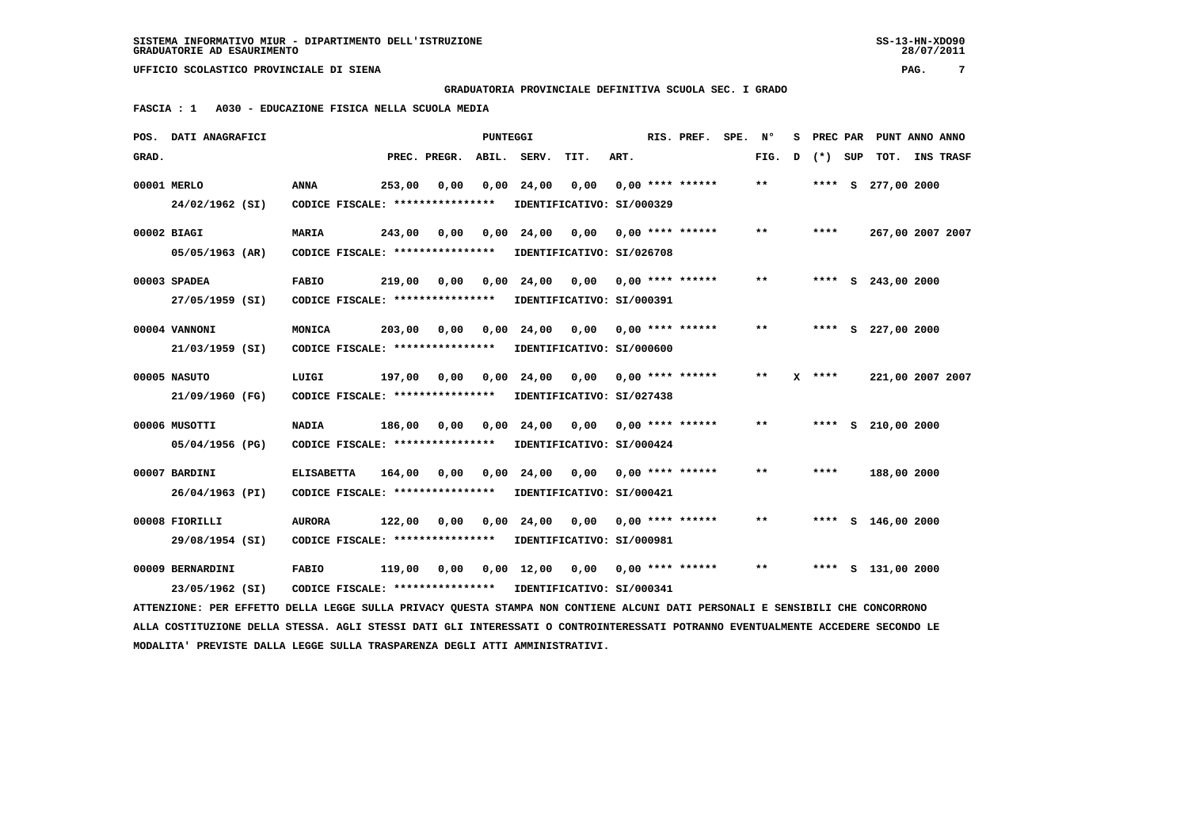SISTEMA INFORMATIVO MIUR - DIPARTIMENTO DELL'ISTRUZIONE
GRADUATORIE AD ESAURIMENTO

UFFICIO SCOLASTICO PROVINCIALE DI SIENA

**GRADUATORIA PROVINCIALE DEFINITIVA SCUOLA SEC. I GRADO**

**FASCIA : 1 A030 - EDUCAZIONE FISICA NELLA SCUOLA MEDIA**

| POS. GRAD. | DATI ANAGRAFICI | | PREC. | PREGR. | ABIL. | SERV. | TIT. | ART. | RIS. PREF. | SPE. | N° FIG. | S D | PREC (*) | PAR SUP | TOT. | ANNO | ANNO INS TRASF |
|---|---|---|---|---|---|---|---|---|---|---|---|---|---|---|---|---|---|
| 00001 | MERLO | ANNA | 253,00 | 0,00 | 0,00 | 24,00 | 0,00 | 0,00 | **** ****** | | ** | | **** | S | 277,00 | 2000 | |
| | 24/02/1962 (SI) | CODICE FISCALE: **************** IDENTIFICATIVO: SI/000329 | | | | | | | | | | | | | | | |
| 00002 | BIAGI | MARIA | 243,00 | 0,00 | 0,00 | 24,00 | 0,00 | 0,00 | **** ****** | | ** | | **** | | 267,00 | 2007 | 2007 |
| | 05/05/1963 (AR) | CODICE FISCALE: **************** IDENTIFICATIVO: SI/026708 | | | | | | | | | | | | | | | |
| 00003 | SPADEA | FABIO | 219,00 | 0,00 | 0,00 | 24,00 | 0,00 | 0,00 | **** ****** | | ** | | **** | S | 243,00 | 2000 | |
| | 27/05/1959 (SI) | CODICE FISCALE: **************** IDENTIFICATIVO: SI/000391 | | | | | | | | | | | | | | | |
| 00004 | VANNONI | MONICA | 203,00 | 0,00 | 0,00 | 24,00 | 0,00 | 0,00 | **** ****** | | ** | | **** | S | 227,00 | 2000 | |
| | 21/03/1959 (SI) | CODICE FISCALE: **************** IDENTIFICATIVO: SI/000600 | | | | | | | | | | | | | | | |
| 00005 | NASUTO | LUIGI | 197,00 | 0,00 | 0,00 | 24,00 | 0,00 | 0,00 | **** ****** | | ** | X | **** | | 221,00 | 2007 | 2007 |
| | 21/09/1960 (FG) | CODICE FISCALE: **************** IDENTIFICATIVO: SI/027438 | | | | | | | | | | | | | | | |
| 00006 | MUSOTTI | NADIA | 186,00 | 0,00 | 0,00 | 24,00 | 0,00 | 0,00 | **** ****** | | ** | | **** | S | 210,00 | 2000 | |
| | 05/04/1956 (PG) | CODICE FISCALE: **************** IDENTIFICATIVO: SI/000424 | | | | | | | | | | | | | | | |
| 00007 | BARDINI | ELISABETTA | 164,00 | 0,00 | 0,00 | 24,00 | 0,00 | 0,00 | **** ****** | | ** | | **** | | 188,00 | 2000 | |
| | 26/04/1963 (PI) | CODICE FISCALE: **************** IDENTIFICATIVO: SI/000421 | | | | | | | | | | | | | | | |
| 00008 | FIORILLI | AURORA | 122,00 | 0,00 | 0,00 | 24,00 | 0,00 | 0,00 | **** ****** | | ** | | **** | S | 146,00 | 2000 | |
| | 29/08/1954 (SI) | CODICE FISCALE: **************** IDENTIFICATIVO: SI/000981 | | | | | | | | | | | | | | | |
| 00009 | BERNARDINI | FABIO | 119,00 | 0,00 | 0,00 | 12,00 | 0,00 | 0,00 | **** ****** | | ** | | **** | S | 131,00 | 2000 | |
| | 23/05/1962 (SI) | CODICE FISCALE: **************** IDENTIFICATIVO: SI/000341 | | | | | | | | | | | | | | | |

ATTENZIONE: PER EFFETTO DELLA LEGGE SULLA PRIVACY QUESTA STAMPA NON CONTIENE ALCUNI DATI PERSONALI E SENSIBILI CHE CONCORRONO ALLA COSTITUZIONE DELLA STESSA. AGLI STESSI DATI GLI INTERESSATI O CONTROINTERESSATI POTRANNO EVENTUALMENTE ACCEDERE SECONDO LE MODALITA' PREVISTE DALLA LEGGE SULLA TRASPARENZA DEGLI ATTI AMMINISTRATIVI.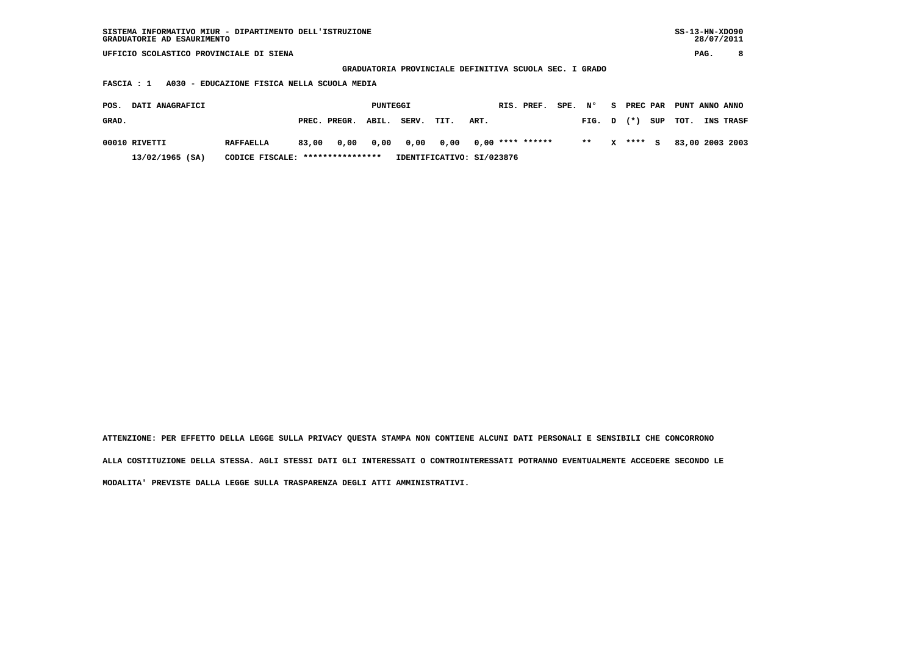SISTEMA INFORMATIVO MIUR - DIPARTIMENTO DELL'ISTRUZIONE
GRADUATORIE AD ESAURIMENTO

SS-13-HN-XDO90
28/07/2011

UFFICIO SCOLASTICO PROVINCIALE DI SIENA

GRADUATORIA PROVINCIALE DEFINITIVA SCUOLA SEC. I GRADO

FASCIA : 1 A030 - EDUCAZIONE FISICA NELLA SCUOLA MEDIA

| POS. GRAD. | DATI ANAGRAFICI | | PUNTEGGI PREC. | PREGR. | ABIL. | SERV. | TIT. | ART. | RIS. | PREF. | SPE. | N° FIG. | S D | PREC (*) | PAR SUP | PUNT TOT. | ANNO INS | ANNO TRASF |
|---|---|---|---|---|---|---|---|---|---|---|---|---|---|---|---|---|---|---|
| 00010 | RIVETTI | RAFFAELLA | 83,00 | 0,00 | 0,00 | 0,00 | 0,00 | 0,00 | **** | ****** | | ** | X | **** | S | 83,00 | 2003 | 2003 |
| | 13/02/1965 (SA) | CODICE FISCALE: **************** | IDENTIFICATIVO: SI/023876 | | | | | | | | | | | | | | | |

ATTENZIONE: PER EFFETTO DELLA LEGGE SULLA PRIVACY QUESTA STAMPA NON CONTIENE ALCUNI DATI PERSONALI E SENSIBILI CHE CONCORRONO ALLA COSTITUZIONE DELLA STESSA. AGLI STESSI DATI GLI INTERESSATI O CONTROINTERESSATI POTRANNO EVENTUALMENTE ACCEDERE SECONDO LE MODALITA' PREVISTE DALLA LEGGE SULLA TRASPARENZA DEGLI ATTI AMMINISTRATIVI.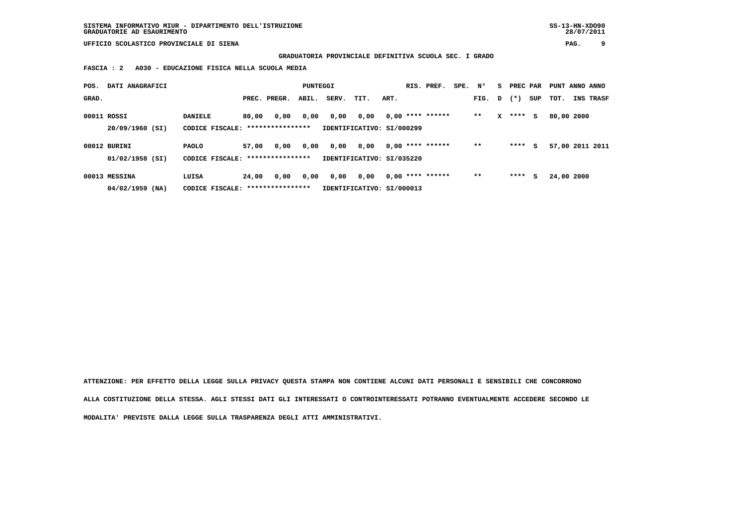SISTEMA INFORMATIVO MIUR - DIPARTIMENTO DELL'ISTRUZIONE
GRADUATORIE AD ESAURIMENTO

UFFICIO SCOLASTICO PROVINCIALE DI SIENA

**GRADUATORIA PROVINCIALE DEFINITIVA SCUOLA SEC. I GRADO**

**FASCIA : 2 A030 - EDUCAZIONE FISICA NELLA SCUOLA MEDIA**

| POS. GRAD. | DATI ANAGRAFICI | | PUNTEGGI PREC. | PREGR. | ABIL. | SERV. | TIT. | ART. | RIS. PREF. | SPE. | N° FIG. | S D | PREC (*) | PAR SUP | PUNT TOT. | ANNO INS | ANNO TRASF |
|---|---|---|---|---|---|---|---|---|---|---|---|---|---|---|---|---|---|
| 00011 | ROSSI | DANIELE | 80,00 | 0,00 | 0,00 | 0,00 | 0,00 | 0,00 | **** ****** | | ** | X | **** | S | 80,00 | 2000 | |
| | 20/09/1960 (SI) | CODICE FISCALE: **************** | IDENTIFICATIVO: SI/000299 | | | | | | | | | | | | | | |
| 00012 | BURINI | PAOLO | 57,00 | 0,00 | 0,00 | 0,00 | 0,00 | 0,00 | **** ****** | | ** | | **** | S | 57,00 | 2011 | 2011 |
| | 01/02/1958 (SI) | CODICE FISCALE: **************** | IDENTIFICATIVO: SI/035220 | | | | | | | | | | | | | | |
| 00013 | MESSINA | LUISA | 24,00 | 0,00 | 0,00 | 0,00 | 0,00 | 0,00 | **** ****** | | ** | | **** | S | 24,00 | 2000 | |
| | 04/02/1959 (NA) | CODICE FISCALE: **************** | IDENTIFICATIVO: SI/000013 | | | | | | | | | | | | | | |

**ATTENZIONE: PER EFFETTO DELLA LEGGE SULLA PRIVACY QUESTA STAMPA NON CONTIENE ALCUNI DATI PERSONALI E SENSIBILI CHE CONCORRONO ALLA COSTITUZIONE DELLA STESSA. AGLI STESSI DATI GLI INTERESSATI O CONTROINTERESSATI POTRANNO EVENTUALMENTE ACCEDERE SECONDO LE MODALITA' PREVISTE DALLA LEGGE SULLA TRASPARENZA DEGLI ATTI AMMINISTRATIVI.**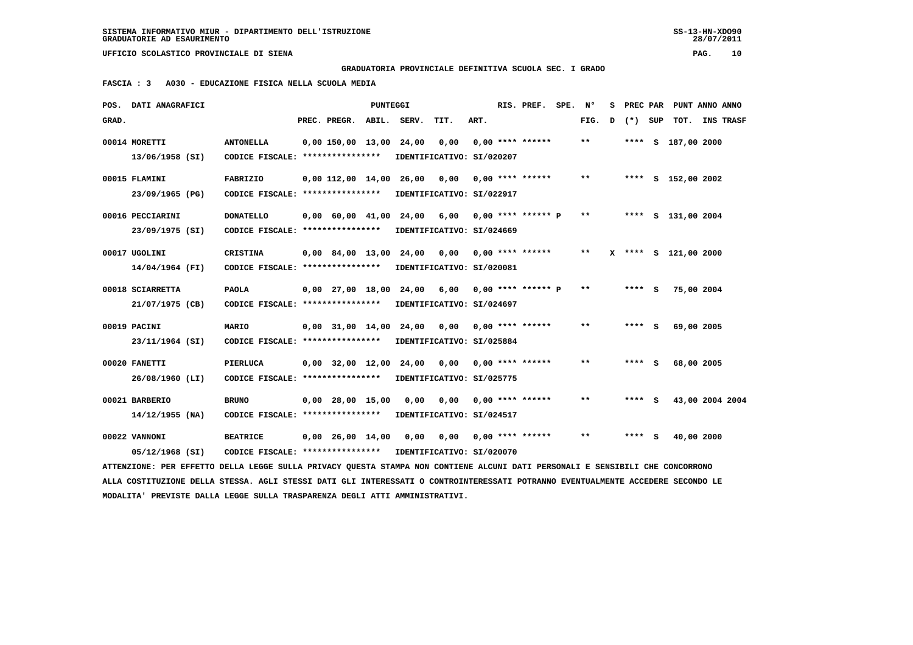SISTEMA INFORMATIVO MIUR - DIPARTIMENTO DELL'ISTRUZIONE
GRADUATORIE AD ESAURIMENTO

UFFICIO SCOLASTICO PROVINCIALE DI SIENA

GRADUATORIA PROVINCIALE DEFINITIVA SCUOLA SEC. I GRADO

FASCIA : 3   A030 - EDUCAZIONE FISICA NELLA SCUOLA MEDIA

| POS. GRAD. | DATI ANAGRAFICI | | PREC. | PREGR. | ABIL. | SERV. | TIT. | ART. | RIS. | PREF. | SPE. | N° FIG. | S D | PREC (*) | PAR SUP | PUNT TOT. | ANNO INS | ANNO TRASF |
|---|---|---|---|---|---|---|---|---|---|---|---|---|---|---|---|---|---|---|
| 00014 | MORETTI 13/06/1958 (SI) | ANTONELLA CODICE FISCALE: **************** IDENTIFICATIVO: SI/020207 | 0,00 | 150,00 | 13,00 | 24,00 | 0,00 | 0,00 | **** | ****** | | ** | | **** | S | 187,00 | 2000 | |
| 00015 | FLAMINI 23/09/1965 (PG) | FABRIZIO CODICE FISCALE: **************** IDENTIFICATIVO: SI/022917 | 0,00 | 112,00 | 14,00 | 26,00 | 0,00 | 0,00 | **** | ****** | | ** | | **** | S | 152,00 | 2002 | |
| 00016 | PECCIARINI 23/09/1975 (SI) | DONATELLO CODICE FISCALE: **************** IDENTIFICATIVO: SI/024669 | 0,00 | 60,00 | 41,00 | 24,00 | 6,00 | 0,00 | **** | ****** | P | ** | | **** | S | 131,00 | 2004 | |
| 00017 | UGOLINI 14/04/1964 (FI) | CRISTINA CODICE FISCALE: **************** IDENTIFICATIVO: SI/020081 | 0,00 | 84,00 | 13,00 | 24,00 | 0,00 | 0,00 | **** | ****** | | ** | X | **** | S | 121,00 | 2000 | |
| 00018 | SCIARRETTA 21/07/1975 (CB) | PAOLA CODICE FISCALE: **************** IDENTIFICATIVO: SI/024697 | 0,00 | 27,00 | 18,00 | 24,00 | 6,00 | 0,00 | **** | ****** | P | ** | | **** | S | 75,00 | 2004 | |
| 00019 | PACINI 23/11/1964 (SI) | MARIO CODICE FISCALE: **************** IDENTIFICATIVO: SI/025884 | 0,00 | 31,00 | 14,00 | 24,00 | 0,00 | 0,00 | **** | ****** | | ** | | **** | S | 69,00 | 2005 | |
| 00020 | FANETTI 26/08/1960 (LI) | PIERLUCA CODICE FISCALE: **************** IDENTIFICATIVO: SI/025775 | 0,00 | 32,00 | 12,00 | 24,00 | 0,00 | 0,00 | **** | ****** | | ** | | **** | S | 68,00 | 2005 | |
| 00021 | BARBERIO 14/12/1955 (NA) | BRUNO CODICE FISCALE: **************** IDENTIFICATIVO: SI/024517 | 0,00 | 28,00 | 15,00 | 0,00 | 0,00 | 0,00 | **** | ****** | | ** | | **** | S | 43,00 | 2004 | 2004 |
| 00022 | VANNONI 05/12/1968 (SI) | BEATRICE CODICE FISCALE: **************** IDENTIFICATIVO: SI/020070 | 0,00 | 26,00 | 14,00 | 0,00 | 0,00 | 0,00 | **** | ****** | | ** | | **** | S | 40,00 | 2000 | |

ATTENZIONE: PER EFFETTO DELLA LEGGE SULLA PRIVACY QUESTA STAMPA NON CONTIENE ALCUNI DATI PERSONALI E SENSIBILI CHE CONCORRONO ALLA COSTITUZIONE DELLA STESSA. AGLI STESSI DATI GLI INTERESSATI O CONTROINTERESSATI POTRANNO EVENTUALMENTE ACCEDERE SECONDO LE MODALITA' PREVISTE DALLA LEGGE SULLA TRASPARENZA DEGLI ATTI AMMINISTRATIVI.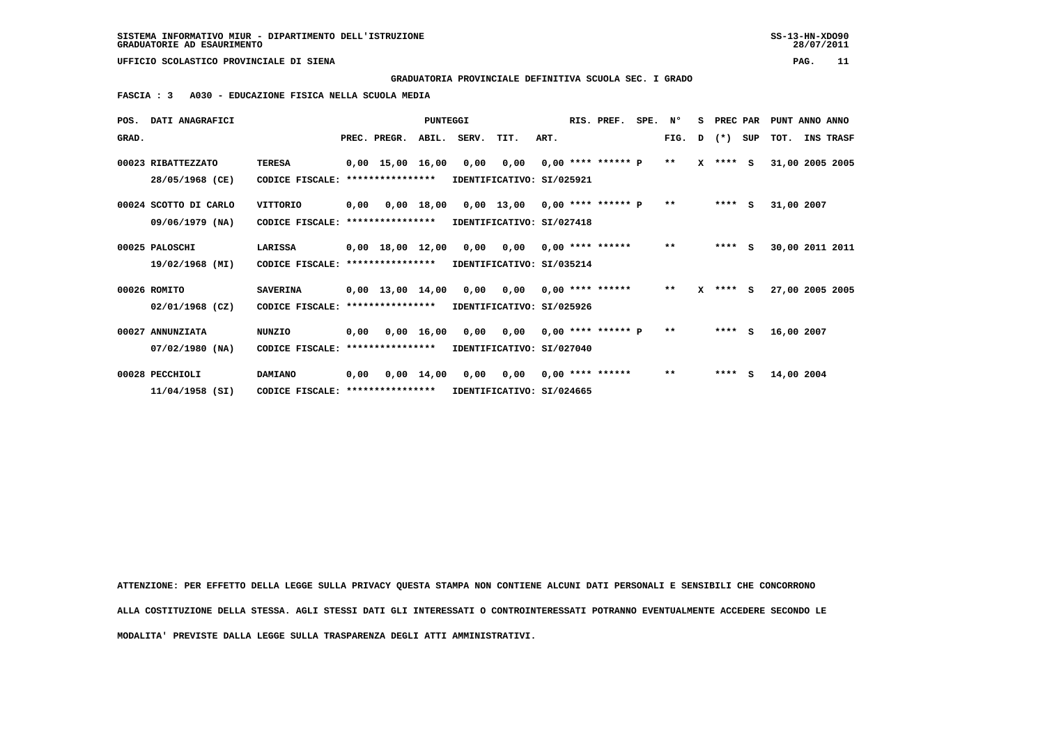SISTEMA INFORMATIVO MIUR - DIPARTIMENTO DELL'ISTRUZIONE
GRADUATORIE AD ESAURIMENTO

UFFICIO SCOLASTICO PROVINCIALE DI SIENA

**GRADUATORIA PROVINCIALE DEFINITIVA SCUOLA SEC. I GRADO**

**FASCIA : 3 A030 - EDUCAZIONE FISICA NELLA SCUOLA MEDIA**

| POS. GRAD. | DATI ANAGRAFICI | | PREC. | PREGR. | ABIL. | SERV. | TIT. | ART. | RIS. | PREF. | SPE. | N° FIG. | S D | PREC (*) | PAR SUP | PUNT TOT. | ANNO INS | ANNO TRASF |
|---|---|---|---|---|---|---|---|---|---|---|---|---|---|---|---|---|---|---|
| 00023 | RIBATTEZZATO | TERESA | 0,00 | 15,00 | 16,00 | 0,00 | 0,00 | 0,00 | **** | ****** | P | ** | X | **** | S | 31,00 | 2005 | 2005 |
| | 28/05/1968 (CE) | CODICE FISCALE: **************** | IDENTIFICATIVO: SI/025921 | | | | | | | | | | | | | | | |
| 00024 | SCOTTO DI CARLO | VITTORIO | 0,00 | 0,00 | 18,00 | 0,00 | 13,00 | 0,00 | **** | ****** | P | ** | | **** | S | 31,00 | 2007 | |
| | 09/06/1979 (NA) | CODICE FISCALE: **************** | IDENTIFICATIVO: SI/027418 | | | | | | | | | | | | | | | |
| 00025 | PALOSCHI | LARISSA | 0,00 | 18,00 | 12,00 | 0,00 | 0,00 | 0,00 | **** | ****** | | ** | | **** | S | 30,00 | 2011 | 2011 |
| | 19/02/1968 (MI) | CODICE FISCALE: **************** | IDENTIFICATIVO: SI/035214 | | | | | | | | | | | | | | | |
| 00026 | ROMITO | SAVERINA | 0,00 | 13,00 | 14,00 | 0,00 | 0,00 | 0,00 | **** | ****** | | ** | X | **** | S | 27,00 | 2005 | 2005 |
| | 02/01/1968 (CZ) | CODICE FISCALE: **************** | IDENTIFICATIVO: SI/025926 | | | | | | | | | | | | | | | |
| 00027 | ANNUNZIATA | NUNZIO | 0,00 | 0,00 | 16,00 | 0,00 | 0,00 | 0,00 | **** | ****** | P | ** | | **** | S | 16,00 | 2007 | |
| | 07/02/1980 (NA) | CODICE FISCALE: **************** | IDENTIFICATIVO: SI/027040 | | | | | | | | | | | | | | | |
| 00028 | PECCHIOLI | DAMIANO | 0,00 | 0,00 | 14,00 | 0,00 | 0,00 | 0,00 | **** | ****** | | ** | | **** | S | 14,00 | 2004 | |
| | 11/04/1958 (SI) | CODICE FISCALE: **************** | IDENTIFICATIVO: SI/024665 | | | | | | | | | | | | | | | |

ATTENZIONE: PER EFFETTO DELLA LEGGE SULLA PRIVACY QUESTA STAMPA NON CONTIENE ALCUNI DATI PERSONALI E SENSIBILI CHE CONCORRONO ALLA COSTITUZIONE DELLA STESSA. AGLI STESSI DATI GLI INTERESSATI O CONTROINTERESSATI POTRANNO EVENTUALMENTE ACCEDERE SECONDO LE MODALITA' PREVISTE DALLA LEGGE SULLA TRASPARENZA DEGLI ATTI AMMINISTRATIVI.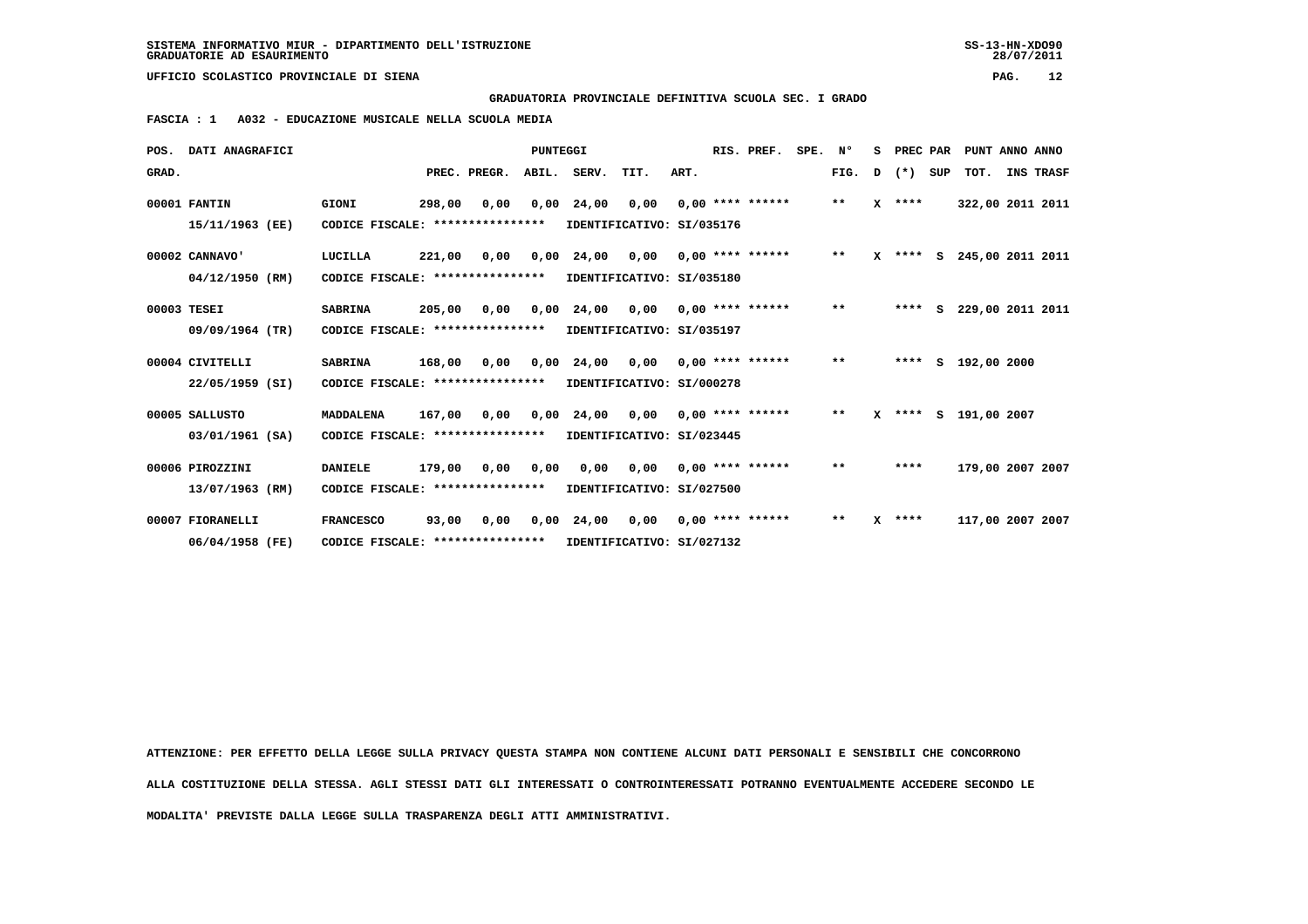SISTEMA INFORMATIVO MIUR - DIPARTIMENTO DELL'ISTRUZIONE
GRADUATORIE AD ESAURIMENTO

UFFICIO SCOLASTICO PROVINCIALE DI SIENA

**GRADUATORIA PROVINCIALE DEFINITIVA SCUOLA SEC. I GRADO**

**FASCIA : 1 A032 - EDUCAZIONE MUSICALE NELLA SCUOLA MEDIA**

| POS. GRAD. | DATI ANAGRAFICI | | PREC. | PREGR. | ABIL. | SERV. | TIT. | ART. | RIS. PREF. | SPE. | N° FIG. | S D | PREC (*) | PAR SUP | TOT. | ANNO INS | ANNO TRASF |
|---|---|---|---|---|---|---|---|---|---|---|---|---|---|---|---|---|---|
| 00001 | FANTIN 15/11/1963 (EE) | GIONI | 298,00 | 0,00 | 0,00 | 24,00 | 0,00 | 0,00 | **** ****** | | ** | X | **** | | 322,00 | 2011 | 2011 |
| | CODICE FISCALE: **************** | IDENTIFICATIVO: SI/035176 | | | | | | | | | | | | | | | |
| 00002 | CANNAVO' 04/12/1950 (RM) | LUCILLA | 221,00 | 0,00 | 0,00 | 24,00 | 0,00 | 0,00 | **** ****** | | ** | X | **** | S | 245,00 | 2011 | 2011 |
| | CODICE FISCALE: **************** | IDENTIFICATIVO: SI/035180 | | | | | | | | | | | | | | | |
| 00003 | TESEI 09/09/1964 (TR) | SABRINA | 205,00 | 0,00 | 0,00 | 24,00 | 0,00 | 0,00 | **** ****** | | ** | | **** | S | 229,00 | 2011 | 2011 |
| | CODICE FISCALE: **************** | IDENTIFICATIVO: SI/035197 | | | | | | | | | | | | | | | |
| 00004 | CIVITELLI 22/05/1959 (SI) | SABRINA | 168,00 | 0,00 | 0,00 | 24,00 | 0,00 | 0,00 | **** ****** | | ** | | **** | S | 192,00 | 2000 | |
| | CODICE FISCALE: **************** | IDENTIFICATIVO: SI/000278 | | | | | | | | | | | | | | | |
| 00005 | SALLUSTO 03/01/1961 (SA) | MADDALENA | 167,00 | 0,00 | 0,00 | 24,00 | 0,00 | 0,00 | **** ****** | | ** | X | **** | S | 191,00 | 2007 | |
| | CODICE FISCALE: **************** | IDENTIFICATIVO: SI/023445 | | | | | | | | | | | | | | | |
| 00006 | PIROZZINI 13/07/1963 (RM) | DANIELE | 179,00 | 0,00 | 0,00 | 0,00 | 0,00 | 0,00 | **** ****** | | ** | | **** | | 179,00 | 2007 | 2007 |
| | CODICE FISCALE: **************** | IDENTIFICATIVO: SI/027500 | | | | | | | | | | | | | | | |
| 00007 | FIORANELLI 06/04/1958 (FE) | FRANCESCO | 93,00 | 0,00 | 0,00 | 24,00 | 0,00 | 0,00 | **** ****** | | ** | X | **** | | 117,00 | 2007 | 2007 |
| | CODICE FISCALE: **************** | IDENTIFICATIVO: SI/027132 | | | | | | | | | | | | | | | |

ATTENZIONE: PER EFFETTO DELLA LEGGE SULLA PRIVACY QUESTA STAMPA NON CONTIENE ALCUNI DATI PERSONALI E SENSIBILI CHE CONCORRONO ALLA COSTITUZIONE DELLA STESSA. AGLI STESSI DATI GLI INTERESSATI O CONTROINTERESSATI POTRANNO EVENTUALMENTE ACCEDERE SECONDO LE MODALITA' PREVISTE DALLA LEGGE SULLA TRASPARENZA DEGLI ATTI AMMINISTRATIVI.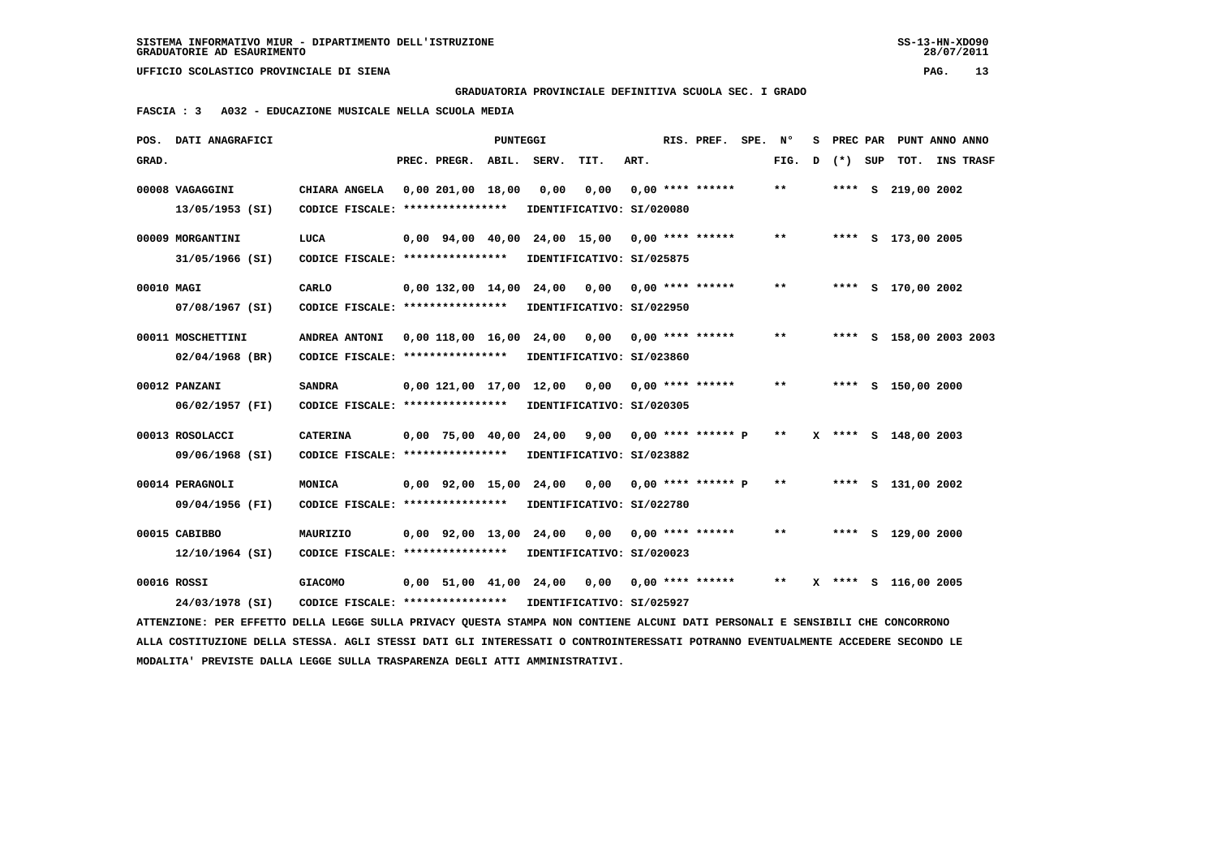SISTEMA INFORMATIVO MIUR - DIPARTIMENTO DELL'ISTRUZIONE
GRADUATORIE AD ESAURIMENTO

UFFICIO SCOLASTICO PROVINCIALE DI SIENA

**GRADUATORIA PROVINCIALE DEFINITIVA SCUOLA SEC. I GRADO**

**FASCIA : 3 A032 - EDUCAZIONE MUSICALE NELLA SCUOLA MEDIA**

| POS. GRAD. | DATI ANAGRAFICI | | PREC. | PREGR. | ABIL. | SERV. | TIT. | ART. | RIS. | PREF. | SPE. | N° FIG. | S D | PREC (*) | PAR SUP | TOT. | ANNO | INS TRASF |
|---|---|---|---|---|---|---|---|---|---|---|---|---|---|---|---|---|---|---|
| 00008 | VAGAGGINI 13/05/1953 (SI) | CHIARA ANGELA CODICE FISCALE: **************** IDENTIFICATIVO: SI/020080 | 0,00 | 201,00 | 18,00 | 0,00 | 0,00 | 0,00 | **** | ****** | | ** | | **** | S | 219,00 | 2002 | |
| 00009 | MORGANTINI 31/05/1966 (SI) | LUCA CODICE FISCALE: **************** IDENTIFICATIVO: SI/025875 | 0,00 | 94,00 | 40,00 | 24,00 | 15,00 | 0,00 | **** | ****** | | ** | | **** | S | 173,00 | 2005 | |
| 00010 | MAGI 07/08/1967 (SI) | CARLO CODICE FISCALE: **************** IDENTIFICATIVO: SI/022950 | 0,00 | 132,00 | 14,00 | 24,00 | 0,00 | 0,00 | **** | ****** | | ** | | **** | S | 170,00 | 2002 | |
| 00011 | MOSCHETTINI 02/04/1968 (BR) | ANDREA ANTONI CODICE FISCALE: **************** IDENTIFICATIVO: SI/023860 | 0,00 | 118,00 | 16,00 | 24,00 | 0,00 | 0,00 | **** | ****** | | ** | | **** | S | 158,00 | 2003 | 2003 |
| 00012 | PANZANI 06/02/1957 (FI) | SANDRA CODICE FISCALE: **************** IDENTIFICATIVO: SI/020305 | 0,00 | 121,00 | 17,00 | 12,00 | 0,00 | 0,00 | **** | ****** | | ** | | **** | S | 150,00 | 2000 | |
| 00013 | ROSOLACCI 09/06/1968 (SI) | CATERINA CODICE FISCALE: **************** IDENTIFICATIVO: SI/023882 | 0,00 | 75,00 | 40,00 | 24,00 | 9,00 | 0,00 | **** | ****** | P | ** | X | **** | S | 148,00 | 2003 | |
| 00014 | PERAGNOLI 09/04/1956 (FI) | MONICA CODICE FISCALE: **************** IDENTIFICATIVO: SI/022780 | 0,00 | 92,00 | 15,00 | 24,00 | 0,00 | 0,00 | **** | ****** | P | ** | | **** | S | 131,00 | 2002 | |
| 00015 | CABIBBO 12/10/1964 (SI) | MAURIZIO CODICE FISCALE: **************** IDENTIFICATIVO: SI/020023 | 0,00 | 92,00 | 13,00 | 24,00 | 0,00 | 0,00 | **** | ****** | | ** | | **** | S | 129,00 | 2000 | |
| 00016 | ROSSI 24/03/1978 (SI) | GIACOMO CODICE FISCALE: **************** IDENTIFICATIVO: SI/025927 | 0,00 | 51,00 | 41,00 | 24,00 | 0,00 | 0,00 | **** | ****** | | ** | X | **** | S | 116,00 | 2005 | |

ATTENZIONE: PER EFFETTO DELLA LEGGE SULLA PRIVACY QUESTA STAMPA NON CONTIENE ALCUNI DATI PERSONALI E SENSIBILI CHE CONCORRONO ALLA COSTITUZIONE DELLA STESSA. AGLI STESSI DATI GLI INTERESSATI O CONTROINTERESSATI POTRANNO EVENTUALMENTE ACCEDERE SECONDO LE MODALITA' PREVISTE DALLA LEGGE SULLA TRASPARENZA DEGLI ATTI AMMINISTRATIVI.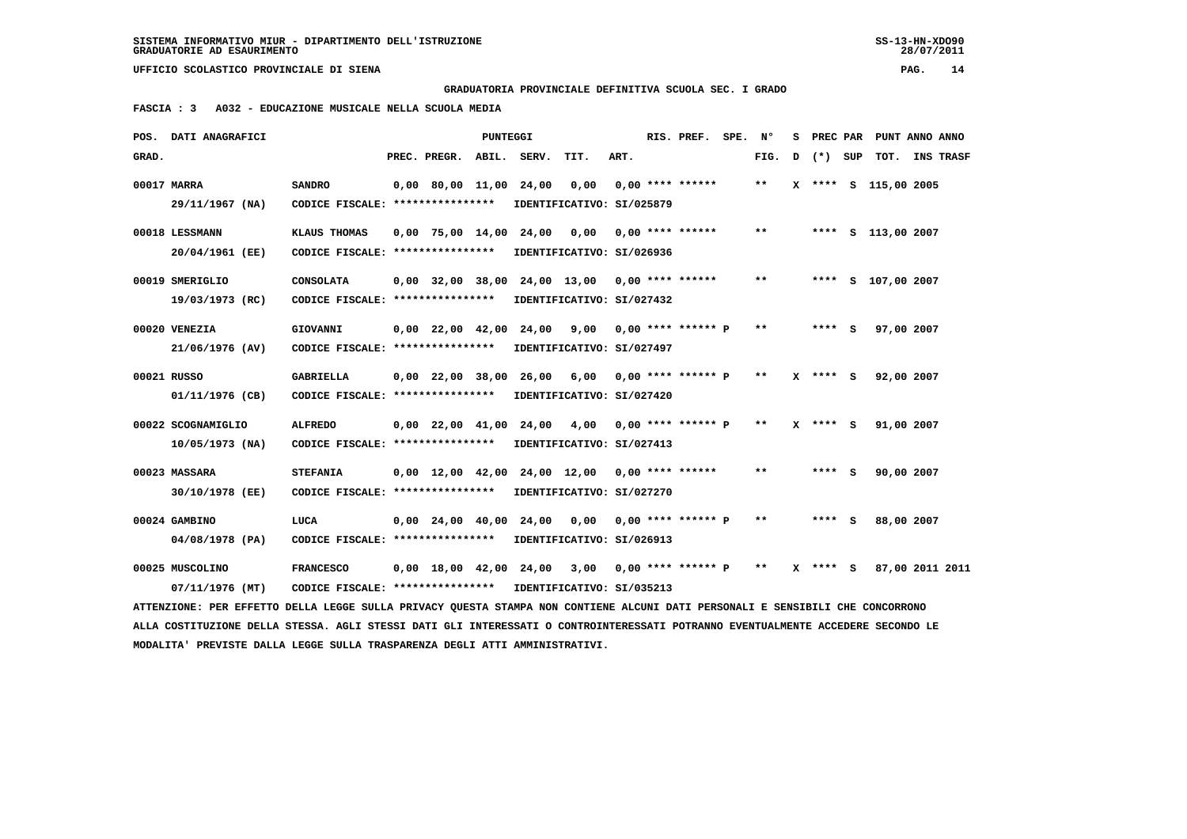SISTEMA INFORMATIVO MIUR - DIPARTIMENTO DELL'ISTRUZIONE
GRADUATORIE AD ESAURIMENTO

UFFICIO SCOLASTICO PROVINCIALE DI SIENA

GRADUATORIA PROVINCIALE DEFINITIVA SCUOLA SEC. I GRADO

FASCIA : 3 A032 - EDUCAZIONE MUSICALE NELLA SCUOLA MEDIA

| POS. GRAD. | DATI ANAGRAFICI | | PREC. | PREGR. | ABIL. | SERV. | TIT. | ART. | RIS. | PREF. | SPE. | N° FIG. | S D | PREC (*) | PAR SUP | PUNT TOT. | ANNO | ANNO INS TRASF |
|---|---|---|---|---|---|---|---|---|---|---|---|---|---|---|---|---|---|---|
| 00017 | MARRA 29/11/1967 (NA) | SANDRO CODICE FISCALE: **************** IDENTIFICATIVO: SI/025879 | 0,00 | 80,00 | 11,00 | 24,00 | 0,00 | 0,00 | **** | ****** | | ** | X | **** | S | 115,00 | 2005 | |
| 00018 | LESSMANN 20/04/1961 (EE) | KLAUS THOMAS CODICE FISCALE: **************** IDENTIFICATIVO: SI/026936 | 0,00 | 75,00 | 14,00 | 24,00 | 0,00 | 0,00 | **** | ****** | | ** | | **** | S | 113,00 | 2007 | |
| 00019 | SMERIGLIO 19/03/1973 (RC) | CONSOLATA CODICE FISCALE: **************** IDENTIFICATIVO: SI/027432 | 0,00 | 32,00 | 38,00 | 24,00 | 13,00 | 0,00 | **** | ****** | | ** | | **** | S | 107,00 | 2007 | |
| 00020 | VENEZIA 21/06/1976 (AV) | GIOVANNI CODICE FISCALE: **************** IDENTIFICATIVO: SI/027497 | 0,00 | 22,00 | 42,00 | 24,00 | 9,00 | 0,00 | **** | ****** | P | ** | | **** | S | 97,00 | 2007 | |
| 00021 | RUSSO 01/11/1976 (CB) | GABRIELLA CODICE FISCALE: **************** IDENTIFICATIVO: SI/027420 | 0,00 | 22,00 | 38,00 | 26,00 | 6,00 | 0,00 | **** | ****** | P | ** | X | **** | S | 92,00 | 2007 | |
| 00022 | SCOGNAMIGLIO 10/05/1973 (NA) | ALFREDO CODICE FISCALE: **************** IDENTIFICATIVO: SI/027413 | 0,00 | 22,00 | 41,00 | 24,00 | 4,00 | 0,00 | **** | ****** | P | ** | X | **** | S | 91,00 | 2007 | |
| 00023 | MASSARA 30/10/1978 (EE) | STEFANIA CODICE FISCALE: **************** IDENTIFICATIVO: SI/027270 | 0,00 | 12,00 | 42,00 | 24,00 | 12,00 | 0,00 | **** | ****** | | ** | | **** | S | 90,00 | 2007 | |
| 00024 | GAMBINO 04/08/1978 (PA) | LUCA CODICE FISCALE: **************** IDENTIFICATIVO: SI/026913 | 0,00 | 24,00 | 40,00 | 24,00 | 0,00 | 0,00 | **** | ****** | P | ** | | **** | S | 88,00 | 2007 | |
| 00025 | MUSCOLINO 07/11/1976 (MT) | FRANCESCO CODICE FISCALE: **************** IDENTIFICATIVO: SI/035213 | 0,00 | 18,00 | 42,00 | 24,00 | 3,00 | 0,00 | **** | ****** | P | ** | X | **** | S | 87,00 | 2011 | 2011 |

ATTENZIONE: PER EFFETTO DELLA LEGGE SULLA PRIVACY QUESTA STAMPA NON CONTIENE ALCUNI DATI PERSONALI E SENSIBILI CHE CONCORRONO ALLA COSTITUZIONE DELLA STESSA. AGLI STESSI DATI GLI INTERESSATI O CONTROINTERESSATI POTRANNO EVENTUALMENTE ACCEDERE SECONDO LE MODALITA' PREVISTE DALLA LEGGE SULLA TRASPARENZA DEGLI ATTI AMMINISTRATIVI.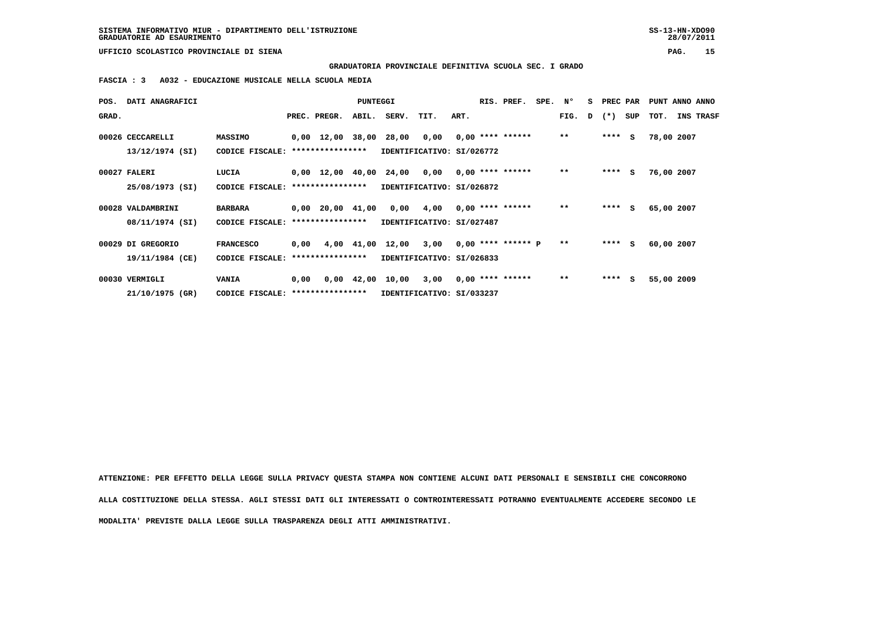SISTEMA INFORMATIVO MIUR - DIPARTIMENTO DELL'ISTRUZIONE
GRADUATORIE AD ESAURIMENTO

UFFICIO SCOLASTICO PROVINCIALE DI SIENA

**GRADUATORIA PROVINCIALE DEFINITIVA SCUOLA SEC. I GRADO**

**FASCIA : 3 A032 - EDUCAZIONE MUSICALE NELLA SCUOLA MEDIA**

| POS. GRAD. | DATI ANAGRAFICI | | PREC. | PREGR. | ABIL. | SERV. | TIT. | ART. | RIS. | PREF. | SPE. | N° FIG. | S D | PREC (*) | PAR SUP | PUNT TOT. | ANNO INS | ANNO TRASF |
|---|---|---|---|---|---|---|---|---|---|---|---|---|---|---|---|---|---|---|
| 00026 | CECCARELLI | MASSIMO | 0,00 | 12,00 | 38,00 | 28,00 | 0,00 | 0,00 | **** | ****** | | ** | | **** | S | 78,00 | 2007 | |
| | 13/12/1974 (SI) | CODICE FISCALE: **************** | IDENTIFICATIVO: SI/026772 | | | | | | | | | | | | | | | |
| 00027 | FALERI | LUCIA | 0,00 | 12,00 | 40,00 | 24,00 | 0,00 | 0,00 | **** | ****** | | ** | | **** | S | 76,00 | 2007 | |
| | 25/08/1973 (SI) | CODICE FISCALE: **************** | IDENTIFICATIVO: SI/026872 | | | | | | | | | | | | | | | |
| 00028 | VALDAMBRINI | BARBARA | 0,00 | 20,00 | 41,00 | 0,00 | 4,00 | 0,00 | **** | ****** | | ** | | **** | S | 65,00 | 2007 | |
| | 08/11/1974 (SI) | CODICE FISCALE: **************** | IDENTIFICATIVO: SI/027487 | | | | | | | | | | | | | | | |
| 00029 | DI GREGORIO | FRANCESCO | 0,00 | 4,00 | 41,00 | 12,00 | 3,00 | 0,00 | **** | ****** | P | ** | | **** | S | 60,00 | 2007 | |
| | 19/11/1984 (CE) | CODICE FISCALE: **************** | IDENTIFICATIVO: SI/026833 | | | | | | | | | | | | | | | |
| 00030 | VERMIGLI | VANIA | 0,00 | 0,00 | 42,00 | 10,00 | 3,00 | 0,00 | **** | ****** | | ** | | **** | S | 55,00 | 2009 | |
| | 21/10/1975 (GR) | CODICE FISCALE: **************** | IDENTIFICATIVO: SI/033237 | | | | | | | | | | | | | | | |

ATTENZIONE: PER EFFETTO DELLA LEGGE SULLA PRIVACY QUESTA STAMPA NON CONTIENE ALCUNI DATI PERSONALI E SENSIBILI CHE CONCORRONO ALLA COSTITUZIONE DELLA STESSA. AGLI STESSI DATI GLI INTERESSATI O CONTROINTERESSATI POTRANNO EVENTUALMENTE ACCEDERE SECONDO LE MODALITA' PREVISTE DALLA LEGGE SULLA TRASPARENZA DEGLI ATTI AMMINISTRATIVI.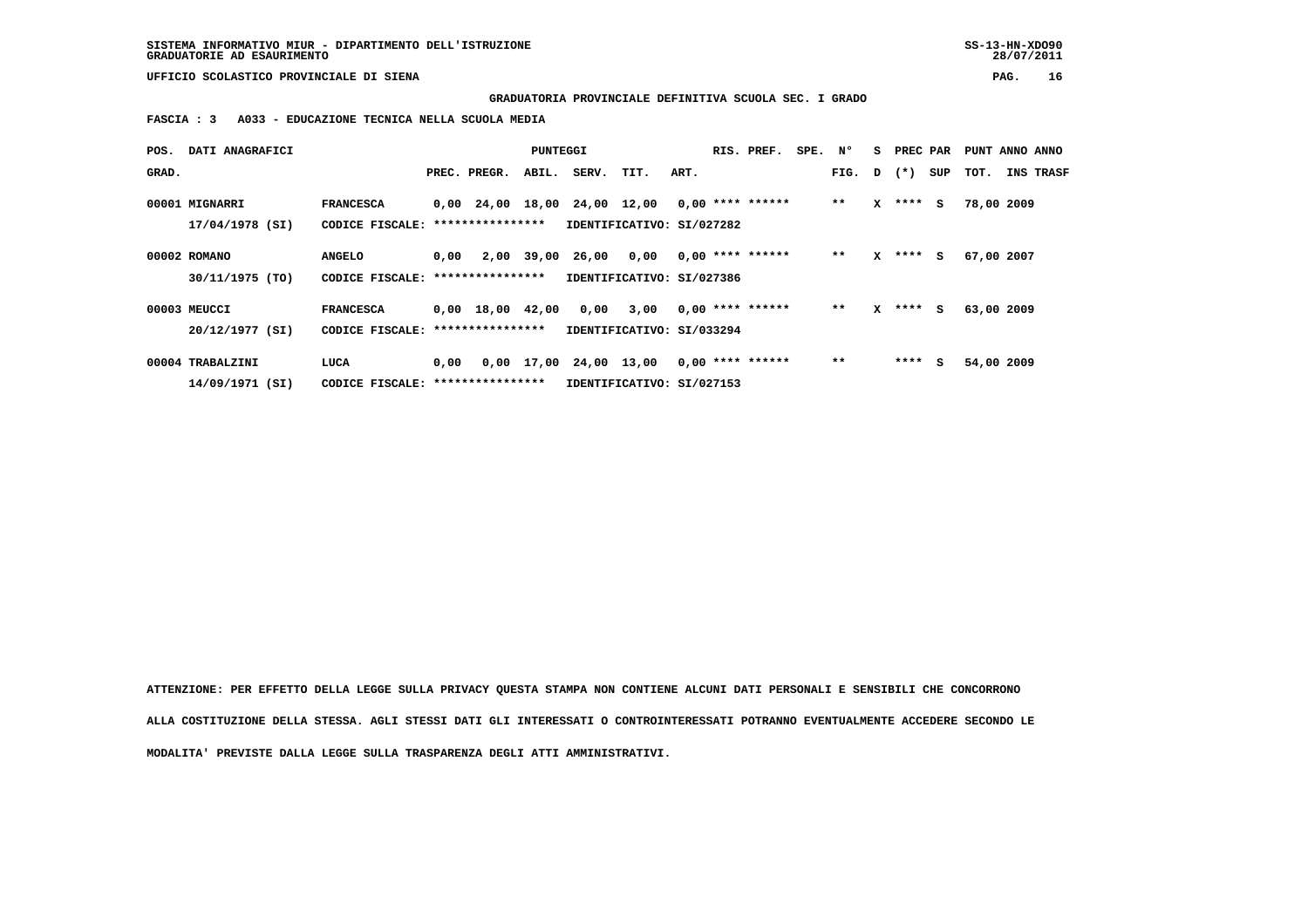SISTEMA INFORMATIVO MIUR - DIPARTIMENTO DELL'ISTRUZIONE
GRADUATORIE AD ESAURIMENTO

UFFICIO SCOLASTICO PROVINCIALE DI SIENA

**GRADUATORIA PROVINCIALE DEFINITIVA SCUOLA SEC. I GRADO**

**FASCIA : 3 A033 - EDUCAZIONE TECNICA NELLA SCUOLA MEDIA**

| POS. GRAD. | DATI ANAGRAFICI | | PREC. | PREGR. | ABIL. | SERV. | TIT. | ART. | RIS. | PREF. | SPE. | N° FIG. | S D | PREC (*) | PAR SUP | PUNT TOT. | ANNO INS | ANNO TRASF |
|---|---|---|---|---|---|---|---|---|---|---|---|---|---|---|---|---|---|---|
| 00001 | MIGNARRI 17/04/1978 (SI) | FRANCESCA CODICE FISCALE: **************** IDENTIFICATIVO: SI/027282 | 0,00 | 24,00 | 18,00 | 24,00 | 12,00 | 0,00 | **** | ****** | | ** | X | **** | S | 78,00 | 2009 | |
| 00002 | ROMANO 30/11/1975 (TO) | ANGELO CODICE FISCALE: **************** IDENTIFICATIVO: SI/027386 | 0,00 | 2,00 | 39,00 | 26,00 | 0,00 | 0,00 | **** | ****** | | ** | X | **** | S | 67,00 | 2007 | |
| 00003 | MEUCCI 20/12/1977 (SI) | FRANCESCA CODICE FISCALE: **************** IDENTIFICATIVO: SI/033294 | 0,00 | 18,00 | 42,00 | 0,00 | 3,00 | 0,00 | **** | ****** | | ** | X | **** | S | 63,00 | 2009 | |
| 00004 | TRABALZINI 14/09/1971 (SI) | LUCA CODICE FISCALE: **************** IDENTIFICATIVO: SI/027153 | 0,00 | 0,00 | 17,00 | 24,00 | 13,00 | 0,00 | **** | ****** | | ** | | **** | S | 54,00 | 2009 | |

ATTENZIONE: PER EFFETTO DELLA LEGGE SULLA PRIVACY QUESTA STAMPA NON CONTIENE ALCUNI DATI PERSONALI E SENSIBILI CHE CONCORRONO ALLA COSTITUZIONE DELLA STESSA. AGLI STESSI DATI GLI INTERESSATI O CONTROINTERESSATI POTRANNO EVENTUALMENTE ACCEDERE SECONDO LE MODALITA' PREVISTE DALLA LEGGE SULLA TRASPARENZA DEGLI ATTI AMMINISTRATIVI.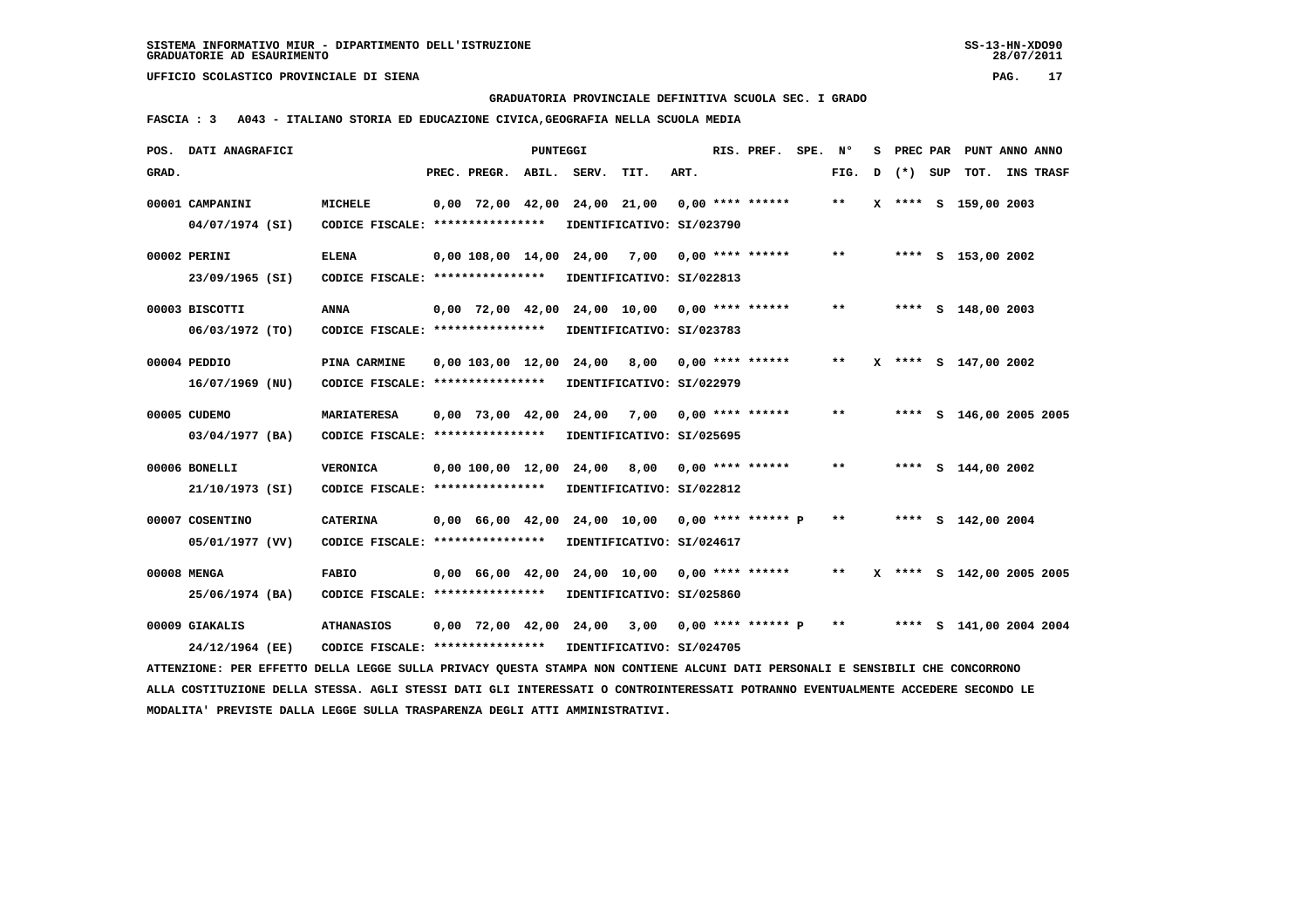SISTEMA INFORMATIVO MIUR - DIPARTIMENTO DELL'ISTRUZIONE
GRADUATORIE AD ESAURIMENTO

UFFICIO SCOLASTICO PROVINCIALE DI SIENA

GRADUATORIA PROVINCIALE DEFINITIVA SCUOLA SEC. I GRADO

FASCIA : 3 A043 - ITALIANO STORIA ED EDUCAZIONE CIVICA,GEOGRAFIA NELLA SCUOLA MEDIA

| POS. GRAD. | DATI ANAGRAFICI | | PREC. | PREGR. | ABIL. | SERV. | TIT. | ART. | RIS. PREF. | SPE. | N° FIG. | S D | PREC (*) | PAR SUP | TOT. | ANNO | ANNO INS TRASF |
|---|---|---|---|---|---|---|---|---|---|---|---|---|---|---|---|---|---|
| 00001 | CAMPANINI 04/07/1974 (SI) | MICHELE CODICE FISCALE: **************** IDENTIFICATIVO: SI/023790 | 0,00 | 72,00 | 42,00 | 24,00 | 21,00 | 0,00 | **** ****** | | ** | X | **** | S | 159,00 | 2003 | |
| 00002 | PERINI 23/09/1965 (SI) | ELENA CODICE FISCALE: **************** IDENTIFICATIVO: SI/022813 | 0,00 | 108,00 | 14,00 | 24,00 | 7,00 | 0,00 | **** ****** | | ** | | **** | S | 153,00 | 2002 | |
| 00003 | BISCOTTI 06/03/1972 (TO) | ANNA CODICE FISCALE: **************** IDENTIFICATIVO: SI/023783 | 0,00 | 72,00 | 42,00 | 24,00 | 10,00 | 0,00 | **** ****** | | ** | | **** | S | 148,00 | 2003 | |
| 00004 | PEDDIO 16/07/1969 (NU) | PINA CARMINE CODICE FISCALE: **************** IDENTIFICATIVO: SI/022979 | 0,00 | 103,00 | 12,00 | 24,00 | 8,00 | 0,00 | **** ****** | | ** | X | **** | S | 147,00 | 2002 | |
| 00005 | CUDEMO 03/04/1977 (BA) | MARIATERESA CODICE FISCALE: **************** IDENTIFICATIVO: SI/025695 | 0,00 | 73,00 | 42,00 | 24,00 | 7,00 | 0,00 | **** ****** | | ** | | **** | S | 146,00 | 2005 | 2005 |
| 00006 | BONELLI 21/10/1973 (SI) | VERONICA CODICE FISCALE: **************** IDENTIFICATIVO: SI/022812 | 0,00 | 100,00 | 12,00 | 24,00 | 8,00 | 0,00 | **** ****** | | ** | | **** | S | 144,00 | 2002 | |
| 00007 | COSENTINO 05/01/1977 (VV) | CATERINA CODICE FISCALE: **************** IDENTIFICATIVO: SI/024617 | 0,00 | 66,00 | 42,00 | 24,00 | 10,00 | 0,00 | **** ****** | P | ** | | **** | S | 142,00 | 2004 | |
| 00008 | MENGA 25/06/1974 (BA) | FABIO CODICE FISCALE: **************** IDENTIFICATIVO: SI/025860 | 0,00 | 66,00 | 42,00 | 24,00 | 10,00 | 0,00 | **** ****** | | ** | X | **** | S | 142,00 | 2005 | 2005 |
| 00009 | GIAKALIS 24/12/1964 (EE) | ATHANASIOS CODICE FISCALE: **************** IDENTIFICATIVO: SI/024705 | 0,00 | 72,00 | 42,00 | 24,00 | 3,00 | 0,00 | **** ****** | P | ** | | **** | S | 141,00 | 2004 | 2004 |

ATTENZIONE: PER EFFETTO DELLA LEGGE SULLA PRIVACY QUESTA STAMPA NON CONTIENE ALCUNI DATI PERSONALI E SENSIBILI CHE CONCORRONO ALLA COSTITUZIONE DELLA STESSA. AGLI STESSI DATI GLI INTERESSATI O CONTROINTERESSATI POTRANNO EVENTUALMENTE ACCEDERE SECONDO LE MODALITA' PREVISTE DALLA LEGGE SULLA TRASPARENZA DEGLI ATTI AMMINISTRATIVI.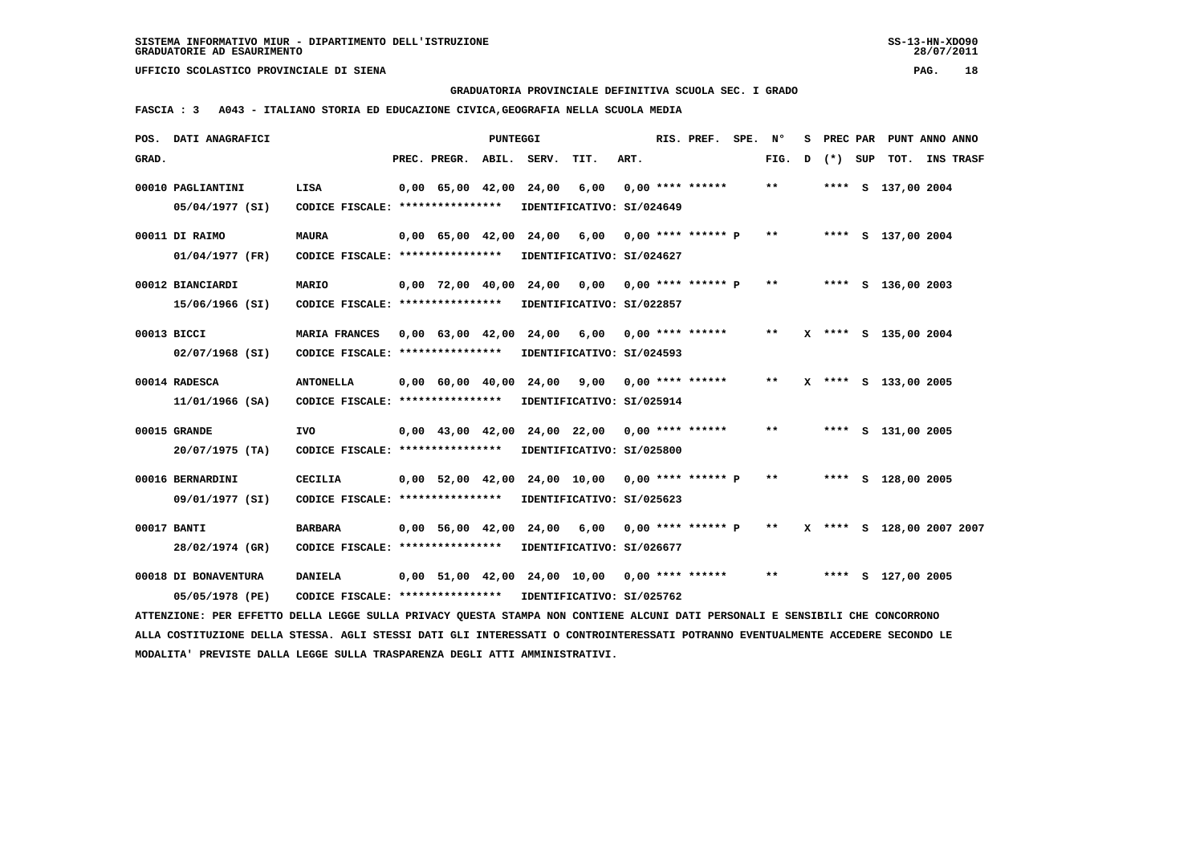SISTEMA INFORMATIVO MIUR - DIPARTIMENTO DELL'ISTRUZIONE
GRADUATORIE AD ESAURIMENTO

UFFICIO SCOLASTICO PROVINCIALE DI SIENA

GRADUATORIA PROVINCIALE DEFINITIVA SCUOLA SEC. I GRADO

FASCIA : 3 A043 - ITALIANO STORIA ED EDUCAZIONE CIVICA,GEOGRAFIA NELLA SCUOLA MEDIA

| POS. GRAD. | DATI ANAGRAFICI | | PREC. | PREGR. | ABIL. | SERV. | TIT. | ART. | RIS. | PREF. | SPE. | N° FIG. | S D | PREC (*) | PAR SUP | PUNT ANNO TOT. | ANNO INS | TRASF |
|---|---|---|---|---|---|---|---|---|---|---|---|---|---|---|---|---|---|---|
| 00010 | PAGLIANTINI 05/04/1977 (SI) | LISA CODICE FISCALE: **************** IDENTIFICATIVO: SI/024649 | 0,00 | 65,00 | 42,00 | 24,00 | 6,00 | 0,00 | **** | ****** | | ** | | **** | S | 137,00 | 2004 | |
| 00011 | DI RAIMO 01/04/1977 (FR) | MAURA CODICE FISCALE: **************** IDENTIFICATIVO: SI/024627 | 0,00 | 65,00 | 42,00 | 24,00 | 6,00 | 0,00 | **** | ****** | P | ** | | **** | S | 137,00 | 2004 | |
| 00012 | BIANCIARDI 15/06/1966 (SI) | MARIO CODICE FISCALE: **************** IDENTIFICATIVO: SI/022857 | 0,00 | 72,00 | 40,00 | 24,00 | 0,00 | 0,00 | **** | ****** | P | ** | | **** | S | 136,00 | 2003 | |
| 00013 | BICCI 02/07/1968 (SI) | MARIA FRANCES CODICE FISCALE: **************** IDENTIFICATIVO: SI/024593 | 0,00 | 63,00 | 42,00 | 24,00 | 6,00 | 0,00 | **** | ****** | | ** | X | **** | S | 135,00 | 2004 | |
| 00014 | RADESCA 11/01/1966 (SA) | ANTONELLA CODICE FISCALE: **************** IDENTIFICATIVO: SI/025914 | 0,00 | 60,00 | 40,00 | 24,00 | 9,00 | 0,00 | **** | ****** | | ** | X | **** | S | 133,00 | 2005 | |
| 00015 | GRANDE 20/07/1975 (TA) | IVO CODICE FISCALE: **************** IDENTIFICATIVO: SI/025800 | 0,00 | 43,00 | 42,00 | 24,00 | 22,00 | 0,00 | **** | ****** | | ** | | **** | S | 131,00 | 2005 | |
| 00016 | BERNARDINI 09/01/1977 (SI) | CECILIA CODICE FISCALE: **************** IDENTIFICATIVO: SI/025623 | 0,00 | 52,00 | 42,00 | 24,00 | 10,00 | 0,00 | **** | ****** | P | ** | | **** | S | 128,00 | 2005 | |
| 00017 | BANTI 28/02/1974 (GR) | BARBARA CODICE FISCALE: **************** IDENTIFICATIVO: SI/026677 | 0,00 | 56,00 | 42,00 | 24,00 | 6,00 | 0,00 | **** | ****** | P | ** | X | **** | S | 128,00 | 2007 | 2007 |
| 00018 | DI BONAVENTURA 05/05/1978 (PE) | DANIELA CODICE FISCALE: **************** IDENTIFICATIVO: SI/025762 | 0,00 | 51,00 | 42,00 | 24,00 | 10,00 | 0,00 | **** | ****** | | ** | | **** | S | 127,00 | 2005 | |

ATTENZIONE: PER EFFETTO DELLA LEGGE SULLA PRIVACY QUESTA STAMPA NON CONTIENE ALCUNI DATI PERSONALI E SENSIBILI CHE CONCORRONO ALLA COSTITUZIONE DELLA STESSA. AGLI STESSI DATI GLI INTERESSATI O CONTROINTERESSATI POTRANNO EVENTUALMENTE ACCEDERE SECONDO LE MODALITA' PREVISTE DALLA LEGGE SULLA TRASPARENZA DEGLI ATTI AMMINISTRATIVI.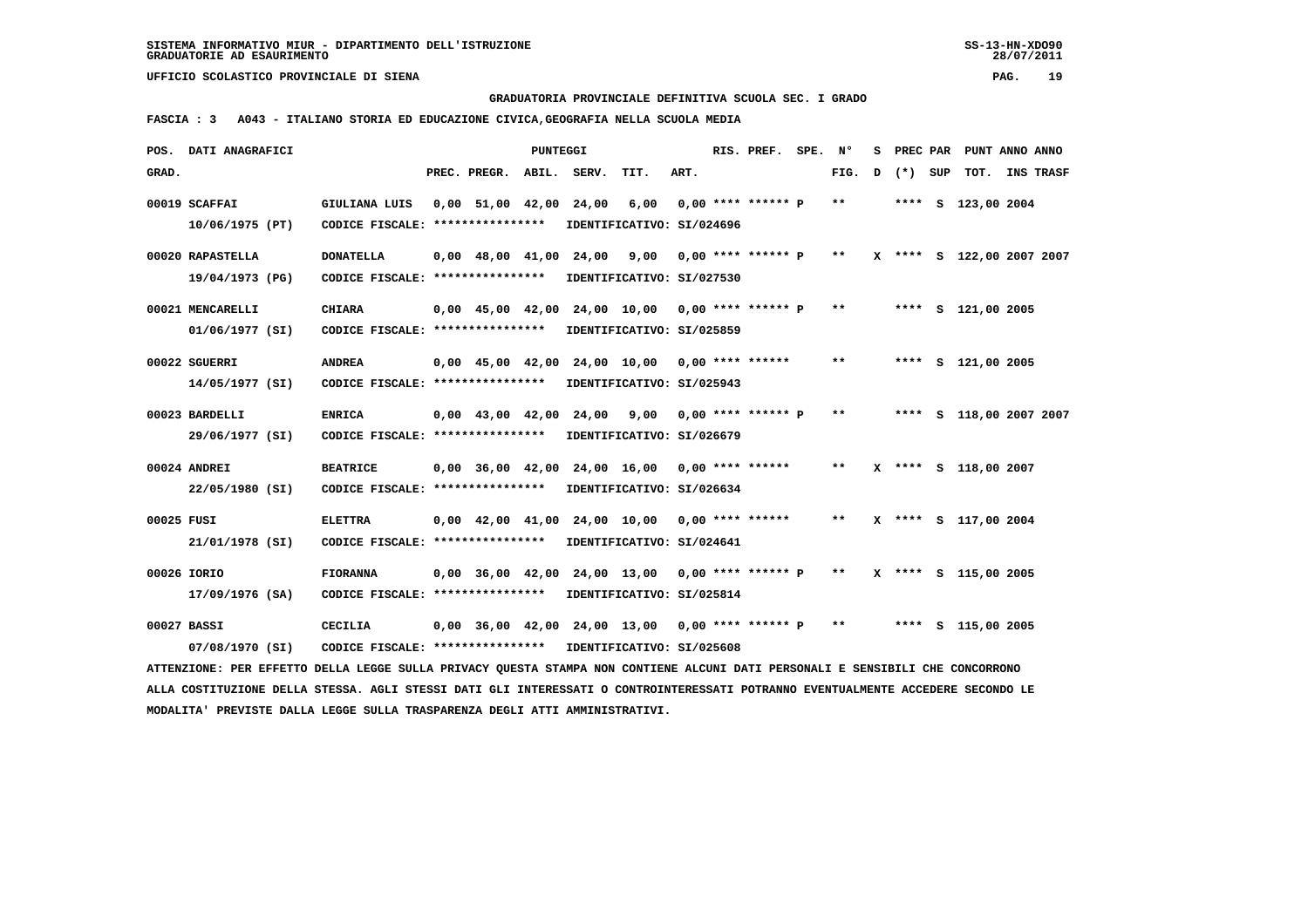SISTEMA INFORMATIVO MIUR - DIPARTIMENTO DELL'ISTRUZIONE
GRADUATORIE AD ESAURIMENTO

UFFICIO SCOLASTICO PROVINCIALE DI SIENA

GRADUATORIA PROVINCIALE DEFINITIVA SCUOLA SEC. I GRADO

FASCIA : 3 A043 - ITALIANO STORIA ED EDUCAZIONE CIVICA,GEOGRAFIA NELLA SCUOLA MEDIA

| POS. GRAD. | DATI ANAGRAFICI | | PREC. | PREGR. | ABIL. | SERV. | TIT. | ART. | RIS. PREF. | SPE. | N° FIG. | S D | PREC (*) | PAR SUP | TOT. | ANNO | ANNO INS TRASF |
|---|---|---|---|---|---|---|---|---|---|---|---|---|---|---|---|---|---|
| 00019 | SCAFFAI 10/06/1975 (PT) | GIULIANA LUIS CODICE FISCALE: **************** IDENTIFICATIVO: SI/024696 | 0,00 | 51,00 | 42,00 | 24,00 | 6,00 | 0,00 | **** ****** P | | ** | | **** | S | 123,00 | 2004 | |
| 00020 | RAPASTELLA 19/04/1973 (PG) | DONATELLA CODICE FISCALE: **************** IDENTIFICATIVO: SI/027530 | 0,00 | 48,00 | 41,00 | 24,00 | 9,00 | 0,00 | **** ****** P | | ** | X | **** | S | 122,00 | 2007 | 2007 |
| 00021 | MENCARELLI 01/06/1977 (SI) | CHIARA CODICE FISCALE: **************** IDENTIFICATIVO: SI/025859 | 0,00 | 45,00 | 42,00 | 24,00 | 10,00 | 0,00 | **** ****** P | | ** | | **** | S | 121,00 | 2005 | |
| 00022 | SGUERRI 14/05/1977 (SI) | ANDREA CODICE FISCALE: **************** IDENTIFICATIVO: SI/025943 | 0,00 | 45,00 | 42,00 | 24,00 | 10,00 | 0,00 | **** ****** | | ** | | **** | S | 121,00 | 2005 | |
| 00023 | BARDELLI 29/06/1977 (SI) | ENRICA CODICE FISCALE: **************** IDENTIFICATIVO: SI/026679 | 0,00 | 43,00 | 42,00 | 24,00 | 9,00 | 0,00 | **** ****** P | | ** | | **** | S | 118,00 | 2007 | 2007 |
| 00024 | ANDREI 22/05/1980 (SI) | BEATRICE CODICE FISCALE: **************** IDENTIFICATIVO: SI/026634 | 0,00 | 36,00 | 42,00 | 24,00 | 16,00 | 0,00 | **** ****** | | ** | X | **** | S | 118,00 | 2007 | |
| 00025 | FUSI 21/01/1978 (SI) | ELETTRA CODICE FISCALE: **************** IDENTIFICATIVO: SI/024641 | 0,00 | 42,00 | 41,00 | 24,00 | 10,00 | 0,00 | **** ****** | | ** | X | **** | S | 117,00 | 2004 | |
| 00026 | IORIO 17/09/1976 (SA) | FIORANNA CODICE FISCALE: **************** IDENTIFICATIVO: SI/025814 | 0,00 | 36,00 | 42,00 | 24,00 | 13,00 | 0,00 | **** ****** P | | ** | X | **** | S | 115,00 | 2005 | |
| 00027 | BASSI 07/08/1970 (SI) | CECILIA CODICE FISCALE: **************** IDENTIFICATIVO: SI/025608 | 0,00 | 36,00 | 42,00 | 24,00 | 13,00 | 0,00 | **** ****** P | | ** | | **** | S | 115,00 | 2005 | |

ATTENZIONE: PER EFFETTO DELLA LEGGE SULLA PRIVACY QUESTA STAMPA NON CONTIENE ALCUNI DATI PERSONALI E SENSIBILI CHE CONCORRONO ALLA COSTITUZIONE DELLA STESSA. AGLI STESSI DATI GLI INTERESSATI O CONTROINTERESSATI POTRANNO EVENTUALMENTE ACCEDERE SECONDO LE MODALITA' PREVISTE DALLA LEGGE SULLA TRASPARENZA DEGLI ATTI AMMINISTRATIVI.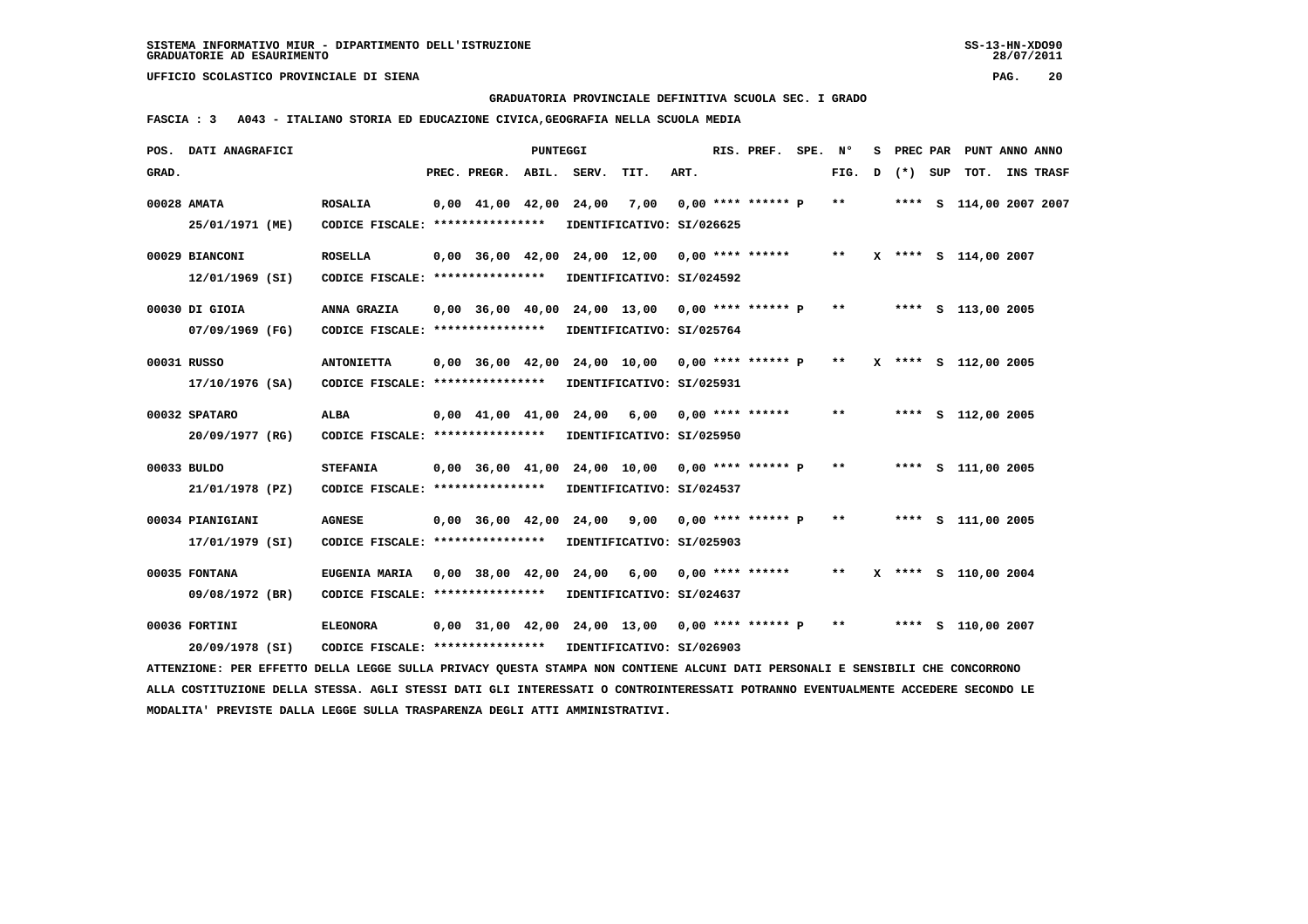SISTEMA INFORMATIVO MIUR - DIPARTIMENTO DELL'ISTRUZIONE
GRADUATORIE AD ESAURIMENTO

UFFICIO SCOLASTICO PROVINCIALE DI SIENA

GRADUATORIA PROVINCIALE DEFINITIVA SCUOLA SEC. I GRADO

FASCIA : 3 A043 - ITALIANO STORIA ED EDUCAZIONE CIVICA,GEOGRAFIA NELLA SCUOLA MEDIA

| POS. GRAD. | DATI ANAGRAFICI | | PREC. | PREGR. | ABIL. | SERV. | TIT. | ART. | RIS. PREF. | SPE. | N° FIG. | S D | PREC (*) | PAR SUP | PUNT TOT. | ANNO INS | ANNO TRASF |
|---|---|---|---|---|---|---|---|---|---|---|---|---|---|---|---|---|---|
| 00028 | AMATA 25/01/1971 (ME) | ROSALIA CODICE FISCALE: **************** IDENTIFICATIVO: SI/026625 | 0,00 | 41,00 | 42,00 | 24,00 | 7,00 | 0,00 | **** ****** P | | ** | | **** | S | 114,00 | 2007 | 2007 |
| 00029 | BIANCONI 12/01/1969 (SI) | ROSELLA CODICE FISCALE: **************** IDENTIFICATIVO: SI/024592 | 0,00 | 36,00 | 42,00 | 24,00 | 12,00 | 0,00 | **** ****** | | ** | X | **** | S | 114,00 | 2007 | |
| 00030 | DI GIOIA 07/09/1969 (FG) | ANNA GRAZIA CODICE FISCALE: **************** IDENTIFICATIVO: SI/025764 | 0,00 | 36,00 | 40,00 | 24,00 | 13,00 | 0,00 | **** ****** P | | ** | | **** | S | 113,00 | 2005 | |
| 00031 | RUSSO 17/10/1976 (SA) | ANTONIETTA CODICE FISCALE: **************** IDENTIFICATIVO: SI/025931 | 0,00 | 36,00 | 42,00 | 24,00 | 10,00 | 0,00 | **** ****** P | | ** | X | **** | S | 112,00 | 2005 | |
| 00032 | SPATARO 20/09/1977 (RG) | ALBA CODICE FISCALE: **************** IDENTIFICATIVO: SI/025950 | 0,00 | 41,00 | 41,00 | 24,00 | 6,00 | 0,00 | **** ****** | | ** | | **** | S | 112,00 | 2005 | |
| 00033 | BULDO 21/01/1978 (PZ) | STEFANIA CODICE FISCALE: **************** IDENTIFICATIVO: SI/024537 | 0,00 | 36,00 | 41,00 | 24,00 | 10,00 | 0,00 | **** ****** P | | ** | | **** | S | 111,00 | 2005 | |
| 00034 | PIANIGIANI 17/01/1979 (SI) | AGNESE CODICE FISCALE: **************** IDENTIFICATIVO: SI/025903 | 0,00 | 36,00 | 42,00 | 24,00 | 9,00 | 0,00 | **** ****** P | | ** | | **** | S | 111,00 | 2005 | |
| 00035 | FONTANA 09/08/1972 (BR) | EUGENIA MARIA CODICE FISCALE: **************** IDENTIFICATIVO: SI/024637 | 0,00 | 38,00 | 42,00 | 24,00 | 6,00 | 0,00 | **** ****** | | ** | X | **** | S | 110,00 | 2004 | |
| 00036 | FORTINI 20/09/1978 (SI) | ELEONORA CODICE FISCALE: **************** IDENTIFICATIVO: SI/026903 | 0,00 | 31,00 | 42,00 | 24,00 | 13,00 | 0,00 | **** ****** P | | ** | | **** | S | 110,00 | 2007 | |

ATTENZIONE: PER EFFETTO DELLA LEGGE SULLA PRIVACY QUESTA STAMPA NON CONTIENE ALCUNI DATI PERSONALI E SENSIBILI CHE CONCORRONO ALLA COSTITUZIONE DELLA STESSA. AGLI STESSI DATI GLI INTERESSATI O CONTROINTERESSATI POTRANNO EVENTUALMENTE ACCEDERE SECONDO LE MODALITA' PREVISTE DALLA LEGGE SULLA TRASPARENZA DEGLI ATTI AMMINISTRATIVI.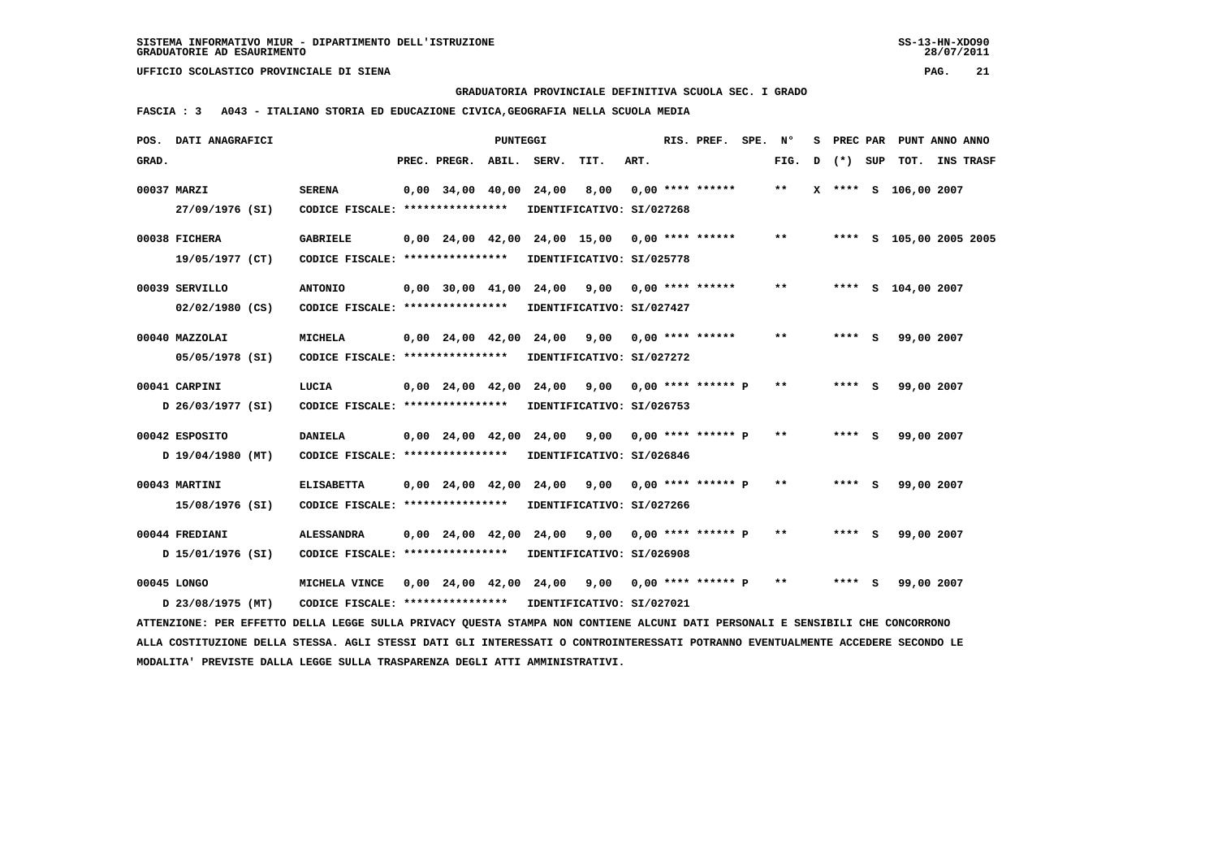SISTEMA INFORMATIVO MIUR - DIPARTIMENTO DELL'ISTRUZIONE
GRADUATORIE AD ESAURIMENTO

UFFICIO SCOLASTICO PROVINCIALE DI SIENA

GRADUATORIA PROVINCIALE DEFINITIVA SCUOLA SEC. I GRADO

FASCIA : 3 A043 - ITALIANO STORIA ED EDUCAZIONE CIVICA,GEOGRAFIA NELLA SCUOLA MEDIA

| POS. GRAD. | DATI ANAGRAFICI | | PREC. | PREGR. | ABIL. | SERV. | TIT. | ART. | RIS. PREF. | SPE. | N° FIG. | S D | PREC (*) | PAR SUP | PUNT TOT. | ANNO INS | ANNO TRASF |
|---|---|---|---|---|---|---|---|---|---|---|---|---|---|---|---|---|---|
| 00037 | MARZI | SERENA | 0,00 | 34,00 | 40,00 | 24,00 | 8,00 | 0,00 | **** ****** | | ** | X | **** | S | 106,00 | 2007 | |
| | 27/09/1976 (SI) | CODICE FISCALE: **************** | IDENTIFICATIVO: SI/027268 | | | | | | | | | | | | | | |
| 00038 | FICHERA | GABRIELE | 0,00 | 24,00 | 42,00 | 24,00 | 15,00 | 0,00 | **** ****** | | ** | | **** | S | 105,00 | 2005 | 2005 |
| | 19/05/1977 (CT) | CODICE FISCALE: **************** | IDENTIFICATIVO: SI/025778 | | | | | | | | | | | | | | |
| 00039 | SERVILLO | ANTONIO | 0,00 | 30,00 | 41,00 | 24,00 | 9,00 | 0,00 | **** ****** | | ** | | **** | S | 104,00 | 2007 | |
| | 02/02/1980 (CS) | CODICE FISCALE: **************** | IDENTIFICATIVO: SI/027427 | | | | | | | | | | | | | | |
| 00040 | MAZZOLAI | MICHELA | 0,00 | 24,00 | 42,00 | 24,00 | 9,00 | 0,00 | **** ****** | | ** | | **** | S | 99,00 | 2007 | |
| | 05/05/1978 (SI) | CODICE FISCALE: **************** | IDENTIFICATIVO: SI/027272 | | | | | | | | | | | | | | |
| 00041 | CARPINI | LUCIA | 0,00 | 24,00 | 42,00 | 24,00 | 9,00 | 0,00 | **** ****** | P | ** | | **** | S | 99,00 | 2007 | |
| | D 26/03/1977 (SI) | CODICE FISCALE: **************** | IDENTIFICATIVO: SI/026753 | | | | | | | | | | | | | | |
| 00042 | ESPOSITO | DANIELA | 0,00 | 24,00 | 42,00 | 24,00 | 9,00 | 0,00 | **** ****** | P | ** | | **** | S | 99,00 | 2007 | |
| | D 19/04/1980 (MT) | CODICE FISCALE: **************** | IDENTIFICATIVO: SI/026846 | | | | | | | | | | | | | | |
| 00043 | MARTINI | ELISABETTA | 0,00 | 24,00 | 42,00 | 24,00 | 9,00 | 0,00 | **** ****** | P | ** | | **** | S | 99,00 | 2007 | |
| | 15/08/1976 (SI) | CODICE FISCALE: **************** | IDENTIFICATIVO: SI/027266 | | | | | | | | | | | | | | |
| 00044 | FREDIANI | ALESSANDRA | 0,00 | 24,00 | 42,00 | 24,00 | 9,00 | 0,00 | **** ****** | P | ** | | **** | S | 99,00 | 2007 | |
| | D 15/01/1976 (SI) | CODICE FISCALE: **************** | IDENTIFICATIVO: SI/026908 | | | | | | | | | | | | | | |
| 00045 | LONGO | MICHELA VINCE | 0,00 | 24,00 | 42,00 | 24,00 | 9,00 | 0,00 | **** ****** | P | ** | | **** | S | 99,00 | 2007 | |
| | D 23/08/1975 (MT) | CODICE FISCALE: **************** | IDENTIFICATIVO: SI/027021 | | | | | | | | | | | | | | |

ATTENZIONE: PER EFFETTO DELLA LEGGE SULLA PRIVACY QUESTA STAMPA NON CONTIENE ALCUNI DATI PERSONALI E SENSIBILI CHE CONCORRONO ALLA COSTITUZIONE DELLA STESSA. AGLI STESSI DATI GLI INTERESSATI O CONTROINTERESSATI POTRANNO EVENTUALMENTE ACCEDERE SECONDO LE MODALITA' PREVISTE DALLA LEGGE SULLA TRASPARENZA DEGLI ATTI AMMINISTRATIVI.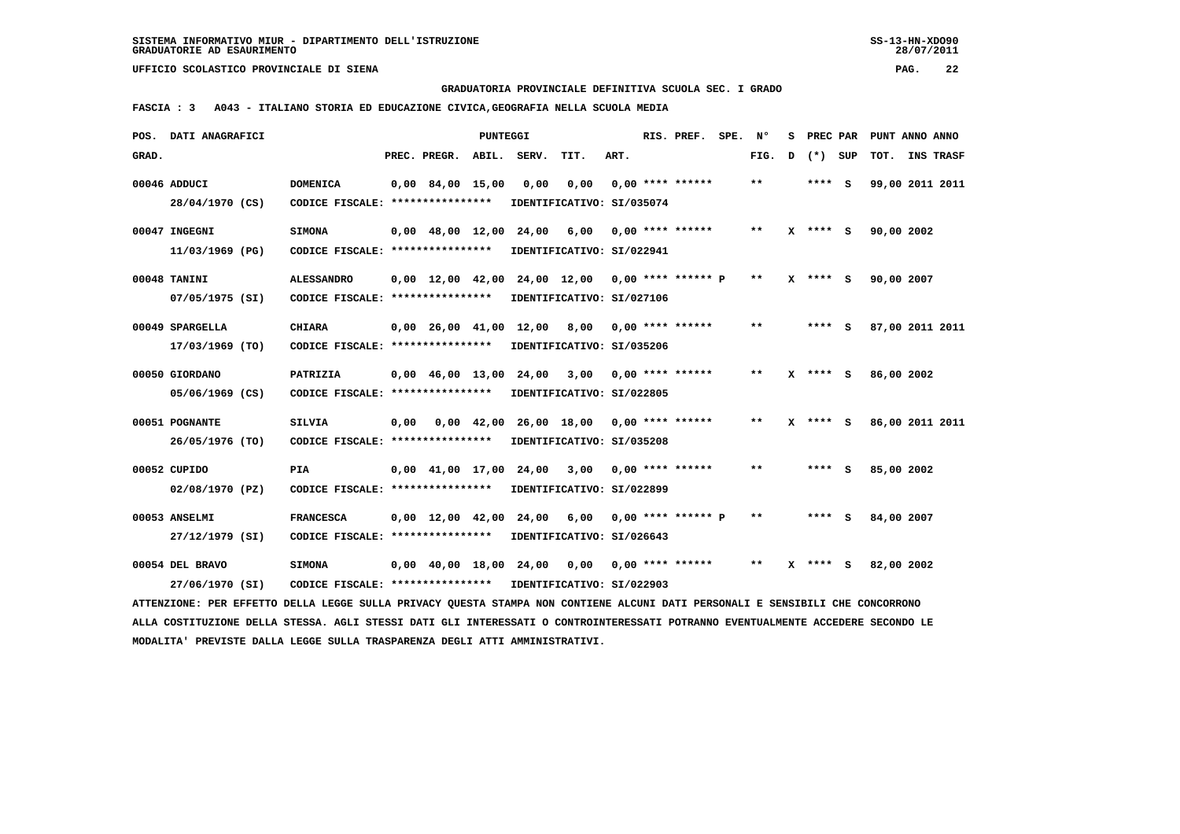SISTEMA INFORMATIVO MIUR - DIPARTIMENTO DELL'ISTRUZIONE
GRADUATORIE AD ESAURIMENTO

UFFICIO SCOLASTICO PROVINCIALE DI SIENA

GRADUATORIA PROVINCIALE DEFINITIVA SCUOLA SEC. I GRADO

FASCIA : 3 A043 - ITALIANO STORIA ED EDUCAZIONE CIVICA,GEOGRAFIA NELLA SCUOLA MEDIA

| POS. GRAD. | DATI ANAGRAFICI | | PREC. | PREGR. | ABIL. | SERV. | TIT. | ART. | RIS. PREF. | SPE. | N° FIG. | S D | PREC (*) | PAR SUP | PUNT ANNO TOT. | ANNO INS TRASF |
|---|---|---|---|---|---|---|---|---|---|---|---|---|---|---|---|---|
| 00046 | ADDUCI | DOMENICA | 0,00 | 84,00 | 15,00 | 0,00 | 0,00 | 0,00 | **** ****** | | ** | | **** | S | 99,00 | 2011 2011 |
| | 28/04/1970 (CS) | CODICE FISCALE: **************** | IDENTIFICATIVO: SI/035074 | | | | | | | | | | | | | |
| 00047 | INGEGNI | SIMONA | 0,00 | 48,00 | 12,00 | 24,00 | 6,00 | 0,00 | **** ****** | | ** | X | **** | S | 90,00 | 2002 |
| | 11/03/1969 (PG) | CODICE FISCALE: **************** | IDENTIFICATIVO: SI/022941 | | | | | | | | | | | | | |
| 00048 | TANINI | ALESSANDRO | 0,00 | 12,00 | 42,00 | 24,00 | 12,00 | 0,00 | **** ****** P | | ** | X | **** | S | 90,00 | 2007 |
| | 07/05/1975 (SI) | CODICE FISCALE: **************** | IDENTIFICATIVO: SI/027106 | | | | | | | | | | | | | |
| 00049 | SPARGELLA | CHIARA | 0,00 | 26,00 | 41,00 | 12,00 | 8,00 | 0,00 | **** ****** | | ** | | **** | S | 87,00 | 2011 2011 |
| | 17/03/1969 (TO) | CODICE FISCALE: **************** | IDENTIFICATIVO: SI/035206 | | | | | | | | | | | | | |
| 00050 | GIORDANO | PATRIZIA | 0,00 | 46,00 | 13,00 | 24,00 | 3,00 | 0,00 | **** ****** | | ** | X | **** | S | 86,00 | 2002 |
| | 05/06/1969 (CS) | CODICE FISCALE: **************** | IDENTIFICATIVO: SI/022805 | | | | | | | | | | | | | |
| 00051 | POGNANTE | SILVIA | 0,00 | 0,00 | 42,00 | 26,00 | 18,00 | 0,00 | **** ****** | | ** | X | **** | S | 86,00 | 2011 2011 |
| | 26/05/1976 (TO) | CODICE FISCALE: **************** | IDENTIFICATIVO: SI/035208 | | | | | | | | | | | | | |
| 00052 | CUPIDO | PIA | 0,00 | 41,00 | 17,00 | 24,00 | 3,00 | 0,00 | **** ****** | | ** | | **** | S | 85,00 | 2002 |
| | 02/08/1970 (PZ) | CODICE FISCALE: **************** | IDENTIFICATIVO: SI/022899 | | | | | | | | | | | | | |
| 00053 | ANSELMI | FRANCESCA | 0,00 | 12,00 | 42,00 | 24,00 | 6,00 | 0,00 | **** ****** P | | ** | | **** | S | 84,00 | 2007 |
| | 27/12/1979 (SI) | CODICE FISCALE: **************** | IDENTIFICATIVO: SI/026643 | | | | | | | | | | | | | |
| 00054 | DEL BRAVO | SIMONA | 0,00 | 40,00 | 18,00 | 24,00 | 0,00 | 0,00 | **** ****** | | ** | X | **** | S | 82,00 | 2002 |
| | 27/06/1970 (SI) | CODICE FISCALE: **************** | IDENTIFICATIVO: SI/022903 | | | | | | | | | | | | | |

ATTENZIONE: PER EFFETTO DELLA LEGGE SULLA PRIVACY QUESTA STAMPA NON CONTIENE ALCUNI DATI PERSONALI E SENSIBILI CHE CONCORRONO ALLA COSTITUZIONE DELLA STESSA. AGLI STESSI DATI GLI INTERESSATI O CONTROINTERESSATI POTRANNO EVENTUALMENTE ACCEDERE SECONDO LE MODALITA' PREVISTE DALLA LEGGE SULLA TRASPARENZA DEGLI ATTI AMMINISTRATIVI.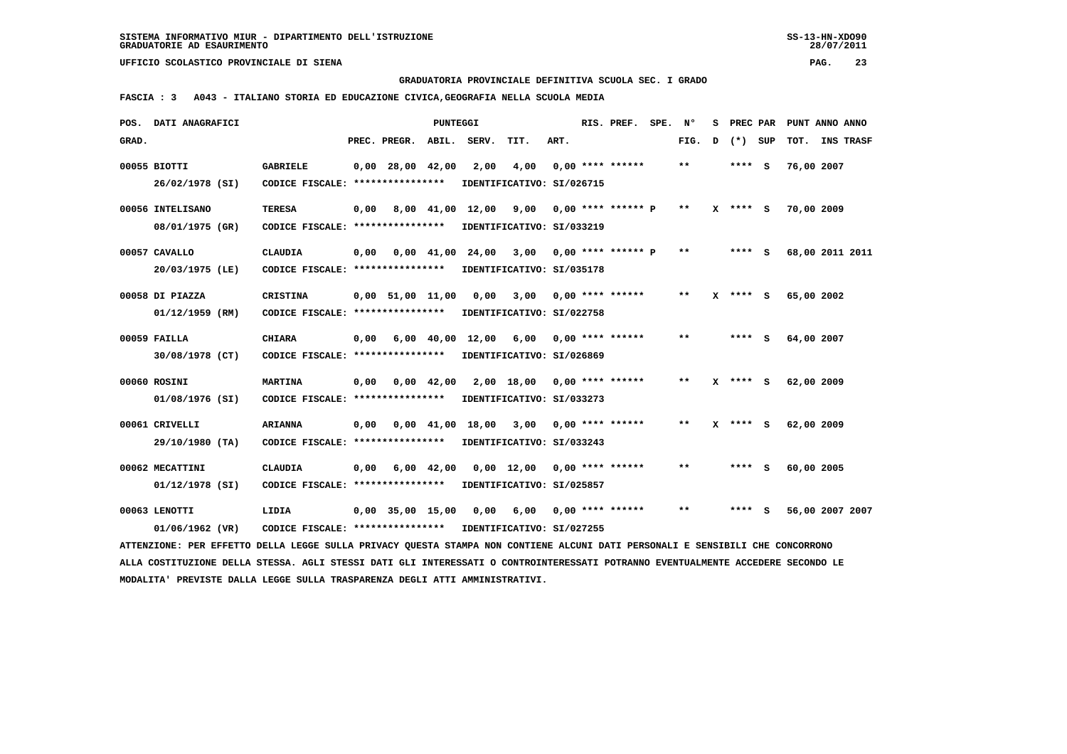SISTEMA INFORMATIVO MIUR - DIPARTIMENTO DELL'ISTRUZIONE
GRADUATORIE AD ESAURIMENTO

UFFICIO SCOLASTICO PROVINCIALE DI SIENA

GRADUATORIA PROVINCIALE DEFINITIVA SCUOLA SEC. I GRADO

FASCIA : 3 A043 - ITALIANO STORIA ED EDUCAZIONE CIVICA,GEOGRAFIA NELLA SCUOLA MEDIA

| POS. GRAD. | DATI ANAGRAFICI | | PREC. | PREGR. | ABIL. | SERV. | TIT. | ART. | RIS. PREF. | SPE. | N° FIG. | S D | PREC (*) | PAR SUP | PUNT ANNO TOT. | ANNO INS TRASF |
|---|---|---|---|---|---|---|---|---|---|---|---|---|---|---|---|---|
| 00055 | BIOTTI 26/02/1978 (SI) | GABRIELE CODICE FISCALE: **************** IDENTIFICATIVO: SI/026715 | 0,00 | 28,00 | 42,00 | 2,00 | 4,00 | 0,00 | **** ****** | | ** | | **** | S | 76,00 2007 | |
| 00056 | INTELISANO 08/01/1975 (GR) | TERESA CODICE FISCALE: **************** IDENTIFICATIVO: SI/033219 | 0,00 | 8,00 | 41,00 | 12,00 | 9,00 | 0,00 | **** ****** P | | ** | X | **** | S | 70,00 2009 | |
| 00057 | CAVALLO 20/03/1975 (LE) | CLAUDIA CODICE FISCALE: **************** IDENTIFICATIVO: SI/035178 | 0,00 | 0,00 | 41,00 | 24,00 | 3,00 | 0,00 | **** ****** P | | ** | | **** | S | 68,00 2011 | 2011 |
| 00058 | DI PIAZZA 01/12/1959 (RM) | CRISTINA CODICE FISCALE: **************** IDENTIFICATIVO: SI/022758 | 0,00 | 51,00 | 11,00 | 0,00 | 3,00 | 0,00 | **** ****** | | ** | X | **** | S | 65,00 2002 | |
| 00059 | FAILLA 30/08/1978 (CT) | CHIARA CODICE FISCALE: **************** IDENTIFICATIVO: SI/026869 | 0,00 | 6,00 | 40,00 | 12,00 | 6,00 | 0,00 | **** ****** | | ** | | **** | S | 64,00 2007 | |
| 00060 | ROSINI 01/08/1976 (SI) | MARTINA CODICE FISCALE: **************** IDENTIFICATIVO: SI/033273 | 0,00 | 0,00 | 42,00 | 2,00 | 18,00 | 0,00 | **** ****** | | ** | X | **** | S | 62,00 2009 | |
| 00061 | CRIVELLI 29/10/1980 (TA) | ARIANNA CODICE FISCALE: **************** IDENTIFICATIVO: SI/033243 | 0,00 | 0,00 | 41,00 | 18,00 | 3,00 | 0,00 | **** ****** | | ** | X | **** | S | 62,00 2009 | |
| 00062 | MECATTINI 01/12/1978 (SI) | CLAUDIA CODICE FISCALE: **************** IDENTIFICATIVO: SI/025857 | 0,00 | 6,00 | 42,00 | 0,00 | 12,00 | 0,00 | **** ****** | | ** | | **** | S | 60,00 2005 | |
| 00063 | LENOTTI 01/06/1962 (VR) | LIDIA CODICE FISCALE: **************** IDENTIFICATIVO: SI/027255 | 0,00 | 35,00 | 15,00 | 0,00 | 6,00 | 0,00 | **** ****** | | ** | | **** | S | 56,00 2007 | 2007 |

ATTENZIONE: PER EFFETTO DELLA LEGGE SULLA PRIVACY QUESTA STAMPA NON CONTIENE ALCUNI DATI PERSONALI E SENSIBILI CHE CONCORRONO ALLA COSTITUZIONE DELLA STESSA. AGLI STESSI DATI GLI INTERESSATI O CONTROINTERESSATI POTRANNO EVENTUALMENTE ACCEDERE SECONDO LE MODALITA' PREVISTE DALLA LEGGE SULLA TRASPARENZA DEGLI ATTI AMMINISTRATIVI.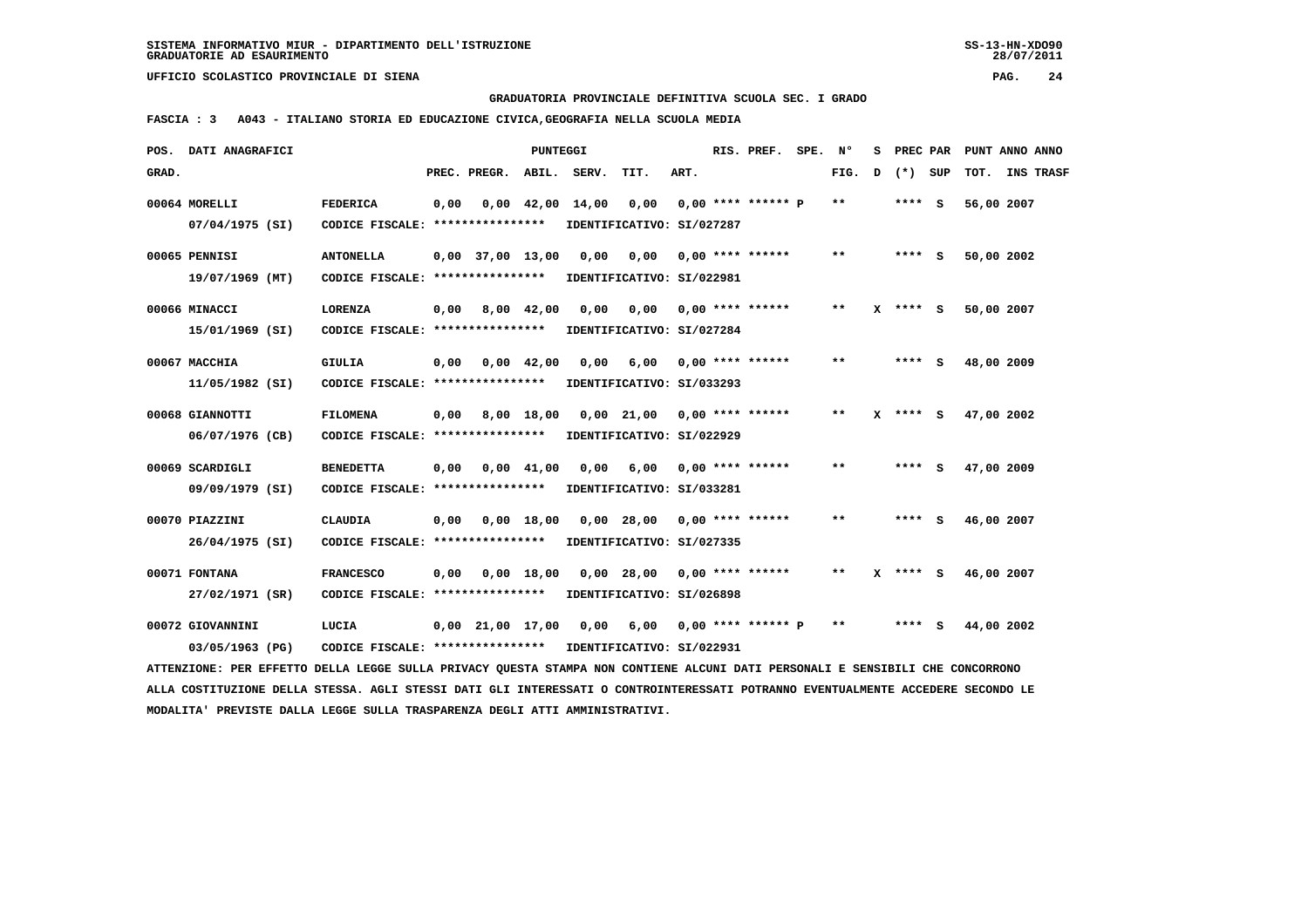SISTEMA INFORMATIVO MIUR - DIPARTIMENTO DELL'ISTRUZIONE
GRADUATORIE AD ESAURIMENTO

UFFICIO SCOLASTICO PROVINCIALE DI SIENA

GRADUATORIA PROVINCIALE DEFINITIVA SCUOLA SEC. I GRADO

FASCIA : 3 A043 - ITALIANO STORIA ED EDUCAZIONE CIVICA,GEOGRAFIA NELLA SCUOLA MEDIA

| POS. GRAD. | DATI ANAGRAFICI | | PREC. | PREGR. | ABIL. | SERV. | TIT. | ART. | RIS. PREF. | SPE. | N° FIG. | S D | PREC (*) | PAR SUP | PUNT ANNO TOT. | ANNO INS TRASF |
|---|---|---|---|---|---|---|---|---|---|---|---|---|---|---|---|---|
| 00064 | MORELLI 07/04/1975 (SI) | FEDERICA CODICE FISCALE: **************** IDENTIFICATIVO: SI/027287 | 0,00 | 0,00 | 42,00 | 14,00 | 0,00 | 0,00 | **** ****** P | | ** | | **** | S | 56,00 | 2007 |
| 00065 | PENNISI 19/07/1969 (MT) | ANTONELLA CODICE FISCALE: **************** IDENTIFICATIVO: SI/022981 | 0,00 | 37,00 | 13,00 | 0,00 | 0,00 | 0,00 | **** ****** | | ** | | **** | S | 50,00 | 2002 |
| 00066 | MINACCI 15/01/1969 (SI) | LORENZA CODICE FISCALE: **************** IDENTIFICATIVO: SI/027284 | 0,00 | 8,00 | 42,00 | 0,00 | 0,00 | 0,00 | **** ****** | | ** | X | **** | S | 50,00 | 2007 |
| 00067 | MACCHIA 11/05/1982 (SI) | GIULIA CODICE FISCALE: **************** IDENTIFICATIVO: SI/033293 | 0,00 | 0,00 | 42,00 | 0,00 | 6,00 | 0,00 | **** ****** | | ** | | **** | S | 48,00 | 2009 |
| 00068 | GIANNOTTI 06/07/1976 (CB) | FILOMENA CODICE FISCALE: **************** IDENTIFICATIVO: SI/022929 | 0,00 | 8,00 | 18,00 | 0,00 | 21,00 | 0,00 | **** ****** | | ** | X | **** | S | 47,00 | 2002 |
| 00069 | SCARDIGLI 09/09/1979 (SI) | BENEDETTA CODICE FISCALE: **************** IDENTIFICATIVO: SI/033281 | 0,00 | 0,00 | 41,00 | 0,00 | 6,00 | 0,00 | **** ****** | | ** | | **** | S | 47,00 | 2009 |
| 00070 | PIAZZINI 26/04/1975 (SI) | CLAUDIA CODICE FISCALE: **************** IDENTIFICATIVO: SI/027335 | 0,00 | 0,00 | 18,00 | 0,00 | 28,00 | 0,00 | **** ****** | | ** | | **** | S | 46,00 | 2007 |
| 00071 | FONTANA 27/02/1971 (SR) | FRANCESCO CODICE FISCALE: **************** IDENTIFICATIVO: SI/026898 | 0,00 | 0,00 | 18,00 | 0,00 | 28,00 | 0,00 | **** ****** | | ** | X | **** | S | 46,00 | 2007 |
| 00072 | GIOVANNINI 03/05/1963 (PG) | LUCIA CODICE FISCALE: **************** IDENTIFICATIVO: SI/022931 | 0,00 | 21,00 | 17,00 | 0,00 | 6,00 | 0,00 | **** ****** P | | ** | | **** | S | 44,00 | 2002 |

ATTENZIONE: PER EFFETTO DELLA LEGGE SULLA PRIVACY QUESTA STAMPA NON CONTIENE ALCUNI DATI PERSONALI E SENSIBILI CHE CONCORRONO ALLA COSTITUZIONE DELLA STESSA. AGLI STESSI DATI GLI INTERESSATI O CONTROINTERESSATI POTRANNO EVENTUALMENTE ACCEDERE SECONDO LE MODALITA' PREVISTE DALLA LEGGE SULLA TRASPARENZA DEGLI ATTI AMMINISTRATIVI.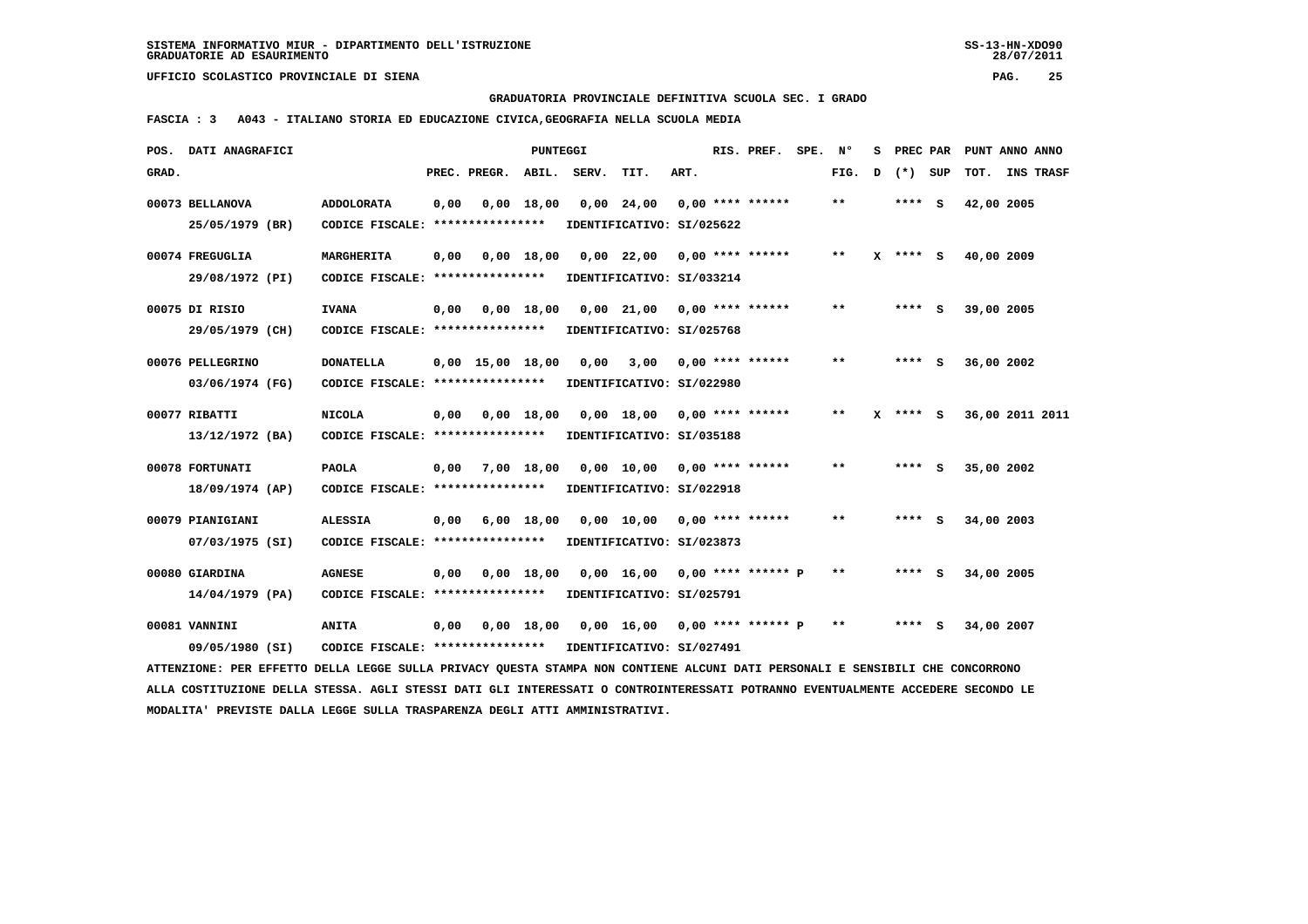SISTEMA INFORMATIVO MIUR - DIPARTIMENTO DELL'ISTRUZIONE
GRADUATORIE AD ESAURIMENTO

UFFICIO SCOLASTICO PROVINCIALE DI SIENA

GRADUATORIA PROVINCIALE DEFINITIVA SCUOLA SEC. I GRADO

FASCIA : 3 A043 - ITALIANO STORIA ED EDUCAZIONE CIVICA,GEOGRAFIA NELLA SCUOLA MEDIA

| POS. GRAD. | DATI ANAGRAFICI | | PREC. | PREGR. | ABIL. | SERV. | TIT. | ART. | RIS. PREF. | SPE. | N° FIG. | S D | PREC (*) | PAR SUP | PUNT ANNO TOT. | ANNO INS TRASF |
|---|---|---|---|---|---|---|---|---|---|---|---|---|---|---|---|---|
| 00073 | BELLANOVA 25/05/1979 (BR) | ADDOLORATA CODICE FISCALE: **************** | 0,00 | 0,00 | 18,00 | 0,00 | 24,00 | 0,00 | **** ****** | | ** | | **** | S | 42,00 2005 | |
| | | IDENTIFICATIVO: SI/025622 | | | | | | | | | | | | | | |
| 00074 | FREGUGLIA 29/08/1972 (PI) | MARGHERITA CODICE FISCALE: **************** | 0,00 | 0,00 | 18,00 | 0,00 | 22,00 | 0,00 | **** ****** | | ** | X | **** | S | 40,00 2009 | |
| | | IDENTIFICATIVO: SI/033214 | | | | | | | | | | | | | | |
| 00075 | DI RISIO 29/05/1979 (CH) | IVANA CODICE FISCALE: **************** | 0,00 | 0,00 | 18,00 | 0,00 | 21,00 | 0,00 | **** ****** | | ** | | **** | S | 39,00 2005 | |
| | | IDENTIFICATIVO: SI/025768 | | | | | | | | | | | | | | |
| 00076 | PELLEGRINO 03/06/1974 (FG) | DONATELLA CODICE FISCALE: **************** | 0,00 | 15,00 | 18,00 | 0,00 | 3,00 | 0,00 | **** ****** | | ** | | **** | S | 36,00 2002 | |
| | | IDENTIFICATIVO: SI/022980 | | | | | | | | | | | | | | |
| 00077 | RIBATTI 13/12/1972 (BA) | NICOLA CODICE FISCALE: **************** | 0,00 | 0,00 | 18,00 | 0,00 | 18,00 | 0,00 | **** ****** | | ** | X | **** | S | 36,00 2011 | 2011 |
| | | IDENTIFICATIVO: SI/035188 | | | | | | | | | | | | | | |
| 00078 | FORTUNATI 18/09/1974 (AP) | PAOLA CODICE FISCALE: **************** | 0,00 | 7,00 | 18,00 | 0,00 | 10,00 | 0,00 | **** ****** | | ** | | **** | S | 35,00 2002 | |
| | | IDENTIFICATIVO: SI/022918 | | | | | | | | | | | | | | |
| 00079 | PIANIGIANI 07/03/1975 (SI) | ALESSIA CODICE FISCALE: **************** | 0,00 | 6,00 | 18,00 | 0,00 | 10,00 | 0,00 | **** ****** | | ** | | **** | S | 34,00 2003 | |
| | | IDENTIFICATIVO: SI/023873 | | | | | | | | | | | | | | |
| 00080 | GIARDINA 14/04/1979 (PA) | AGNESE CODICE FISCALE: **************** | 0,00 | 0,00 | 18,00 | 0,00 | 16,00 | 0,00 | **** ****** P | | ** | | **** | S | 34,00 2005 | |
| | | IDENTIFICATIVO: SI/025791 | | | | | | | | | | | | | | |
| 00081 | VANNINI 09/05/1980 (SI) | ANITA CODICE FISCALE: **************** | 0,00 | 0,00 | 18,00 | 0,00 | 16,00 | 0,00 | **** ****** P | | ** | | **** | S | 34,00 2007 | |
| | | IDENTIFICATIVO: SI/027491 | | | | | | | | | | | | | | |

ATTENZIONE: PER EFFETTO DELLA LEGGE SULLA PRIVACY QUESTA STAMPA NON CONTIENE ALCUNI DATI PERSONALI E SENSIBILI CHE CONCORRONO ALLA COSTITUZIONE DELLA STESSA. AGLI STESSI DATI GLI INTERESSATI O CONTROINTERESSATI POTRANNO EVENTUALMENTE ACCEDERE SECONDO LE MODALITA' PREVISTE DALLA LEGGE SULLA TRASPARENZA DEGLI ATTI AMMINISTRATIVI.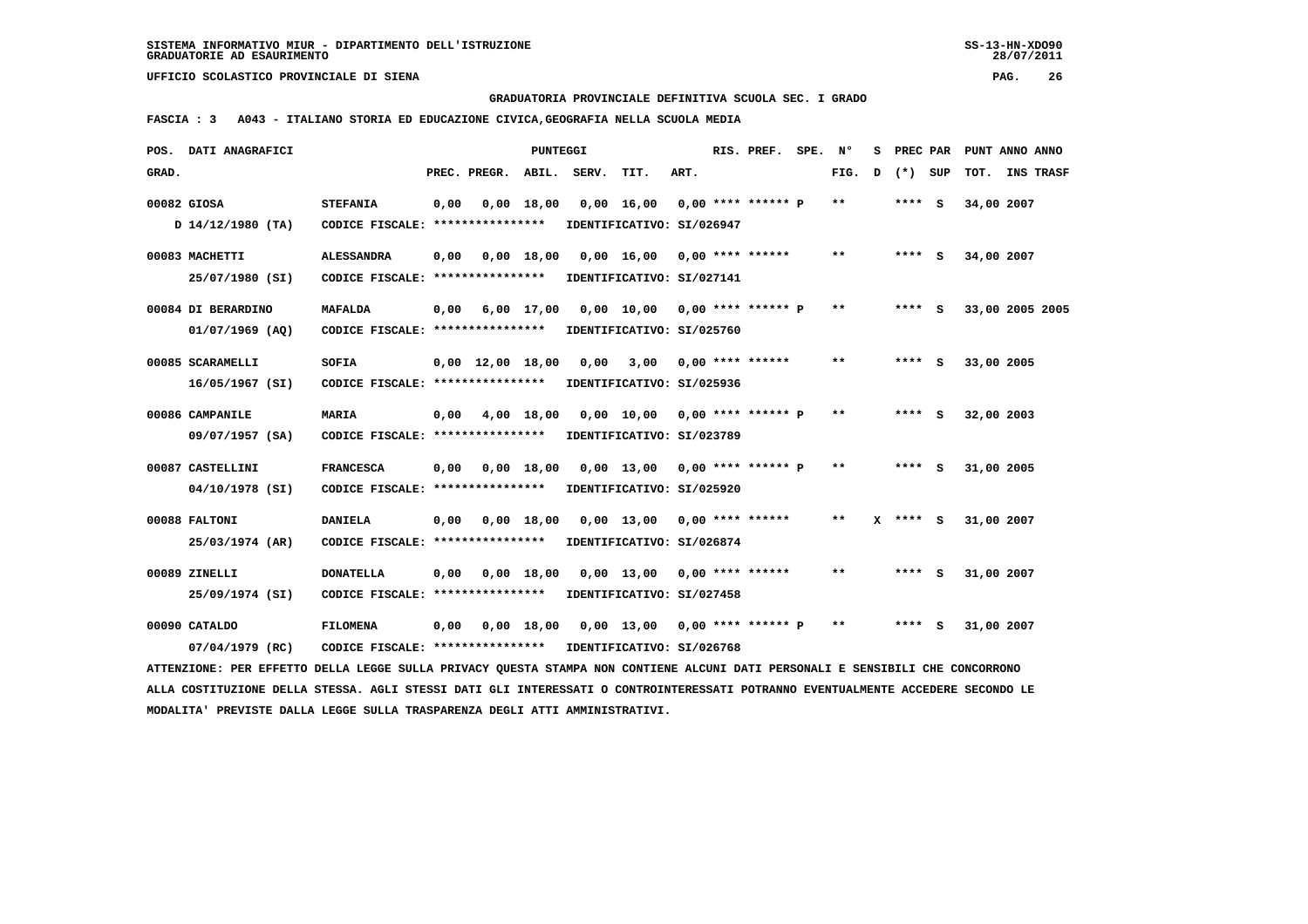SISTEMA INFORMATIVO MIUR - DIPARTIMENTO DELL'ISTRUZIONE
GRADUATORIE AD ESAURIMENTO

UFFICIO SCOLASTICO PROVINCIALE DI SIENA

GRADUATORIA PROVINCIALE DEFINITIVA SCUOLA SEC. I GRADO

FASCIA : 3 A043 - ITALIANO STORIA ED EDUCAZIONE CIVICA,GEOGRAFIA NELLA SCUOLA MEDIA

| POS. GRAD. | DATI ANAGRAFICI | | PREC. | PREGR. | ABIL. | SERV. | TIT. | ART. | RIS. PREF. | SPE. | N° FIG. | S D | PREC (*) | PAR SUP | PUNT ANNO TOT. | ANNO INS | TRASF |
|---|---|---|---|---|---|---|---|---|---|---|---|---|---|---|---|---|---|
| 00082 | GIOSA | STEFANIA | 0,00 | 0,00 | 18,00 | 0,00 | 16,00 | 0,00 | **** ****** P | | ** | | **** | S | 34,00 | 2007 | |
| | D 14/12/1980 (TA) | CODICE FISCALE: **************** | IDENTIFICATIVO: SI/026947 | | | | | | | | | | | | | | |
| 00083 | MACHETTI | ALESSANDRA | 0,00 | 0,00 | 18,00 | 0,00 | 16,00 | 0,00 | **** ****** | | ** | | **** | S | 34,00 | 2007 | |
| | 25/07/1980 (SI) | CODICE FISCALE: **************** | IDENTIFICATIVO: SI/027141 | | | | | | | | | | | | | | |
| 00084 | DI BERARDINO | MAFALDA | 0,00 | 6,00 | 17,00 | 0,00 | 10,00 | 0,00 | **** ****** P | | ** | | **** | S | 33,00 | 2005 | 2005 |
| | 01/07/1969 (AQ) | CODICE FISCALE: **************** | IDENTIFICATIVO: SI/025760 | | | | | | | | | | | | | | |
| 00085 | SCARAMELLI | SOFIA | 0,00 | 12,00 | 18,00 | 0,00 | 3,00 | 0,00 | **** ****** | | ** | | **** | S | 33,00 | 2005 | |
| | 16/05/1967 (SI) | CODICE FISCALE: **************** | IDENTIFICATIVO: SI/025936 | | | | | | | | | | | | | | |
| 00086 | CAMPANILE | MARIA | 0,00 | 4,00 | 18,00 | 0,00 | 10,00 | 0,00 | **** ****** P | | ** | | **** | S | 32,00 | 2003 | |
| | 09/07/1957 (SA) | CODICE FISCALE: **************** | IDENTIFICATIVO: SI/023789 | | | | | | | | | | | | | | |
| 00087 | CASTELLINI | FRANCESCA | 0,00 | 0,00 | 18,00 | 0,00 | 13,00 | 0,00 | **** ****** P | | ** | | **** | S | 31,00 | 2005 | |
| | 04/10/1978 (SI) | CODICE FISCALE: **************** | IDENTIFICATIVO: SI/025920 | | | | | | | | | | | | | | |
| 00088 | FALTONI | DANIELA | 0,00 | 0,00 | 18,00 | 0,00 | 13,00 | 0,00 | **** ****** | | ** | X | **** | S | 31,00 | 2007 | |
| | 25/03/1974 (AR) | CODICE FISCALE: **************** | IDENTIFICATIVO: SI/026874 | | | | | | | | | | | | | | |
| 00089 | ZINELLI | DONATELLA | 0,00 | 0,00 | 18,00 | 0,00 | 13,00 | 0,00 | **** ****** | | ** | | **** | S | 31,00 | 2007 | |
| | 25/09/1974 (SI) | CODICE FISCALE: **************** | IDENTIFICATIVO: SI/027458 | | | | | | | | | | | | | | |
| 00090 | CATALDO | FILOMENA | 0,00 | 0,00 | 18,00 | 0,00 | 13,00 | 0,00 | **** ****** P | | ** | | **** | S | 31,00 | 2007 | |
| | 07/04/1979 (RC) | CODICE FISCALE: **************** | IDENTIFICATIVO: SI/026768 | | | | | | | | | | | | | | |

ATTENZIONE: PER EFFETTO DELLA LEGGE SULLA PRIVACY QUESTA STAMPA NON CONTIENE ALCUNI DATI PERSONALI E SENSIBILI CHE CONCORRONO ALLA COSTITUZIONE DELLA STESSA. AGLI STESSI DATI GLI INTERESSATI O CONTROINTERESSATI POTRANNO EVENTUALMENTE ACCEDERE SECONDO LE MODALITA' PREVISTE DALLA LEGGE SULLA TRASPARENZA DEGLI ATTI AMMINISTRATIVI.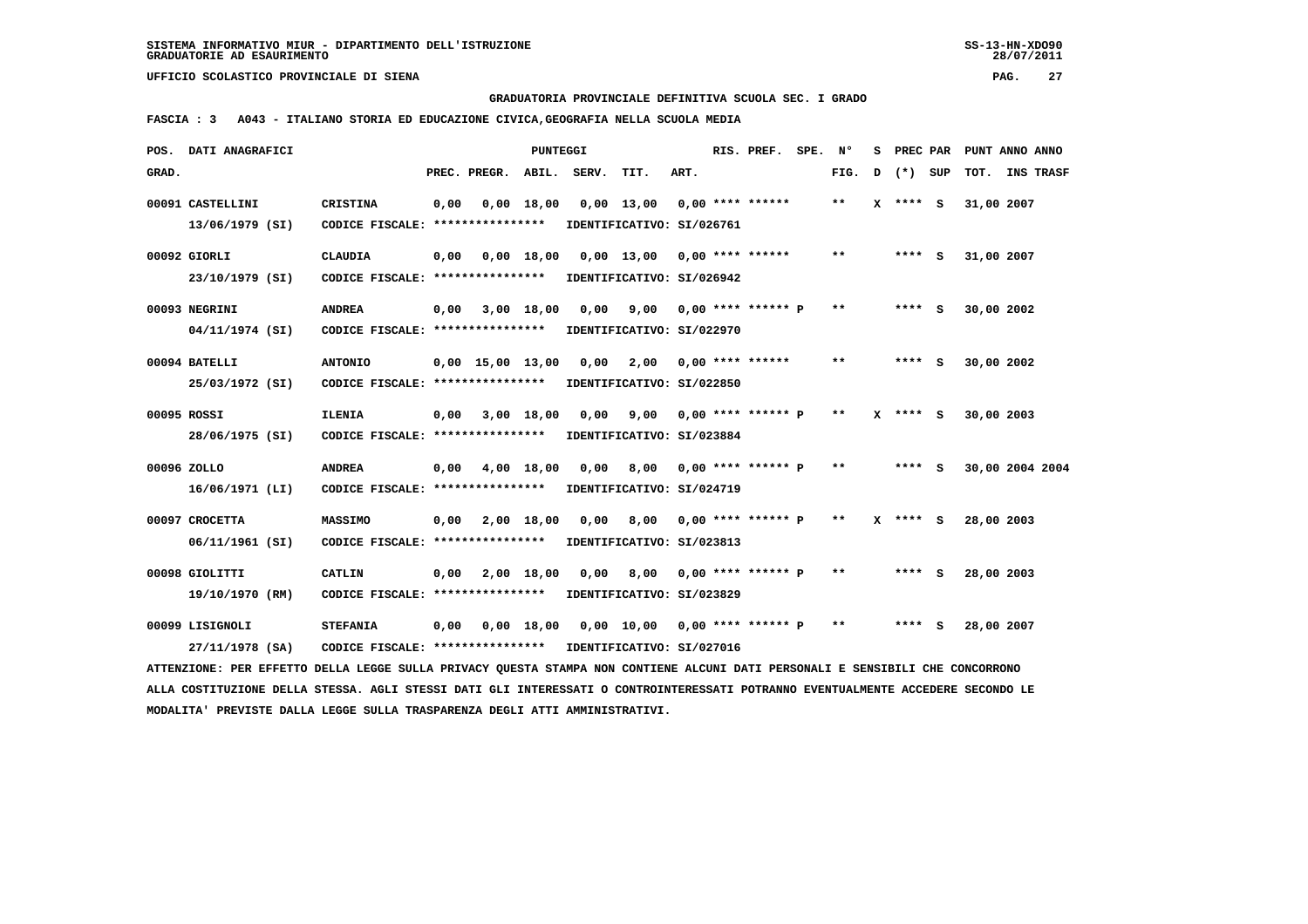SISTEMA INFORMATIVO MIUR - DIPARTIMENTO DELL'ISTRUZIONE
GRADUATORIE AD ESAURIMENTO

UFFICIO SCOLASTICO PROVINCIALE DI SIENA

GRADUATORIA PROVINCIALE DEFINITIVA SCUOLA SEC. I GRADO

FASCIA : 3 A043 - ITALIANO STORIA ED EDUCAZIONE CIVICA,GEOGRAFIA NELLA SCUOLA MEDIA

| POS. GRAD. | DATI ANAGRAFICI | | PREC. | PREGR. | ABIL. | SERV. | TIT. | ART. | RIS. | PREF. | SPE. | N° FIG. | S D | PREC (*) | PAR SUP | PUNT TOT. | ANNO INS | ANNO TRASF |
|---|---|---|---|---|---|---|---|---|---|---|---|---|---|---|---|---|---|---|
| 00091 | CASTELLINI 13/06/1979 (SI) | CRISTINA CODICE FISCALE: **************** IDENTIFICATIVO: SI/026761 | 0,00 | 0,00 | 18,00 | 0,00 | 13,00 | 0,00 | **** | ****** | | ** | X | **** | S | 31,00 | 2007 | |
| 00092 | GIORLI 23/10/1979 (SI) | CLAUDIA CODICE FISCALE: **************** IDENTIFICATIVO: SI/026942 | 0,00 | 0,00 | 18,00 | 0,00 | 13,00 | 0,00 | **** | ****** | | ** | | **** | S | 31,00 | 2007 | |
| 00093 | NEGRINI 04/11/1974 (SI) | ANDREA CODICE FISCALE: **************** IDENTIFICATIVO: SI/022970 | 0,00 | 3,00 | 18,00 | 0,00 | 9,00 | 0,00 | **** | ****** | P | ** | | **** | S | 30,00 | 2002 | |
| 00094 | BATELLI 25/03/1972 (SI) | ANTONIO CODICE FISCALE: **************** IDENTIFICATIVO: SI/022850 | 0,00 | 15,00 | 13,00 | 0,00 | 2,00 | 0,00 | **** | ****** | | ** | | **** | S | 30,00 | 2002 | |
| 00095 | ROSSI 28/06/1975 (SI) | ILENIA CODICE FISCALE: **************** IDENTIFICATIVO: SI/023884 | 0,00 | 3,00 | 18,00 | 0,00 | 9,00 | 0,00 | **** | ****** | P | ** | X | **** | S | 30,00 | 2003 | |
| 00096 | ZOLLO 16/06/1971 (LI) | ANDREA CODICE FISCALE: **************** IDENTIFICATIVO: SI/024719 | 0,00 | 4,00 | 18,00 | 0,00 | 8,00 | 0,00 | **** | ****** | P | ** | | **** | S | 30,00 | 2004 | 2004 |
| 00097 | CROCETTA 06/11/1961 (SI) | MASSIMO CODICE FISCALE: **************** IDENTIFICATIVO: SI/023813 | 0,00 | 2,00 | 18,00 | 0,00 | 8,00 | 0,00 | **** | ****** | P | ** | X | **** | S | 28,00 | 2003 | |
| 00098 | GIOLITTI 19/10/1970 (RM) | CATLIN CODICE FISCALE: **************** IDENTIFICATIVO: SI/023829 | 0,00 | 2,00 | 18,00 | 0,00 | 8,00 | 0,00 | **** | ****** | P | ** | | **** | S | 28,00 | 2003 | |
| 00099 | LISIGNOLI 27/11/1978 (SA) | STEFANIA CODICE FISCALE: **************** IDENTIFICATIVO: SI/027016 | 0,00 | 0,00 | 18,00 | 0,00 | 10,00 | 0,00 | **** | ****** | P | ** | | **** | S | 28,00 | 2007 | |

ATTENZIONE: PER EFFETTO DELLA LEGGE SULLA PRIVACY QUESTA STAMPA NON CONTIENE ALCUNI DATI PERSONALI E SENSIBILI CHE CONCORRONO ALLA COSTITUZIONE DELLA STESSA. AGLI STESSI DATI GLI INTERESSATI O CONTROINTERESSATI POTRANNO EVENTUALMENTE ACCEDERE SECONDO LE MODALITA' PREVISTE DALLA LEGGE SULLA TRASPARENZA DEGLI ATTI AMMINISTRATIVI.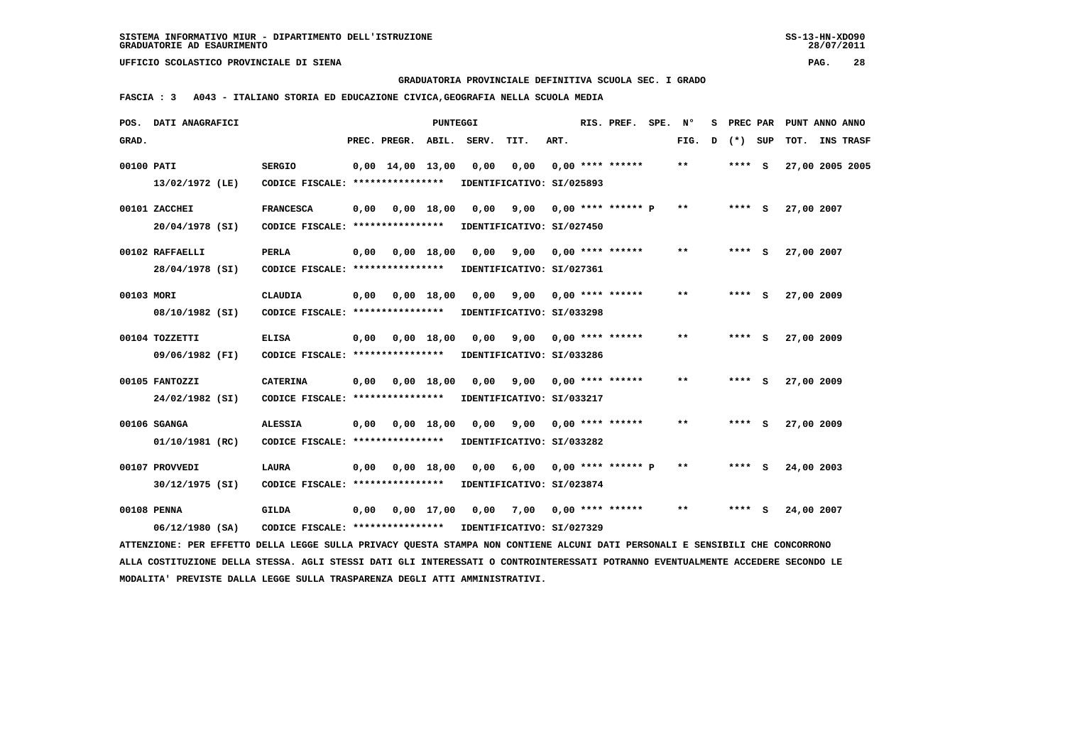SISTEMA INFORMATIVO MIUR - DIPARTIMENTO DELL'ISTRUZIONE
GRADUATORIE AD ESAURIMENTO

UFFICIO SCOLASTICO PROVINCIALE DI SIENA

GRADUATORIA PROVINCIALE DEFINITIVA SCUOLA SEC. I GRADO

FASCIA : 3 A043 - ITALIANO STORIA ED EDUCAZIONE CIVICA,GEOGRAFIA NELLA SCUOLA MEDIA

| POS. GRAD. | DATI ANAGRAFICI | | PREC. | PREGR. | ABIL. | SERV. | TIT. | ART. | RIS. PREF. | SPE. | N° FIG. | S D | PREC (*) | PAR SUP | PUNT TOT. | ANNO | ANNO INS TRASF |
|---|---|---|---|---|---|---|---|---|---|---|---|---|---|---|---|---|---|
| 00100 | PATI | SERGIO | 0,00 | 14,00 | 13,00 | 0,00 | 0,00 | 0,00 | **** ****** | | ** | | **** | S | 27,00 | 2005 | 2005 |
| | 13/02/1972 (LE) | CODICE FISCALE: **************** | IDENTIFICATIVO: SI/025893 | | | | | | | | | | | | | | |
| 00101 | ZACCHEI | FRANCESCA | 0,00 | 0,00 | 18,00 | 0,00 | 9,00 | 0,00 | **** ****** P | | ** | | **** | S | 27,00 | 2007 | |
| | 20/04/1978 (SI) | CODICE FISCALE: **************** | IDENTIFICATIVO: SI/027450 | | | | | | | | | | | | | | |
| 00102 | RAFFAELLI | PERLA | 0,00 | 0,00 | 18,00 | 0,00 | 9,00 | 0,00 | **** ****** | | ** | | **** | S | 27,00 | 2007 | |
| | 28/04/1978 (SI) | CODICE FISCALE: **************** | IDENTIFICATIVO: SI/027361 | | | | | | | | | | | | | | |
| 00103 | MORI | CLAUDIA | 0,00 | 0,00 | 18,00 | 0,00 | 9,00 | 0,00 | **** ****** | | ** | | **** | S | 27,00 | 2009 | |
| | 08/10/1982 (SI) | CODICE FISCALE: **************** | IDENTIFICATIVO: SI/033298 | | | | | | | | | | | | | | |
| 00104 | TOZZETTI | ELISA | 0,00 | 0,00 | 18,00 | 0,00 | 9,00 | 0,00 | **** ****** | | ** | | **** | S | 27,00 | 2009 | |
| | 09/06/1982 (FI) | CODICE FISCALE: **************** | IDENTIFICATIVO: SI/033286 | | | | | | | | | | | | | | |
| 00105 | FANTOZZI | CATERINA | 0,00 | 0,00 | 18,00 | 0,00 | 9,00 | 0,00 | **** ****** | | ** | | **** | S | 27,00 | 2009 | |
| | 24/02/1982 (SI) | CODICE FISCALE: **************** | IDENTIFICATIVO: SI/033217 | | | | | | | | | | | | | | |
| 00106 | SGANGA | ALESSIA | 0,00 | 0,00 | 18,00 | 0,00 | 9,00 | 0,00 | **** ****** | | ** | | **** | S | 27,00 | 2009 | |
| | 01/10/1981 (RC) | CODICE FISCALE: **************** | IDENTIFICATIVO: SI/033282 | | | | | | | | | | | | | | |
| 00107 | PROVVEDI | LAURA | 0,00 | 0,00 | 18,00 | 0,00 | 6,00 | 0,00 | **** ****** P | | ** | | **** | S | 24,00 | 2003 | |
| | 30/12/1975 (SI) | CODICE FISCALE: **************** | IDENTIFICATIVO: SI/023874 | | | | | | | | | | | | | | |
| 00108 | PENNA | GILDA | 0,00 | 0,00 | 17,00 | 0,00 | 7,00 | 0,00 | **** ****** | | ** | | **** | S | 24,00 | 2007 | |
| | 06/12/1980 (SA) | CODICE FISCALE: **************** | IDENTIFICATIVO: SI/027329 | | | | | | | | | | | | | | |

ATTENZIONE: PER EFFETTO DELLA LEGGE SULLA PRIVACY QUESTA STAMPA NON CONTIENE ALCUNI DATI PERSONALI E SENSIBILI CHE CONCORRONO ALLA COSTITUZIONE DELLA STESSA. AGLI STESSI DATI GLI INTERESSATI O CONTROINTERESSATI POTRANNO EVENTUALMENTE ACCEDERE SECONDO LE MODALITA' PREVISTE DALLA LEGGE SULLA TRASPARENZA DEGLI ATTI AMMINISTRATIVI.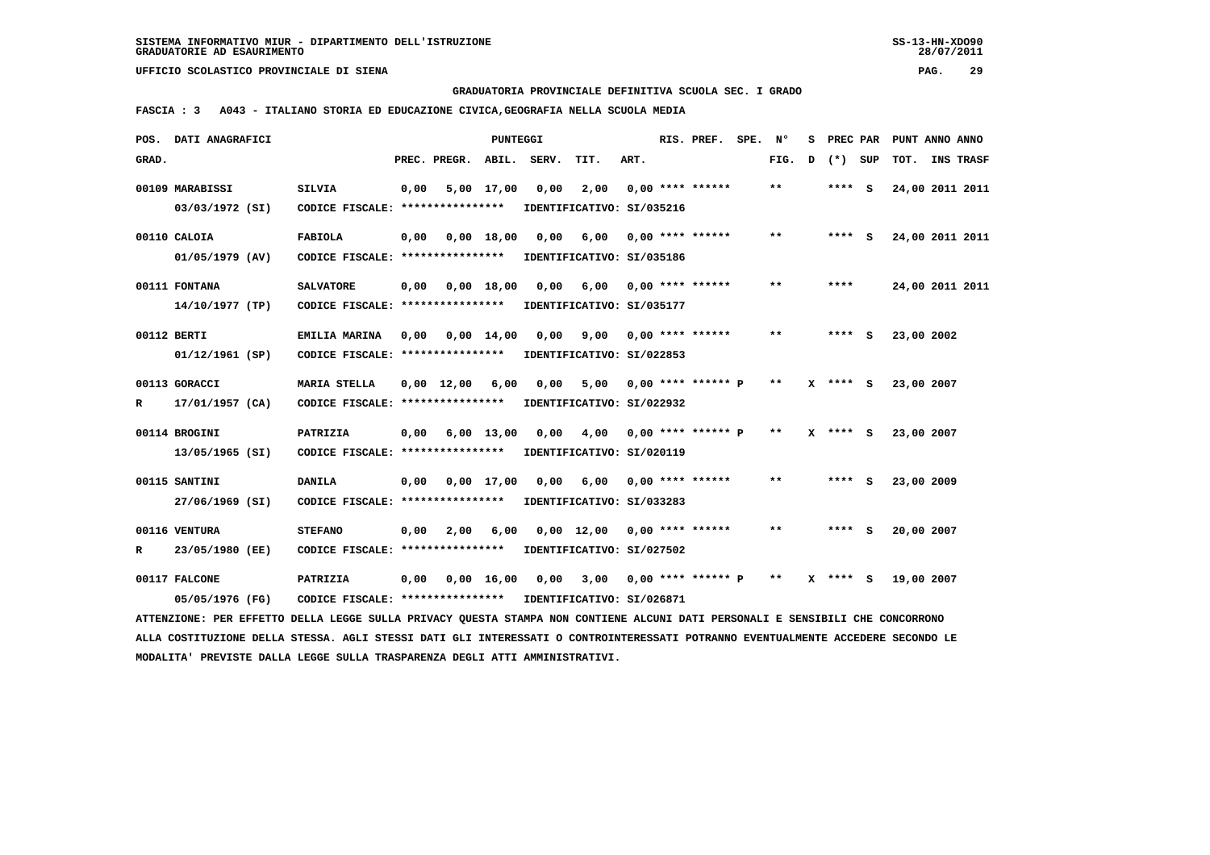SISTEMA INFORMATIVO MIUR - DIPARTIMENTO DELL'ISTRUZIONE
GRADUATORIE AD ESAURIMENTO

UFFICIO SCOLASTICO PROVINCIALE DI SIENA

GRADUATORIA PROVINCIALE DEFINITIVA SCUOLA SEC. I GRADO

FASCIA : 3 A043 - ITALIANO STORIA ED EDUCAZIONE CIVICA,GEOGRAFIA NELLA SCUOLA MEDIA

| POS. GRAD. | DATI ANAGRAFICI | | PREC. | PREGR. | ABIL. | SERV. | TIT. | ART. | RIS. PREF. | SPE. | N° FIG. | S D | PREC (*) | PAR SUP | TOT. | ANNO INS | ANNO TRASF |
|---|---|---|---|---|---|---|---|---|---|---|---|---|---|---|---|---|---|
| 00109 | MARABISSI 03/03/1972 (SI) | SILVIA CODICE FISCALE: **************** IDENTIFICATIVO: SI/035216 | 0,00 | 5,00 | 17,00 | 0,00 | 2,00 | 0,00 | **** ****** | | ** | | **** | S | 24,00 | 2011 | 2011 |
| 00110 | CALOIA 01/05/1979 (AV) | FABIOLA CODICE FISCALE: **************** IDENTIFICATIVO: SI/035186 | 0,00 | 0,00 | 18,00 | 0,00 | 6,00 | 0,00 | **** ****** | | ** | | **** | S | 24,00 | 2011 | 2011 |
| 00111 | FONTANA 14/10/1977 (TP) | SALVATORE CODICE FISCALE: **************** IDENTIFICATIVO: SI/035177 | 0,00 | 0,00 | 18,00 | 0,00 | 6,00 | 0,00 | **** ****** | | ** | | **** | | 24,00 | 2011 | 2011 |
| 00112 | BERTI 01/12/1961 (SP) | EMILIA MARINA CODICE FISCALE: **************** IDENTIFICATIVO: SI/022853 | 0,00 | 0,00 | 14,00 | 0,00 | 9,00 | 0,00 | **** ****** | | ** | | **** | S | 23,00 | 2002 | |
| 00113 R | GORACCI 17/01/1957 (CA) | MARIA STELLA CODICE FISCALE: **************** IDENTIFICATIVO: SI/022932 | 0,00 | 12,00 | 6,00 | 0,00 | 5,00 | 0,00 | **** ****** | P | ** | X | **** | S | 23,00 | 2007 | |
| 00114 | BROGINI 13/05/1965 (SI) | PATRIZIA CODICE FISCALE: **************** IDENTIFICATIVO: SI/020119 | 0,00 | 6,00 | 13,00 | 0,00 | 4,00 | 0,00 | **** ****** | P | ** | X | **** | S | 23,00 | 2007 | |
| 00115 | SANTINI 27/06/1969 (SI) | DANILA CODICE FISCALE: **************** IDENTIFICATIVO: SI/033283 | 0,00 | 0,00 | 17,00 | 0,00 | 6,00 | 0,00 | **** ****** | | ** | | **** | S | 23,00 | 2009 | |
| 00116 R | VENTURA 23/05/1980 (EE) | STEFANO CODICE FISCALE: **************** IDENTIFICATIVO: SI/027502 | 0,00 | 2,00 | 6,00 | 0,00 | 12,00 | 0,00 | **** ****** | | ** | | **** | S | 20,00 | 2007 | |
| 00117 | FALCONE 05/05/1976 (FG) | PATRIZIA CODICE FISCALE: **************** IDENTIFICATIVO: SI/026871 | 0,00 | 0,00 | 16,00 | 0,00 | 3,00 | 0,00 | **** ****** | P | ** | X | **** | S | 19,00 | 2007 | |

ATTENZIONE: PER EFFETTO DELLA LEGGE SULLA PRIVACY QUESTA STAMPA NON CONTIENE ALCUNI DATI PERSONALI E SENSIBILI CHE CONCORRONO ALLA COSTITUZIONE DELLA STESSA. AGLI STESSI DATI GLI INTERESSATI O CONTROINTERESSATI POTRANNO EVENTUALMENTE ACCEDERE SECONDO LE MODALITA' PREVISTE DALLA LEGGE SULLA TRASPARENZA DEGLI ATTI AMMINISTRATIVI.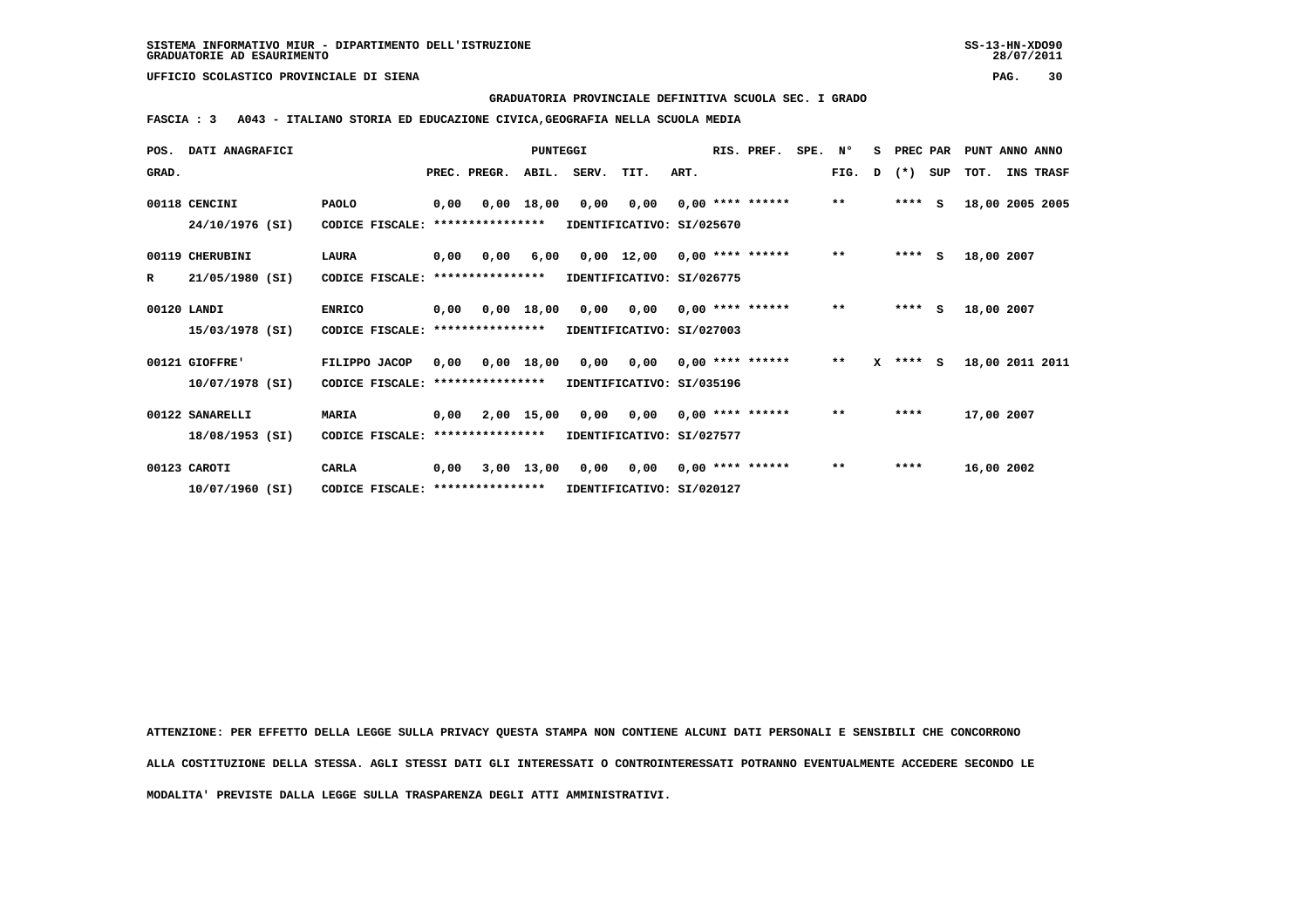SISTEMA INFORMATIVO MIUR - DIPARTIMENTO DELL'ISTRUZIONE
GRADUATORIE AD ESAURIMENTO

UFFICIO SCOLASTICO PROVINCIALE DI SIENA

GRADUATORIA PROVINCIALE DEFINITIVA SCUOLA SEC. I GRADO

FASCIA : 3 A043 - ITALIANO STORIA ED EDUCAZIONE CIVICA,GEOGRAFIA NELLA SCUOLA MEDIA

| POS. GRAD. | DATI ANAGRAFICI | | PREC. | PREGR. | ABIL. | SERV. | TIT. | ART. | RIS. PREF. | SPE. | N° FIG. | S D | PREC (*) | PAR SUP | PUNT TOT. | ANNO INS | ANNO TRASF |
|---|---|---|---|---|---|---|---|---|---|---|---|---|---|---|---|---|---|
| 00118 | CENCINI | PAOLO | 0,00 | 0,00 | 18,00 | 0,00 | 0,00 | 0,00 | **** ****** | | ** | | **** | S | 18,00 | 2005 | 2005 |
| | 24/10/1976 (SI) | CODICE FISCALE: **************** | IDENTIFICATIVO: SI/025670 | | | | | | | | | | | | | | |
| 00119 | CHERUBINI | LAURA | 0,00 | 0,00 | 6,00 | 0,00 | 12,00 | 0,00 | **** ****** | | ** | | **** | S | 18,00 | 2007 | |
| R | 21/05/1980 (SI) | CODICE FISCALE: **************** | IDENTIFICATIVO: SI/026775 | | | | | | | | | | | | | | |
| 00120 | LANDI | ENRICO | 0,00 | 0,00 | 18,00 | 0,00 | 0,00 | 0,00 | **** ****** | | ** | | **** | S | 18,00 | 2007 | |
| | 15/03/1978 (SI) | CODICE FISCALE: **************** | IDENTIFICATIVO: SI/027003 | | | | | | | | | | | | | | |
| 00121 | GIOFFRE' | FILIPPO JACOP | 0,00 | 0,00 | 18,00 | 0,00 | 0,00 | 0,00 | **** ****** | | ** | X | **** | S | 18,00 | 2011 | 2011 |
| | 10/07/1978 (SI) | CODICE FISCALE: **************** | IDENTIFICATIVO: SI/035196 | | | | | | | | | | | | | | |
| 00122 | SANARELLI | MARIA | 0,00 | 2,00 | 15,00 | 0,00 | 0,00 | 0,00 | **** ****** | | ** | | **** | | 17,00 | 2007 | |
| | 18/08/1953 (SI) | CODICE FISCALE: **************** | IDENTIFICATIVO: SI/027577 | | | | | | | | | | | | | | |
| 00123 | CAROTI | CARLA | 0,00 | 3,00 | 13,00 | 0,00 | 0,00 | 0,00 | **** ****** | | ** | | **** | | 16,00 | 2002 | |
| | 10/07/1960 (SI) | CODICE FISCALE: **************** | IDENTIFICATIVO: SI/020127 | | | | | | | | | | | | | | |

ATTENZIONE: PER EFFETTO DELLA LEGGE SULLA PRIVACY QUESTA STAMPA NON CONTIENE ALCUNI DATI PERSONALI E SENSIBILI CHE CONCORRONO ALLA COSTITUZIONE DELLA STESSA. AGLI STESSI DATI GLI INTERESSATI O CONTROINTERESSATI POTRANNO EVENTUALMENTE ACCEDERE SECONDO LE MODALITA' PREVISTE DALLA LEGGE SULLA TRASPARENZA DEGLI ATTI AMMINISTRATIVI.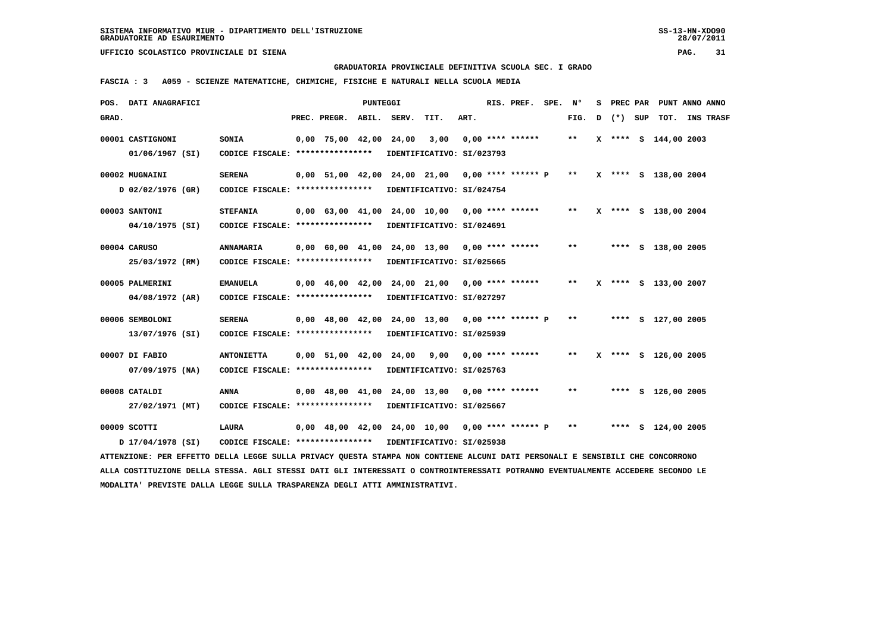SISTEMA INFORMATIVO MIUR - DIPARTIMENTO DELL'ISTRUZIONE
GRADUATORIE AD ESAURIMENTO

UFFICIO SCOLASTICO PROVINCIALE DI SIENA

GRADUATORIA PROVINCIALE DEFINITIVA SCUOLA SEC. I GRADO

FASCIA : 3 A059 - SCIENZE MATEMATICHE, CHIMICHE, FISICHE E NATURALI NELLA SCUOLA MEDIA

| POS. GRAD. | DATI ANAGRAFICI | | PREC. | PREGR. | ABIL. | SERV. | TIT. | ART. | RIS. PREF. | SPE. | N° FIG. | S D | PREC (*) | PAR SUP | TOT. | ANNO INS | ANNO TRASF |
|---|---|---|---|---|---|---|---|---|---|---|---|---|---|---|---|---|---|
| 00001 | CASTIGNONI 01/06/1967 (SI) | SONIA CODICE FISCALE: **************** IDENTIFICATIVO: SI/023793 | 0,00 | 75,00 | 42,00 | 24,00 | 3,00 | 0,00 | **** ****** | | ** | X | **** | S | 144,00 | 2003 | |
| 00002 | MUGNAINI D 02/02/1976 (GR) | SERENA CODICE FISCALE: **************** IDENTIFICATIVO: SI/024754 | 0,00 | 51,00 | 42,00 | 24,00 | 21,00 | 0,00 | **** ****** P | | ** | X | **** | S | 138,00 | 2004 | |
| 00003 | SANTONI 04/10/1975 (SI) | STEFANIA CODICE FISCALE: **************** IDENTIFICATIVO: SI/024691 | 0,00 | 63,00 | 41,00 | 24,00 | 10,00 | 0,00 | **** ****** | | ** | X | **** | S | 138,00 | 2004 | |
| 00004 | CARUSO 25/03/1972 (RM) | ANNAMARIA CODICE FISCALE: **************** IDENTIFICATIVO: SI/025665 | 0,00 | 60,00 | 41,00 | 24,00 | 13,00 | 0,00 | **** ****** | | ** | | **** | S | 138,00 | 2005 | |
| 00005 | PALMERINI 04/08/1972 (AR) | EMANUELA CODICE FISCALE: **************** IDENTIFICATIVO: SI/027297 | 0,00 | 46,00 | 42,00 | 24,00 | 21,00 | 0,00 | **** ****** | | ** | X | **** | S | 133,00 | 2007 | |
| 00006 | SEMBOLONI 13/07/1976 (SI) | SERENA CODICE FISCALE: **************** IDENTIFICATIVO: SI/025939 | 0,00 | 48,00 | 42,00 | 24,00 | 13,00 | 0,00 | **** ****** P | | ** | | **** | S | 127,00 | 2005 | |
| 00007 | DI FABIO 07/09/1975 (NA) | ANTONIETTA CODICE FISCALE: **************** IDENTIFICATIVO: SI/025763 | 0,00 | 51,00 | 42,00 | 24,00 | 9,00 | 0,00 | **** ****** | | ** | X | **** | S | 126,00 | 2005 | |
| 00008 | CATALDI 27/02/1971 (MT) | ANNA CODICE FISCALE: **************** IDENTIFICATIVO: SI/025667 | 0,00 | 48,00 | 41,00 | 24,00 | 13,00 | 0,00 | **** ****** | | ** | | **** | S | 126,00 | 2005 | |
| 00009 | SCOTTI D 17/04/1978 (SI) | LAURA CODICE FISCALE: **************** IDENTIFICATIVO: SI/025938 | 0,00 | 48,00 | 42,00 | 24,00 | 10,00 | 0,00 | **** ****** P | | ** | | **** | S | 124,00 | 2005 | |

ATTENZIONE: PER EFFETTO DELLA LEGGE SULLA PRIVACY QUESTA STAMPA NON CONTIENE ALCUNI DATI PERSONALI E SENSIBILI CHE CONCORRONO ALLA COSTITUZIONE DELLA STESSA. AGLI STESSI DATI GLI INTERESSATI O CONTROINTERESSATI POTRANNO EVENTUALMENTE ACCEDERE SECONDO LE MODALITA' PREVISTE DALLA LEGGE SULLA TRASPARENZA DEGLI ATTI AMMINISTRATIVI.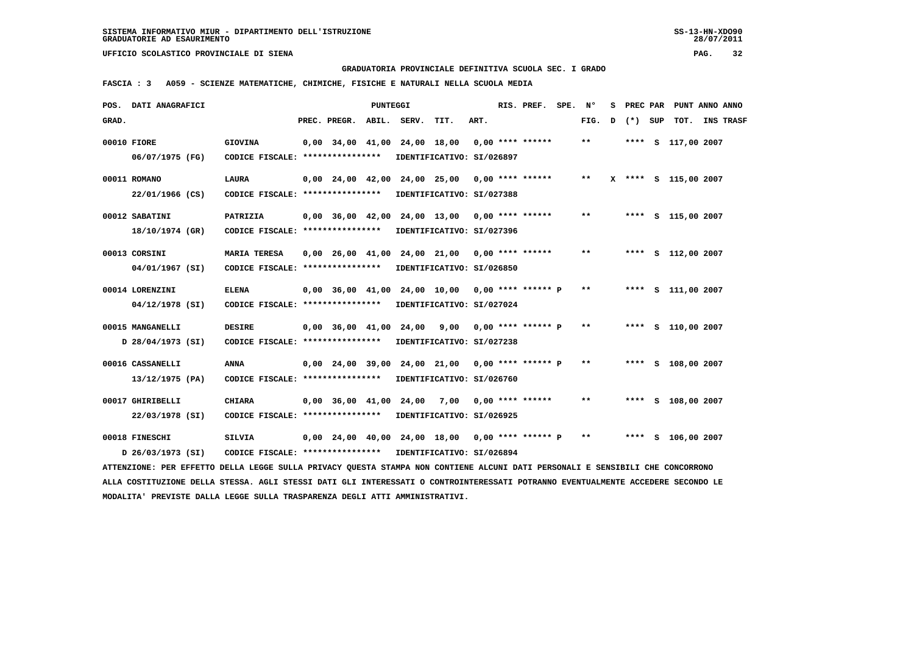SISTEMA INFORMATIVO MIUR - DIPARTIMENTO DELL'ISTRUZIONE
GRADUATORIE AD ESAURIMENTO

UFFICIO SCOLASTICO PROVINCIALE DI SIENA

GRADUATORIA PROVINCIALE DEFINITIVA SCUOLA SEC. I GRADO

FASCIA : 3 A059 - SCIENZE MATEMATICHE, CHIMICHE, FISICHE E NATURALI NELLA SCUOLA MEDIA

| POS. GRAD. | DATI ANAGRAFICI | | PREC. | PREGR. | ABIL. | SERV. | TIT. | ART. | RIS. | PREF. | SPE. | N° FIG. | S D | PREC (*) | PAR SUP | PUNT TOT. | ANNO INS | ANNO TRASF |
|---|---|---|---|---|---|---|---|---|---|---|---|---|---|---|---|---|---|---|
| 00010 | FIORE 06/07/1975 (FG) | GIOVINA CODICE FISCALE: **************** IDENTIFICATIVO: SI/026897 | 0,00 | 34,00 | 41,00 | 24,00 | 18,00 | 0,00 | **** | ****** | | ** | | **** | S | 117,00 | 2007 | |
| 00011 | ROMANO 22/01/1966 (CS) | LAURA CODICE FISCALE: **************** IDENTIFICATIVO: SI/027388 | 0,00 | 24,00 | 42,00 | 24,00 | 25,00 | 0,00 | **** | ****** | | ** | X | **** | S | 115,00 | 2007 | |
| 00012 | SABATINI 18/10/1974 (GR) | PATRIZIA CODICE FISCALE: **************** IDENTIFICATIVO: SI/027396 | 0,00 | 36,00 | 42,00 | 24,00 | 13,00 | 0,00 | **** | ****** | | ** | | **** | S | 115,00 | 2007 | |
| 00013 | CORSINI 04/01/1967 (SI) | MARIA TERESA CODICE FISCALE: **************** IDENTIFICATIVO: SI/026850 | 0,00 | 26,00 | 41,00 | 24,00 | 21,00 | 0,00 | **** | ****** | | ** | | **** | S | 112,00 | 2007 | |
| 00014 | LORENZINI 04/12/1978 (SI) | ELENA CODICE FISCALE: **************** IDENTIFICATIVO: SI/027024 | 0,00 | 36,00 | 41,00 | 24,00 | 10,00 | 0,00 | **** | ****** | P | ** | | **** | S | 111,00 | 2007 | |
| 00015 | MANGANELLI D 28/04/1973 (SI) | DESIRE CODICE FISCALE: **************** IDENTIFICATIVO: SI/027238 | 0,00 | 36,00 | 41,00 | 24,00 | 9,00 | 0,00 | **** | ****** | P | ** | | **** | S | 110,00 | 2007 | |
| 00016 | CASSANELLI 13/12/1975 (PA) | ANNA CODICE FISCALE: **************** IDENTIFICATIVO: SI/026760 | 0,00 | 24,00 | 39,00 | 24,00 | 21,00 | 0,00 | **** | ****** | P | ** | | **** | S | 108,00 | 2007 | |
| 00017 | GHIRIBELLI 22/03/1978 (SI) | CHIARA CODICE FISCALE: **************** IDENTIFICATIVO: SI/026925 | 0,00 | 36,00 | 41,00 | 24,00 | 7,00 | 0,00 | **** | ****** | | ** | | **** | S | 108,00 | 2007 | |
| 00018 | FINESCHI D 26/03/1973 (SI) | SILVIA CODICE FISCALE: **************** IDENTIFICATIVO: SI/026894 | 0,00 | 24,00 | 40,00 | 24,00 | 18,00 | 0,00 | **** | ****** | P | ** | | **** | S | 106,00 | 2007 | |

ATTENZIONE: PER EFFETTO DELLA LEGGE SULLA PRIVACY QUESTA STAMPA NON CONTIENE ALCUNI DATI PERSONALI E SENSIBILI CHE CONCORRONO ALLA COSTITUZIONE DELLA STESSA. AGLI STESSI DATI GLI INTERESSATI O CONTROINTERESSATI POTRANNO EVENTUALMENTE ACCEDERE SECONDO LE MODALITA' PREVISTE DALLA LEGGE SULLA TRASPARENZA DEGLI ATTI AMMINISTRATIVI.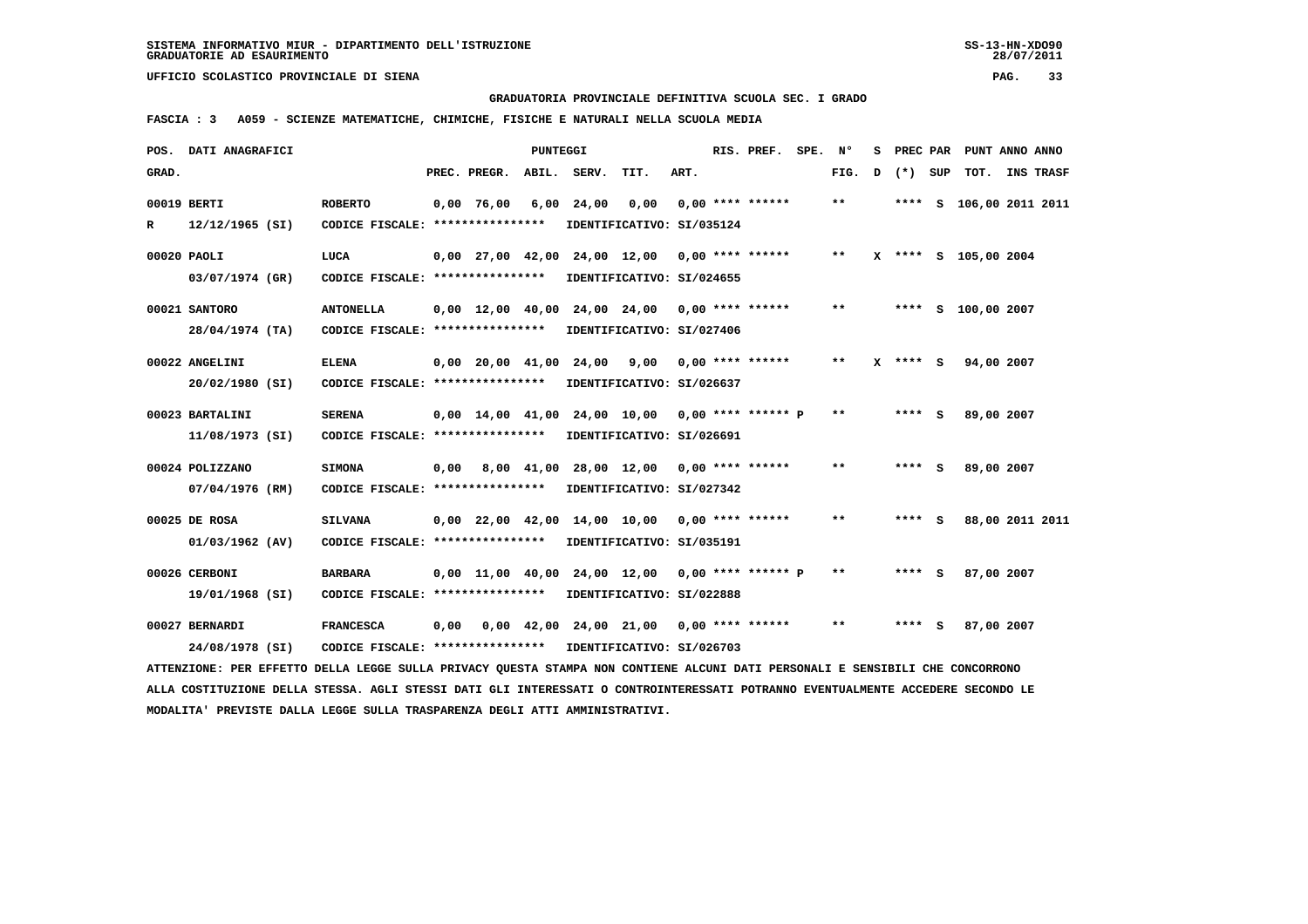SISTEMA INFORMATIVO MIUR - DIPARTIMENTO DELL'ISTRUZIONE
GRADUATORIE AD ESAURIMENTO

UFFICIO SCOLASTICO PROVINCIALE DI SIENA

GRADUATORIA PROVINCIALE DEFINITIVA SCUOLA SEC. I GRADO

FASCIA : 3 A059 - SCIENZE MATEMATICHE, CHIMICHE, FISICHE E NATURALI NELLA SCUOLA MEDIA

| POS. GRAD. | DATI ANAGRAFICI | | PREC. | PREGR. | ABIL. | SERV. | TIT. | ART. | RIS. PREF. | SPE. | N° FIG. | S D | PREC (*) | PAR SUP | PUNT TOT. | ANNO INS | ANNO TRASF |
|---|---|---|---|---|---|---|---|---|---|---|---|---|---|---|---|---|---|
| 00019 | BERTI | ROBERTO | 0,00 | 76,00 | 6,00 | 24,00 | 0,00 | 0,00 | **** ****** | | ** | | **** | S | 106,00 | 2011 | 2011 |
| R | 12/12/1965 (SI) | CODICE FISCALE: **************** IDENTIFICATIVO: SI/035124 | | | | | | | | | | | | | | | |
| 00020 | PAOLI | LUCA | 0,00 | 27,00 | 42,00 | 24,00 | 12,00 | 0,00 | **** ****** | | ** | X | **** | S | 105,00 | 2004 | |
| | 03/07/1974 (GR) | CODICE FISCALE: **************** IDENTIFICATIVO: SI/024655 | | | | | | | | | | | | | | | |
| 00021 | SANTORO | ANTONELLA | 0,00 | 12,00 | 40,00 | 24,00 | 24,00 | 0,00 | **** ****** | | ** | | **** | S | 100,00 | 2007 | |
| | 28/04/1974 (TA) | CODICE FISCALE: **************** IDENTIFICATIVO: SI/027406 | | | | | | | | | | | | | | | |
| 00022 | ANGELINI | ELENA | 0,00 | 20,00 | 41,00 | 24,00 | 9,00 | 0,00 | **** ****** | | ** | X | **** | S | 94,00 | 2007 | |
| | 20/02/1980 (SI) | CODICE FISCALE: **************** IDENTIFICATIVO: SI/026637 | | | | | | | | | | | | | | | |
| 00023 | BARTALINI | SERENA | 0,00 | 14,00 | 41,00 | 24,00 | 10,00 | 0,00 | **** ****** | P | ** | | **** | S | 89,00 | 2007 | |
| | 11/08/1973 (SI) | CODICE FISCALE: **************** IDENTIFICATIVO: SI/026691 | | | | | | | | | | | | | | | |
| 00024 | POLIZZANO | SIMONA | 0,00 | 8,00 | 41,00 | 28,00 | 12,00 | 0,00 | **** ****** | | ** | | **** | S | 89,00 | 2007 | |
| | 07/04/1976 (RM) | CODICE FISCALE: **************** IDENTIFICATIVO: SI/027342 | | | | | | | | | | | | | | | |
| 00025 | DE ROSA | SILVANA | 0,00 | 22,00 | 42,00 | 14,00 | 10,00 | 0,00 | **** ****** | | ** | | **** | S | 88,00 | 2011 | 2011 |
| | 01/03/1962 (AV) | CODICE FISCALE: **************** IDENTIFICATIVO: SI/035191 | | | | | | | | | | | | | | | |
| 00026 | CERBONI | BARBARA | 0,00 | 11,00 | 40,00 | 24,00 | 12,00 | 0,00 | **** ****** | P | ** | | **** | S | 87,00 | 2007 | |
| | 19/01/1968 (SI) | CODICE FISCALE: **************** IDENTIFICATIVO: SI/022888 | | | | | | | | | | | | | | | |
| 00027 | BERNARDI | FRANCESCA | 0,00 | 0,00 | 42,00 | 24,00 | 21,00 | 0,00 | **** ****** | | ** | | **** | S | 87,00 | 2007 | |
| | 24/08/1978 (SI) | CODICE FISCALE: **************** IDENTIFICATIVO: SI/026703 | | | | | | | | | | | | | | | |

ATTENZIONE: PER EFFETTO DELLA LEGGE SULLA PRIVACY QUESTA STAMPA NON CONTIENE ALCUNI DATI PERSONALI E SENSIBILI CHE CONCORRONO ALLA COSTITUZIONE DELLA STESSA. AGLI STESSI DATI GLI INTERESSATI O CONTROINTERESSATI POTRANNO EVENTUALMENTE ACCEDERE SECONDO LE MODALITA' PREVISTE DALLA LEGGE SULLA TRASPARENZA DEGLI ATTI AMMINISTRATIVI.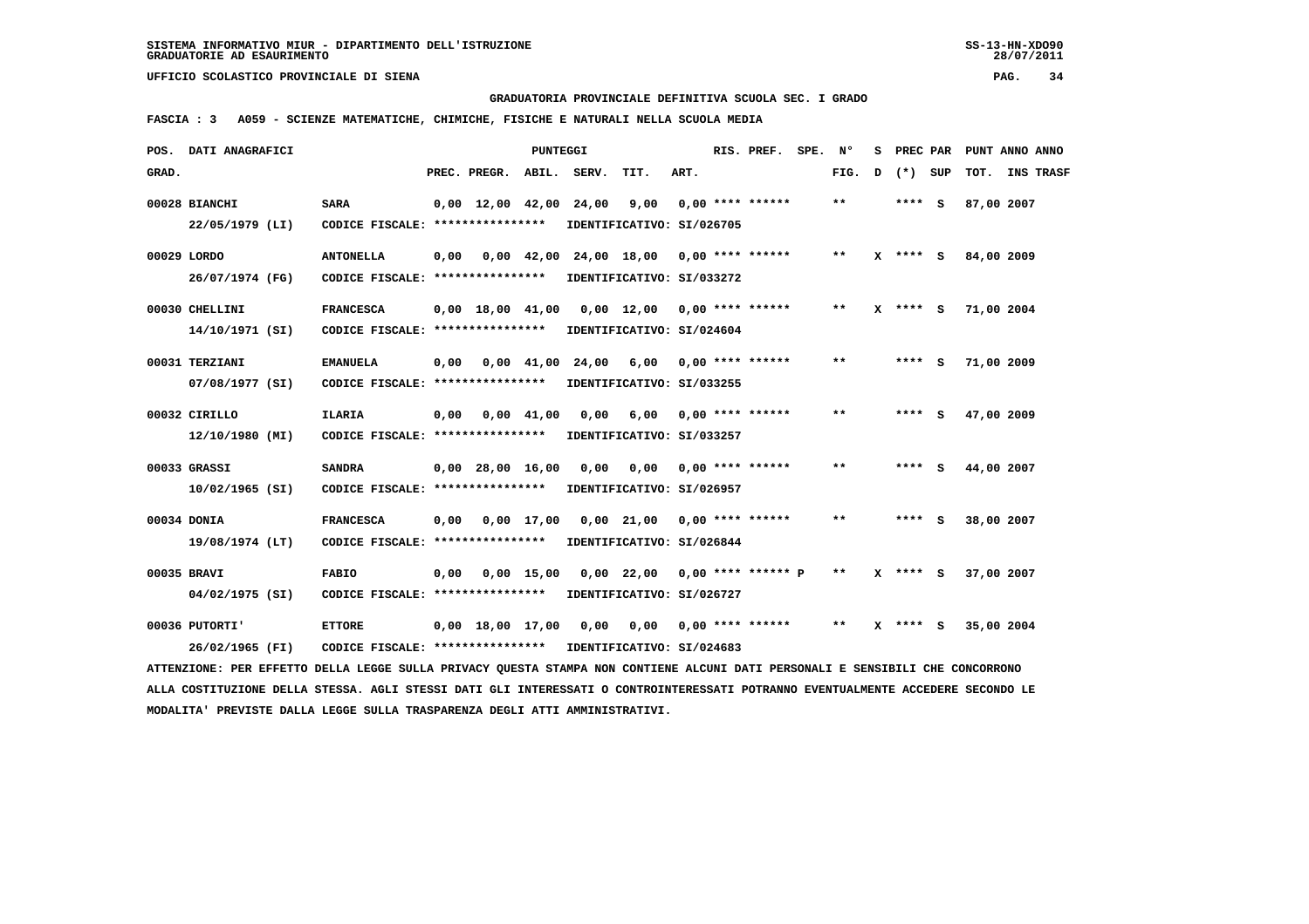SISTEMA INFORMATIVO MIUR - DIPARTIMENTO DELL'ISTRUZIONE
GRADUATORIE AD ESAURIMENTO

UFFICIO SCOLASTICO PROVINCIALE DI SIENA

GRADUATORIA PROVINCIALE DEFINITIVA SCUOLA SEC. I GRADO

FASCIA : 3 A059 - SCIENZE MATEMATICHE, CHIMICHE, FISICHE E NATURALI NELLA SCUOLA MEDIA

| POS. GRAD. | DATI ANAGRAFICI | | PREC. | PREGR. | ABIL. | SERV. | TIT. | ART. | RIS. PREF. | SPE. | N° FIG. | S D | PREC (*) | PAR SUP | PUNT ANNO TOT. | ANNO INS TRASF |
|---|---|---|---|---|---|---|---|---|---|---|---|---|---|---|---|---|
| 00028 | BIANCHI 22/05/1979 (LI) | SARA CODICE FISCALE: **************** IDENTIFICATIVO: SI/026705 | 0,00 | 12,00 | 42,00 | 24,00 | 9,00 | 0,00 | **** ****** | | ** | | **** | S | 87,00 | 2007 |
| 00029 | LORDO 26/07/1974 (FG) | ANTONELLA CODICE FISCALE: **************** IDENTIFICATIVO: SI/033272 | 0,00 | 0,00 | 42,00 | 24,00 | 18,00 | 0,00 | **** ****** | | ** | X | **** | S | 84,00 | 2009 |
| 00030 | CHELLINI 14/10/1971 (SI) | FRANCESCA CODICE FISCALE: **************** IDENTIFICATIVO: SI/024604 | 0,00 | 18,00 | 41,00 | 0,00 | 12,00 | 0,00 | **** ****** | | ** | X | **** | S | 71,00 | 2004 |
| 00031 | TERZIANI 07/08/1977 (SI) | EMANUELA CODICE FISCALE: **************** IDENTIFICATIVO: SI/033255 | 0,00 | 0,00 | 41,00 | 24,00 | 6,00 | 0,00 | **** ****** | | ** | | **** | S | 71,00 | 2009 |
| 00032 | CIRILLO 12/10/1980 (MI) | ILARIA CODICE FISCALE: **************** IDENTIFICATIVO: SI/033257 | 0,00 | 0,00 | 41,00 | 0,00 | 6,00 | 0,00 | **** ****** | | ** | | **** | S | 47,00 | 2009 |
| 00033 | GRASSI 10/02/1965 (SI) | SANDRA CODICE FISCALE: **************** IDENTIFICATIVO: SI/026957 | 0,00 | 28,00 | 16,00 | 0,00 | 0,00 | 0,00 | **** ****** | | ** | | **** | S | 44,00 | 2007 |
| 00034 | DONIA 19/08/1974 (LT) | FRANCESCA CODICE FISCALE: **************** IDENTIFICATIVO: SI/026844 | 0,00 | 0,00 | 17,00 | 0,00 | 21,00 | 0,00 | **** ****** | | ** | | **** | S | 38,00 | 2007 |
| 00035 | BRAVI 04/02/1975 (SI) | FABIO CODICE FISCALE: **************** IDENTIFICATIVO: SI/026727 | 0,00 | 0,00 | 15,00 | 0,00 | 22,00 | 0,00 | **** ****** | P | ** | X | **** | S | 37,00 | 2007 |
| 00036 | PUTORTI' 26/02/1965 (FI) | ETTORE CODICE FISCALE: **************** IDENTIFICATIVO: SI/024683 | 0,00 | 18,00 | 17,00 | 0,00 | 0,00 | 0,00 | **** ****** | | ** | X | **** | S | 35,00 | 2004 |

ATTENZIONE: PER EFFETTO DELLA LEGGE SULLA PRIVACY QUESTA STAMPA NON CONTIENE ALCUNI DATI PERSONALI E SENSIBILI CHE CONCORRONO ALLA COSTITUZIONE DELLA STESSA. AGLI STESSI DATI GLI INTERESSATI O CONTROINTERESSATI POTRANNO EVENTUALMENTE ACCEDERE SECONDO LE MODALITA' PREVISTE DALLA LEGGE SULLA TRASPARENZA DEGLI ATTI AMMINISTRATIVI.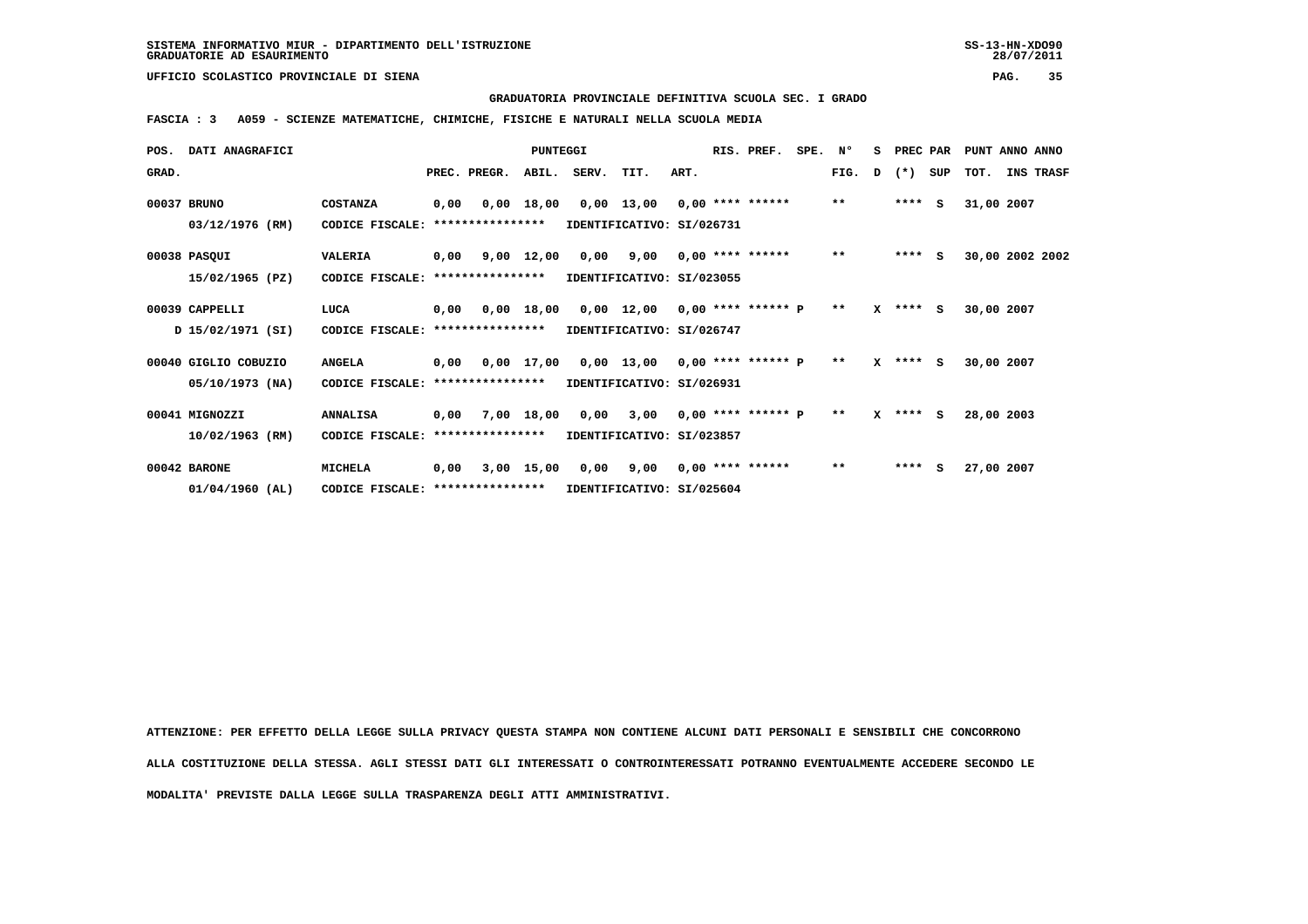SISTEMA INFORMATIVO MIUR - DIPARTIMENTO DELL'ISTRUZIONE
GRADUATORIE AD ESAURIMENTO

UFFICIO SCOLASTICO PROVINCIALE DI SIENA

**GRADUATORIA PROVINCIALE DEFINITIVA SCUOLA SEC. I GRADO**

**FASCIA : 3 A059 - SCIENZE MATEMATICHE, CHIMICHE, FISICHE E NATURALI NELLA SCUOLA MEDIA**

| POS. GRAD. | DATI ANAGRAFICI | | PREC. | PREGR. | ABIL. | SERV. | TIT. | ART. | RIS. | PREF. | SPE. | N° FIG. | S D | PREC (*) | PAR SUP | TOT. | ANNO | ANNO INS TRASF |
|---|---|---|---|---|---|---|---|---|---|---|---|---|---|---|---|---|---|---|
| 00037 | BRUNO | COSTANZA | 0,00 | 0,00 | 18,00 | 0,00 | 13,00 | 0,00 | **** | ****** | | ** | | **** | S | 31,00 | 2007 | |
| | 03/12/1976 (RM) | CODICE FISCALE: **************** | IDENTIFICATIVO: SI/026731 | | | | | | | | | | | | | | | |
| 00038 | PASQUI | VALERIA | 0,00 | 9,00 | 12,00 | 0,00 | 9,00 | 0,00 | **** | ****** | | ** | | **** | S | 30,00 | 2002 | 2002 |
| | 15/02/1965 (PZ) | CODICE FISCALE: **************** | IDENTIFICATIVO: SI/023055 | | | | | | | | | | | | | | | |
| 00039 | CAPPELLI | LUCA | 0,00 | 0,00 | 18,00 | 0,00 | 12,00 | 0,00 | **** | ****** | P | ** | X | **** | S | 30,00 | 2007 | |
| | D 15/02/1971 (SI) | CODICE FISCALE: **************** | IDENTIFICATIVO: SI/026747 | | | | | | | | | | | | | | | |
| 00040 | GIGLIO COBUZIO | ANGELA | 0,00 | 0,00 | 17,00 | 0,00 | 13,00 | 0,00 | **** | ****** | P | ** | X | **** | S | 30,00 | 2007 | |
| | 05/10/1973 (NA) | CODICE FISCALE: **************** | IDENTIFICATIVO: SI/026931 | | | | | | | | | | | | | | | |
| 00041 | MIGNOZZI | ANNALISA | 0,00 | 7,00 | 18,00 | 0,00 | 3,00 | 0,00 | **** | ****** | P | ** | X | **** | S | 28,00 | 2003 | |
| | 10/02/1963 (RM) | CODICE FISCALE: **************** | IDENTIFICATIVO: SI/023857 | | | | | | | | | | | | | | | |
| 00042 | BARONE | MICHELA | 0,00 | 3,00 | 15,00 | 0,00 | 9,00 | 0,00 | **** | ****** | | ** | | **** | S | 27,00 | 2007 | |
| | 01/04/1960 (AL) | CODICE FISCALE: **************** | IDENTIFICATIVO: SI/025604 | | | | | | | | | | | | | | | |

ATTENZIONE: PER EFFETTO DELLA LEGGE SULLA PRIVACY QUESTA STAMPA NON CONTIENE ALCUNI DATI PERSONALI E SENSIBILI CHE CONCORRONO ALLA COSTITUZIONE DELLA STESSA. AGLI STESSI DATI GLI INTERESSATI O CONTROINTERESSATI POTRANNO EVENTUALMENTE ACCEDERE SECONDO LE MODALITA' PREVISTE DALLA LEGGE SULLA TRASPARENZA DEGLI ATTI AMMINISTRATIVI.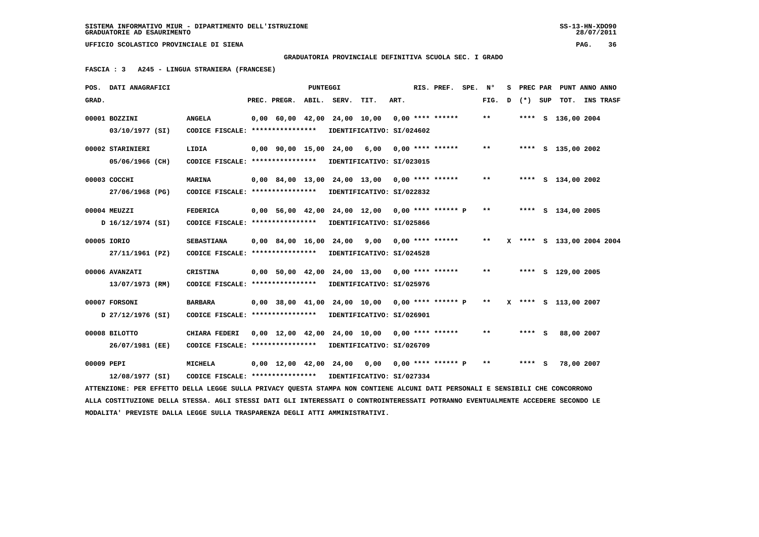SISTEMA INFORMATIVO MIUR - DIPARTIMENTO DELL'ISTRUZIONE
GRADUATORIE AD ESAURIMENTO

UFFICIO SCOLASTICO PROVINCIALE DI SIENA

**GRADUATORIA PROVINCIALE DEFINITIVA SCUOLA SEC. I GRADO**

**FASCIA : 3 A245 - LINGUA STRANIERA (FRANCESE)**

| POS. GRAD. | DATI ANAGRAFICI | | PREC. | PREGR. | ABIL. | SERV. | TIT. | ART. | RIS. PREF. | SPE. | N° FIG. | S D | PREC (*) | PAR SUP | TOT. | ANNO | ANNO INS TRASF |
|---|---|---|---|---|---|---|---|---|---|---|---|---|---|---|---|---|---|
| 00001 | BOZZINI 03/10/1977 (SI) | ANGELA CODICE FISCALE: **************** IDENTIFICATIVO: SI/024602 | 0,00 | 60,00 | 42,00 | 24,00 | 10,00 | 0,00 | **** ****** | | ** | | **** | S | 136,00 | 2004 | |
| 00002 | STARINIERI 05/06/1966 (CH) | LIDIA CODICE FISCALE: **************** IDENTIFICATIVO: SI/023015 | 0,00 | 90,00 | 15,00 | 24,00 | 6,00 | 0,00 | **** ****** | | ** | | **** | S | 135,00 | 2002 | |
| 00003 | COCCHI 27/06/1968 (PG) | MARINA CODICE FISCALE: **************** IDENTIFICATIVO: SI/022832 | 0,00 | 84,00 | 13,00 | 24,00 | 13,00 | 0,00 | **** ****** | | ** | | **** | S | 134,00 | 2002 | |
| 00004 | MEUZZI D 16/12/1974 (SI) | FEDERICA CODICE FISCALE: **************** IDENTIFICATIVO: SI/025866 | 0,00 | 56,00 | 42,00 | 24,00 | 12,00 | 0,00 | **** ****** | P | ** | | **** | S | 134,00 | 2005 | |
| 00005 | IORIO 27/11/1961 (PZ) | SEBASTIANA CODICE FISCALE: **************** IDENTIFICATIVO: SI/024528 | 0,00 | 84,00 | 16,00 | 24,00 | 9,00 | 0,00 | **** ****** | | ** | X | **** | S | 133,00 | 2004 | 2004 |
| 00006 | AVANZATI 13/07/1973 (RM) | CRISTINA CODICE FISCALE: **************** IDENTIFICATIVO: SI/025976 | 0,00 | 50,00 | 42,00 | 24,00 | 13,00 | 0,00 | **** ****** | | ** | | **** | S | 129,00 | 2005 | |
| 00007 | FORSONI D 27/12/1976 (SI) | BARBARA CODICE FISCALE: **************** IDENTIFICATIVO: SI/026901 | 0,00 | 38,00 | 41,00 | 24,00 | 10,00 | 0,00 | **** ****** | P | ** | X | **** | S | 113,00 | 2007 | |
| 00008 | BILOTTO 26/07/1981 (EE) | CHIARA FEDERI CODICE FISCALE: **************** IDENTIFICATIVO: SI/026709 | 0,00 | 12,00 | 42,00 | 24,00 | 10,00 | 0,00 | **** ****** | | ** | | **** | S | 88,00 | 2007 | |
| 00009 | PEPI 12/08/1977 (SI) | MICHELA CODICE FISCALE: **************** IDENTIFICATIVO: SI/027334 | 0,00 | 12,00 | 42,00 | 24,00 | 0,00 | 0,00 | **** ****** | P | ** | | **** | S | 78,00 | 2007 | |

ATTENZIONE: PER EFFETTO DELLA LEGGE SULLA PRIVACY QUESTA STAMPA NON CONTIENE ALCUNI DATI PERSONALI E SENSIBILI CHE CONCORRONO ALLA COSTITUZIONE DELLA STESSA. AGLI STESSI DATI GLI INTERESSATI O CONTROINTERESSATI POTRANNO EVENTUALMENTE ACCEDERE SECONDO LE MODALITA' PREVISTE DALLA LEGGE SULLA TRASPARENZA DEGLI ATTI AMMINISTRATIVI.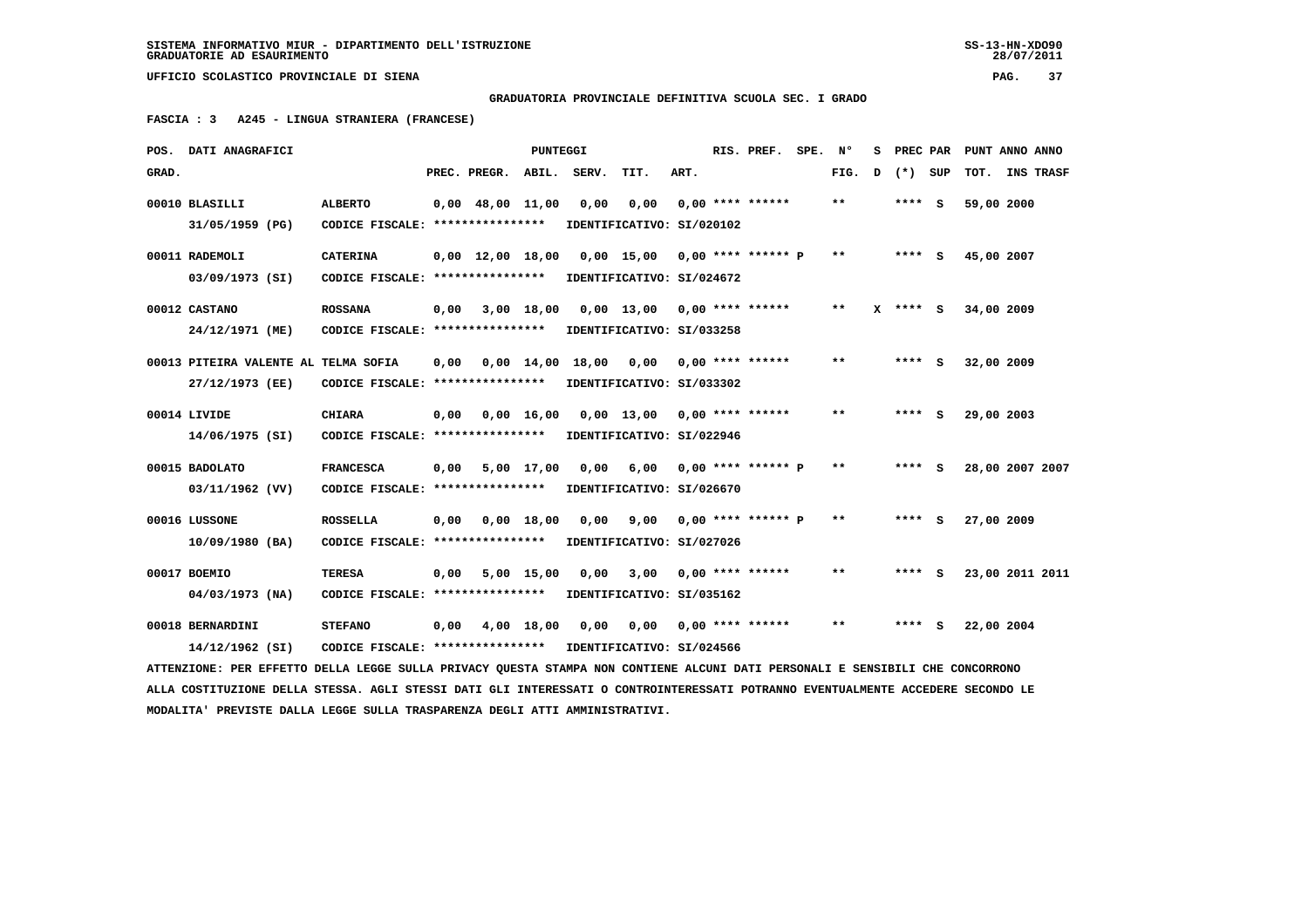SISTEMA INFORMATIVO MIUR - DIPARTIMENTO DELL'ISTRUZIONE
GRADUATORIE AD ESAURIMENTO

UFFICIO SCOLASTICO PROVINCIALE DI SIENA

**GRADUATORIA PROVINCIALE DEFINITIVA SCUOLA SEC. I GRADO**

**FASCIA : 3 A245 - LINGUA STRANIERA (FRANCESE)**

| POS. GRAD. | DATI ANAGRAFICI | | PREC. | PREGR. | ABIL. | SERV. | TIT. | ART. | RIS. | PREF. | SPE. | N° FIG. | S D | PREC (*) | PAR SUP | PUNT ANNO TOT. | ANNO INS TRASF |
|---|---|---|---|---|---|---|---|---|---|---|---|---|---|---|---|---|---|
| 00010 | BLASILLI 31/05/1959 (PG) | ALBERTO CODICE FISCALE: **************** IDENTIFICATIVO: SI/020102 | 0,00 | 48,00 | 11,00 | 0,00 | 0,00 | 0,00 | **** | ****** | | ** | | **** | S | 59,00 | 2000 |
| 00011 | RADEMOLI 03/09/1973 (SI) | CATERINA CODICE FISCALE: **************** IDENTIFICATIVO: SI/024672 | 0,00 | 12,00 | 18,00 | 0,00 | 15,00 | 0,00 | **** | ****** | P | ** | | **** | S | 45,00 | 2007 |
| 00012 | CASTANO 24/12/1971 (ME) | ROSSANA CODICE FISCALE: **************** IDENTIFICATIVO: SI/033258 | 0,00 | 3,00 | 18,00 | 0,00 | 13,00 | 0,00 | **** | ****** | | ** | X | **** | S | 34,00 | 2009 |
| 00013 | PITEIRA VALENTE AL 27/12/1973 (EE) | TELMA SOFIA CODICE FISCALE: **************** IDENTIFICATIVO: SI/033302 | 0,00 | 0,00 | 14,00 | 18,00 | 0,00 | 0,00 | **** | ****** | | ** | | **** | S | 32,00 | 2009 |
| 00014 | LIVIDE 14/06/1975 (SI) | CHIARA CODICE FISCALE: **************** IDENTIFICATIVO: SI/022946 | 0,00 | 0,00 | 16,00 | 0,00 | 13,00 | 0,00 | **** | ****** | | ** | | **** | S | 29,00 | 2003 |
| 00015 | BADOLATO 03/11/1962 (VV) | FRANCESCA CODICE FISCALE: **************** IDENTIFICATIVO: SI/026670 | 0,00 | 5,00 | 17,00 | 0,00 | 6,00 | 0,00 | **** | ****** | P | ** | | **** | S | 28,00 | 2007 2007 |
| 00016 | LUSSONE 10/09/1980 (BA) | ROSSELLA CODICE FISCALE: **************** IDENTIFICATIVO: SI/027026 | 0,00 | 0,00 | 18,00 | 0,00 | 9,00 | 0,00 | **** | ****** | P | ** | | **** | S | 27,00 | 2009 |
| 00017 | BOEMIO 04/03/1973 (NA) | TERESA CODICE FISCALE: **************** IDENTIFICATIVO: SI/035162 | 0,00 | 5,00 | 15,00 | 0,00 | 3,00 | 0,00 | **** | ****** | | ** | | **** | S | 23,00 | 2011 2011 |
| 00018 | BERNARDINI 14/12/1962 (SI) | STEFANO CODICE FISCALE: **************** IDENTIFICATIVO: SI/024566 | 0,00 | 4,00 | 18,00 | 0,00 | 0,00 | 0,00 | **** | ****** | | ** | | **** | S | 22,00 | 2004 |

ATTENZIONE: PER EFFETTO DELLA LEGGE SULLA PRIVACY QUESTA STAMPA NON CONTIENE ALCUNI DATI PERSONALI E SENSIBILI CHE CONCORRONO ALLA COSTITUZIONE DELLA STESSA. AGLI STESSI DATI GLI INTERESSATI O CONTROINTERESSATI POTRANNO EVENTUALMENTE ACCEDERE SECONDO LE MODALITA' PREVISTE DALLA LEGGE SULLA TRASPARENZA DEGLI ATTI AMMINISTRATIVI.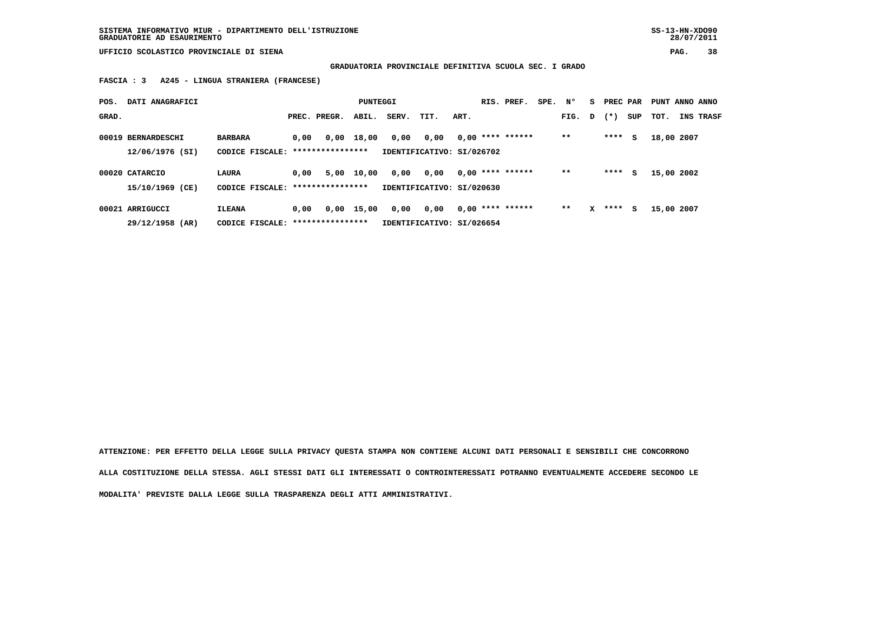SISTEMA INFORMATIVO MIUR - DIPARTIMENTO DELL'ISTRUZIONE
GRADUATORIE AD ESAURIMENTO

UFFICIO SCOLASTICO PROVINCIALE DI SIENA

**GRADUATORIA PROVINCIALE DEFINITIVA SCUOLA SEC. I GRADO**

**FASCIA : 3 A245 - LINGUA STRANIERA (FRANCESE)**

| POS. GRAD. | DATI ANAGRAFICI | | PREC. | PREGR. | ABIL. | SERV. | TIT. | ART. | RIS. | PREF. | SPE. | N° FIG. | S D | PREC (*) | PAR SUP | PUNT TOT. | ANNO INS | ANNO TRASF |
|---|---|---|---|---|---|---|---|---|---|---|---|---|---|---|---|---|---|---|
| 00019 | BERNARDESCHI | BARBARA | 0,00 | 0,00 | 18,00 | 0,00 | 0,00 | 0,00 | **** | ****** | | ** | | **** | S | 18,00 | 2007 | |
| | 12/06/1976 (SI) | CODICE FISCALE: **************** | IDENTIFICATIVO: SI/026702 | | | | | | | | | | | | | | | |
| 00020 | CATARCIO | LAURA | 0,00 | 5,00 | 10,00 | 0,00 | 0,00 | 0,00 | **** | ****** | | ** | | **** | S | 15,00 | 2002 | |
| | 15/10/1969 (CE) | CODICE FISCALE: **************** | IDENTIFICATIVO: SI/020630 | | | | | | | | | | | | | | | |
| 00021 | ARRIGUCCI | ILEANA | 0,00 | 0,00 | 15,00 | 0,00 | 0,00 | 0,00 | **** | ****** | | ** | X | **** | S | 15,00 | 2007 | |
| | 29/12/1958 (AR) | CODICE FISCALE: **************** | IDENTIFICATIVO: SI/026654 | | | | | | | | | | | | | | | |

ATTENZIONE: PER EFFETTO DELLA LEGGE SULLA PRIVACY QUESTA STAMPA NON CONTIENE ALCUNI DATI PERSONALI E SENSIBILI CHE CONCORRONO ALLA COSTITUZIONE DELLA STESSA. AGLI STESSI DATI GLI INTERESSATI O CONTROINTERESSATI POTRANNO EVENTUALMENTE ACCEDERE SECONDO LE MODALITA' PREVISTE DALLA LEGGE SULLA TRASPARENZA DEGLI ATTI AMMINISTRATIVI.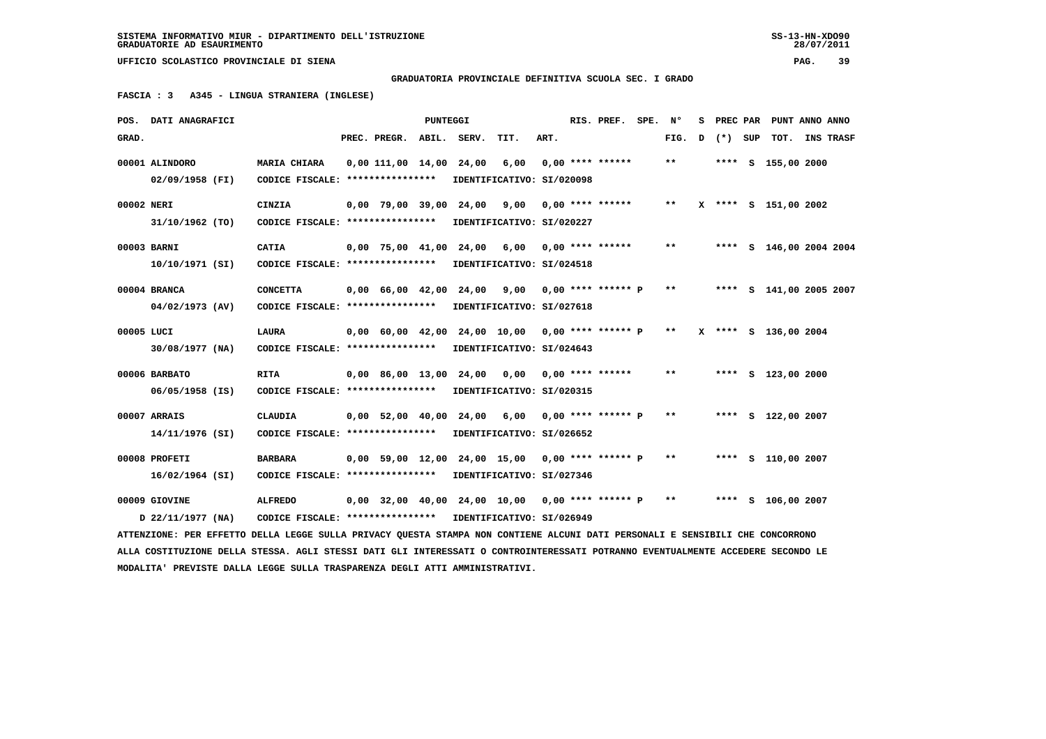SISTEMA INFORMATIVO MIUR - DIPARTIMENTO DELL'ISTRUZIONE
GRADUATORIE AD ESAURIMENTO

UFFICIO SCOLASTICO PROVINCIALE DI SIENA

**GRADUATORIA PROVINCIALE DEFINITIVA SCUOLA SEC. I GRADO**

**FASCIA : 3   A345 - LINGUA STRANIERA (INGLESE)**

| POS. GRAD. | DATI ANAGRAFICI | | PREC. | PREGR. | ABIL. | SERV. | TIT. | ART. | RIS. | PREF. | SPE. | N° FIG. | S D | PREC (*) | PAR SUP | PUNT TOT. | ANNO INS | ANNO TRASF |
|---|---|---|---|---|---|---|---|---|---|---|---|---|---|---|---|---|---|---|
| 00001 | ALINDORO 02/09/1958 (FI) | MARIA CHIARA CODICE FISCALE: **************** IDENTIFICATIVO: SI/020098 | 0,00 | 111,00 | 14,00 | 24,00 | 6,00 | 0,00 | **** | ****** | | ** | | **** | S | 155,00 | 2000 | |
| 00002 | NERI 31/10/1962 (TO) | CINZIA CODICE FISCALE: **************** IDENTIFICATIVO: SI/020227 | 0,00 | 79,00 | 39,00 | 24,00 | 9,00 | 0,00 | **** | ****** | | ** | X | **** | S | 151,00 | 2002 | |
| 00003 | BARNI 10/10/1971 (SI) | CATIA CODICE FISCALE: **************** IDENTIFICATIVO: SI/024518 | 0,00 | 75,00 | 41,00 | 24,00 | 6,00 | 0,00 | **** | ****** | | ** | | **** | S | 146,00 | 2004 | 2004 |
| 00004 | BRANCA 04/02/1973 (AV) | CONCETTA CODICE FISCALE: **************** IDENTIFICATIVO: SI/027618 | 0,00 | 66,00 | 42,00 | 24,00 | 9,00 | 0,00 | **** | ****** | P | ** | | **** | S | 141,00 | 2005 | 2007 |
| 00005 | LUCI 30/08/1977 (NA) | LAURA CODICE FISCALE: **************** IDENTIFICATIVO: SI/024643 | 0,00 | 60,00 | 42,00 | 24,00 | 10,00 | 0,00 | **** | ****** | P | ** | X | **** | S | 136,00 | 2004 | |
| 00006 | BARBATO 06/05/1958 (IS) | RITA CODICE FISCALE: **************** IDENTIFICATIVO: SI/020315 | 0,00 | 86,00 | 13,00 | 24,00 | 0,00 | 0,00 | **** | ****** | | ** | | **** | S | 123,00 | 2000 | |
| 00007 | ARRAIS 14/11/1976 (SI) | CLAUDIA CODICE FISCALE: **************** IDENTIFICATIVO: SI/026652 | 0,00 | 52,00 | 40,00 | 24,00 | 6,00 | 0,00 | **** | ****** | P | ** | | **** | S | 122,00 | 2007 | |
| 00008 | PROFETI 16/02/1964 (SI) | BARBARA CODICE FISCALE: **************** IDENTIFICATIVO: SI/027346 | 0,00 | 59,00 | 12,00 | 24,00 | 15,00 | 0,00 | **** | ****** | P | ** | | **** | S | 110,00 | 2007 | |
| 00009 | GIOVINE D 22/11/1977 (NA) | ALFREDO CODICE FISCALE: **************** IDENTIFICATIVO: SI/026949 | 0,00 | 32,00 | 40,00 | 24,00 | 10,00 | 0,00 | **** | ****** | P | ** | | **** | S | 106,00 | 2007 | |

ATTENZIONE: PER EFFETTO DELLA LEGGE SULLA PRIVACY QUESTA STAMPA NON CONTIENE ALCUNI DATI PERSONALI E SENSIBILI CHE CONCORRONO ALLA COSTITUZIONE DELLA STESSA. AGLI STESSI DATI GLI INTERESSATI O CONTROINTERESSATI POTRANNO EVENTUALMENTE ACCEDERE SECONDO LE MODALITA' PREVISTE DALLA LEGGE SULLA TRASPARENZA DEGLI ATTI AMMINISTRATIVI.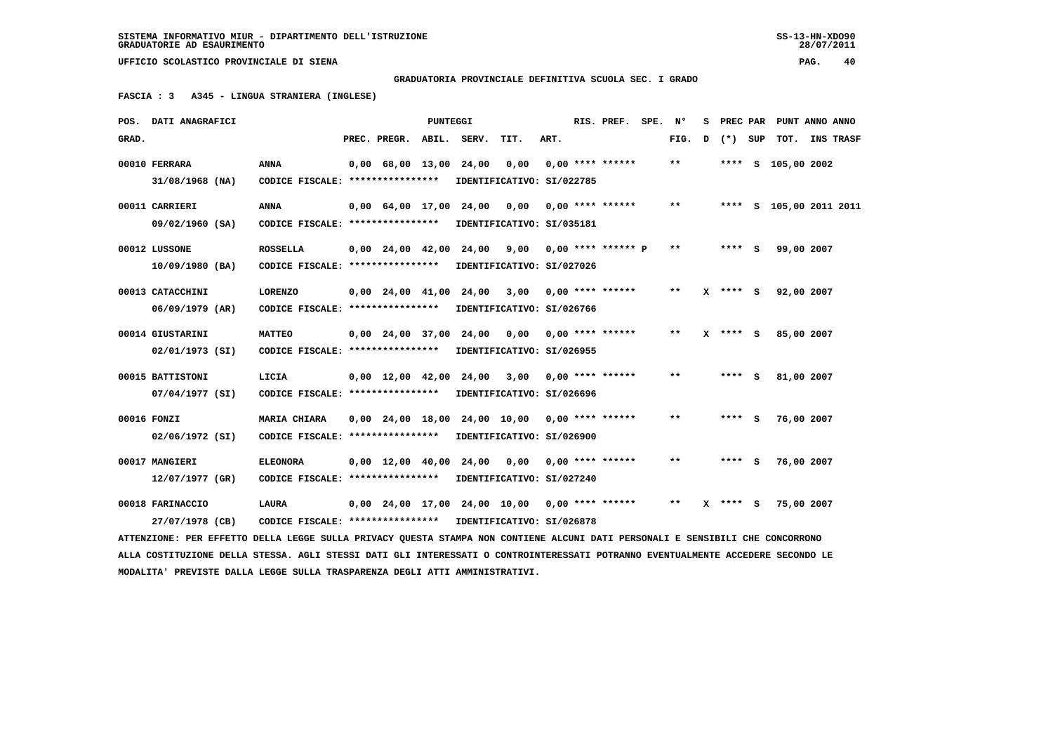SISTEMA INFORMATIVO MIUR - DIPARTIMENTO DELL'ISTRUZIONE
GRADUATORIE AD ESAURIMENTO

UFFICIO SCOLASTICO PROVINCIALE DI SIENA

**GRADUATORIA PROVINCIALE DEFINITIVA SCUOLA SEC. I GRADO**

**FASCIA : 3 A345 - LINGUA STRANIERA (INGLESE)**

| POS. GRAD. | DATI ANAGRAFICI | | PREC. | PREGR. | ABIL. | SERV. | TIT. | ART. | RIS. | PREF. | SPE. | N° FIG. | S D | PREC (*) | PAR SUP | PUNT TOT. | ANNO INS | ANNO TRASF |
|---|---|---|---|---|---|---|---|---|---|---|---|---|---|---|---|---|---|---|
| 00010 | FERRARA 31/08/1968 (NA) | ANNA | 0,00 | 68,00 | 13,00 | 24,00 | 0,00 | 0,00 | **** | ****** | | ** | | **** | S | 105,00 | 2002 | |
| | CODICE FISCALE: **************** | IDENTIFICATIVO: SI/022785 | | | | | | | | | | | | | | | | |
| 00011 | CARRIERI 09/02/1960 (SA) | ANNA | 0,00 | 64,00 | 17,00 | 24,00 | 0,00 | 0,00 | **** | ****** | | ** | | **** | S | 105,00 | 2011 | 2011 |
| | CODICE FISCALE: **************** | IDENTIFICATIVO: SI/035181 | | | | | | | | | | | | | | | | |
| 00012 | LUSSONE 10/09/1980 (BA) | ROSSELLA | 0,00 | 24,00 | 42,00 | 24,00 | 9,00 | 0,00 | **** | ****** | P | ** | | **** | S | 99,00 | 2007 | |
| | CODICE FISCALE: **************** | IDENTIFICATIVO: SI/027026 | | | | | | | | | | | | | | | | |
| 00013 | CATACCHINI 06/09/1979 (AR) | LORENZO | 0,00 | 24,00 | 41,00 | 24,00 | 3,00 | 0,00 | **** | ****** | | ** | X | **** | S | 92,00 | 2007 | |
| | CODICE FISCALE: **************** | IDENTIFICATIVO: SI/026766 | | | | | | | | | | | | | | | | |
| 00014 | GIUSTARINI 02/01/1973 (SI) | MATTEO | 0,00 | 24,00 | 37,00 | 24,00 | 0,00 | 0,00 | **** | ****** | | ** | X | **** | S | 85,00 | 2007 | |
| | CODICE FISCALE: **************** | IDENTIFICATIVO: SI/026955 | | | | | | | | | | | | | | | | |
| 00015 | BATTISTONI 07/04/1977 (SI) | LICIA | 0,00 | 12,00 | 42,00 | 24,00 | 3,00 | 0,00 | **** | ****** | | ** | | **** | S | 81,00 | 2007 | |
| | CODICE FISCALE: **************** | IDENTIFICATIVO: SI/026696 | | | | | | | | | | | | | | | | |
| 00016 | FONZI 02/06/1972 (SI) | MARIA CHIARA | 0,00 | 24,00 | 18,00 | 24,00 | 10,00 | 0,00 | **** | ****** | | ** | | **** | S | 76,00 | 2007 | |
| | CODICE FISCALE: **************** | IDENTIFICATIVO: SI/026900 | | | | | | | | | | | | | | | | |
| 00017 | MANGIERI 12/07/1977 (GR) | ELEONORA | 0,00 | 12,00 | 40,00 | 24,00 | 0,00 | 0,00 | **** | ****** | | ** | | **** | S | 76,00 | 2007 | |
| | CODICE FISCALE: **************** | IDENTIFICATIVO: SI/027240 | | | | | | | | | | | | | | | | |
| 00018 | FARINACCIO 27/07/1978 (CB) | LAURA | 0,00 | 24,00 | 17,00 | 24,00 | 10,00 | 0,00 | **** | ****** | | ** | X | **** | S | 75,00 | 2007 | |
| | CODICE FISCALE: **************** | IDENTIFICATIVO: SI/026878 | | | | | | | | | | | | | | | | |

ATTENZIONE: PER EFFETTO DELLA LEGGE SULLA PRIVACY QUESTA STAMPA NON CONTIENE ALCUNI DATI PERSONALI E SENSIBILI CHE CONCORRONO ALLA COSTITUZIONE DELLA STESSA. AGLI STESSI DATI GLI INTERESSATI O CONTROINTERESSATI POTRANNO EVENTUALMENTE ACCEDERE SECONDO LE MODALITA' PREVISTE DALLA LEGGE SULLA TRASPARENZA DEGLI ATTI AMMINISTRATIVI.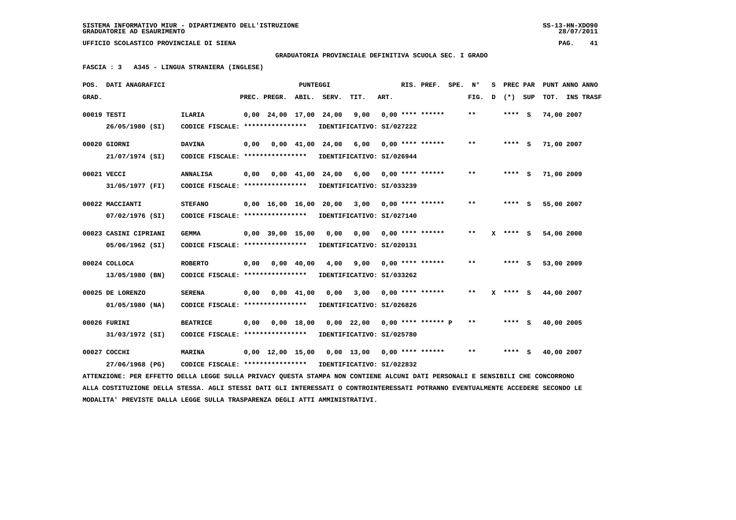SISTEMA INFORMATIVO MIUR - DIPARTIMENTO DELL'ISTRUZIONE
GRADUATORIE AD ESAURIMENTO

UFFICIO SCOLASTICO PROVINCIALE DI SIENA

GRADUATORIA PROVINCIALE DEFINITIVA SCUOLA SEC. I GRADO

FASCIA : 3 A345 - LINGUA STRANIERA (INGLESE)

| POS. GRAD. | DATI ANAGRAFICI | | PREC. | PREGR. | ABIL. | SERV. | TIT. | ART. | RIS. PREF. | SPE. | N° FIG. | S D | PREC (*) | PAR SUP | PUNT TOT. | ANNO INS | ANNO TRASF |
|---|---|---|---|---|---|---|---|---|---|---|---|---|---|---|---|---|---|
| 00019 | TESTI 26/05/1980 (SI) | ILARIA CODICE FISCALE: **************** IDENTIFICATIVO: SI/027222 | 0,00 | 24,00 | 17,00 | 24,00 | 9,00 | 0,00 | **** ****** | | ** | | **** | S | 74,00 | 2007 | |
| 00020 | GIORNI 21/07/1974 (SI) | DAVINA CODICE FISCALE: **************** IDENTIFICATIVO: SI/026944 | 0,00 | 0,00 | 41,00 | 24,00 | 6,00 | 0,00 | **** ****** | | ** | | **** | S | 71,00 | 2007 | |
| 00021 | VECCI 31/05/1977 (FI) | ANNALISA CODICE FISCALE: **************** IDENTIFICATIVO: SI/033239 | 0,00 | 0,00 | 41,00 | 24,00 | 6,00 | 0,00 | **** ****** | | ** | | **** | S | 71,00 | 2009 | |
| 00022 | MACCIANTI 07/02/1976 (SI) | STEFANO CODICE FISCALE: **************** IDENTIFICATIVO: SI/027140 | 0,00 | 16,00 | 16,00 | 20,00 | 3,00 | 0,00 | **** ****** | | ** | | **** | S | 55,00 | 2007 | |
| 00023 | CASINI CIPRIANI 05/06/1962 (SI) | GEMMA CODICE FISCALE: **************** IDENTIFICATIVO: SI/020131 | 0,00 | 39,00 | 15,00 | 0,00 | 0,00 | 0,00 | **** ****** | | ** | X | **** | S | 54,00 | 2000 | |
| 00024 | COLLOCA 13/05/1980 (BN) | ROBERTO CODICE FISCALE: **************** IDENTIFICATIVO: SI/033262 | 0,00 | 0,00 | 40,00 | 4,00 | 9,00 | 0,00 | **** ****** | | ** | | **** | S | 53,00 | 2009 | |
| 00025 | DE LORENZO 01/05/1980 (NA) | SERENA CODICE FISCALE: **************** IDENTIFICATIVO: SI/026826 | 0,00 | 0,00 | 41,00 | 0,00 | 3,00 | 0,00 | **** ****** | | ** | X | **** | S | 44,00 | 2007 | |
| 00026 | FURINI 31/03/1972 (SI) | BEATRICE CODICE FISCALE: **************** IDENTIFICATIVO: SI/025780 | 0,00 | 0,00 | 18,00 | 0,00 | 22,00 | 0,00 | **** ****** P | | ** | | **** | S | 40,00 | 2005 | |
| 00027 | COCCHI 27/06/1968 (PG) | MARINA CODICE FISCALE: **************** IDENTIFICATIVO: SI/022832 | 0,00 | 12,00 | 15,00 | 0,00 | 13,00 | 0,00 | **** ****** | | ** | | **** | S | 40,00 | 2007 | |

ATTENZIONE: PER EFFETTO DELLA LEGGE SULLA PRIVACY QUESTA STAMPA NON CONTIENE ALCUNI DATI PERSONALI E SENSIBILI CHE CONCORRONO ALLA COSTITUZIONE DELLA STESSA. AGLI STESSI DATI GLI INTERESSATI O CONTROINTERESSATI POTRANNO EVENTUALMENTE ACCEDERE SECONDO LE MODALITA' PREVISTE DALLA LEGGE SULLA TRASPARENZA DEGLI ATTI AMMINISTRATIVI.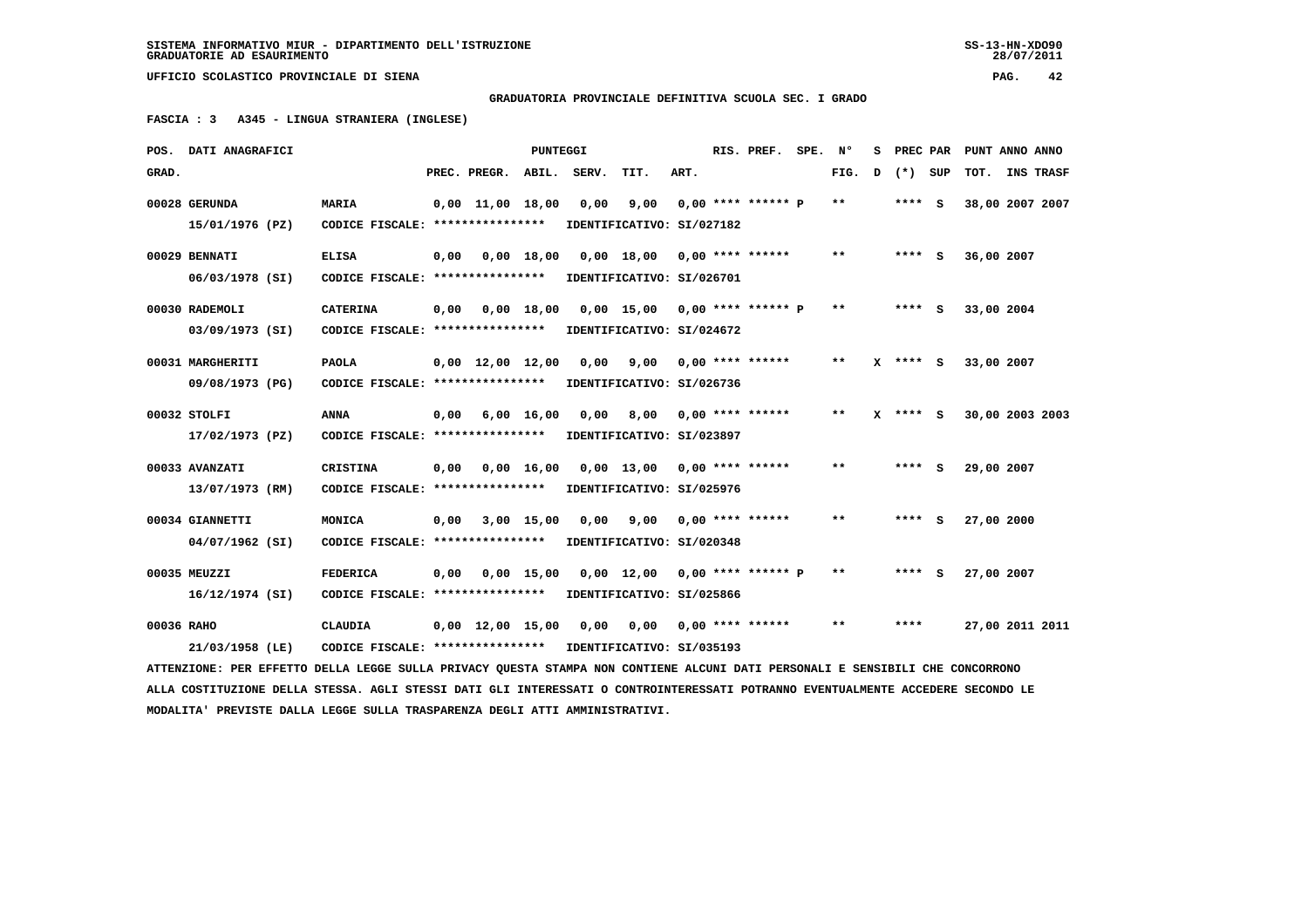SISTEMA INFORMATIVO MIUR - DIPARTIMENTO DELL'ISTRUZIONE
GRADUATORIE AD ESAURIMENTO

UFFICIO SCOLASTICO PROVINCIALE DI SIENA

GRADUATORIA PROVINCIALE DEFINITIVA SCUOLA SEC. I GRADO

FASCIA : 3 A345 - LINGUA STRANIERA (INGLESE)

| POS. GRAD. | DATI ANAGRAFICI | | PREC. | PREGR. | ABIL. | SERV. | TIT. | ART. | RIS. PREF. | SPE. | N° FIG. | S D | PREC (*) | PAR SUP | PUNT ANNO TOT. | ANNO INS | TRASF |
|---|---|---|---|---|---|---|---|---|---|---|---|---|---|---|---|---|---|
| 00028 | GERUNDA 15/01/1976 (PZ) | MARIA CODICE FISCALE: **************** IDENTIFICATIVO: SI/027182 | 0,00 | 11,00 | 18,00 | 0,00 | 9,00 | 0,00 | **** ****** P | | ** | | **** | S | 38,00 | 2007 | 2007 |
| 00029 | BENNATI 06/03/1978 (SI) | ELISA CODICE FISCALE: **************** IDENTIFICATIVO: SI/026701 | 0,00 | 0,00 | 18,00 | 0,00 | 18,00 | 0,00 | **** ****** | | ** | | **** | S | 36,00 | 2007 | |
| 00030 | RADEMOLI 03/09/1973 (SI) | CATERINA CODICE FISCALE: **************** IDENTIFICATIVO: SI/024672 | 0,00 | 0,00 | 18,00 | 0,00 | 15,00 | 0,00 | **** ****** P | | ** | | **** | S | 33,00 | 2004 | |
| 00031 | MARGHERITI 09/08/1973 (PG) | PAOLA CODICE FISCALE: **************** IDENTIFICATIVO: SI/026736 | 0,00 | 12,00 | 12,00 | 0,00 | 9,00 | 0,00 | **** ****** | | ** | X | **** | S | 33,00 | 2007 | |
| 00032 | STOLFI 17/02/1973 (PZ) | ANNA CODICE FISCALE: **************** IDENTIFICATIVO: SI/023897 | 0,00 | 6,00 | 16,00 | 0,00 | 8,00 | 0,00 | **** ****** | | ** | X | **** | S | 30,00 | 2003 | 2003 |
| 00033 | AVANZATI 13/07/1973 (RM) | CRISTINA CODICE FISCALE: **************** IDENTIFICATIVO: SI/025976 | 0,00 | 0,00 | 16,00 | 0,00 | 13,00 | 0,00 | **** ****** | | ** | | **** | S | 29,00 | 2007 | |
| 00034 | GIANNETTI 04/07/1962 (SI) | MONICA CODICE FISCALE: **************** IDENTIFICATIVO: SI/020348 | 0,00 | 3,00 | 15,00 | 0,00 | 9,00 | 0,00 | **** ****** | | ** | | **** | S | 27,00 | 2000 | |
| 00035 | MEUZZI 16/12/1974 (SI) | FEDERICA CODICE FISCALE: **************** IDENTIFICATIVO: SI/025866 | 0,00 | 0,00 | 15,00 | 0,00 | 12,00 | 0,00 | **** ****** P | | ** | | **** | S | 27,00 | 2007 | |
| 00036 | RAHO 21/03/1958 (LE) | CLAUDIA CODICE FISCALE: **************** IDENTIFICATIVO: SI/035193 | 0,00 | 12,00 | 15,00 | 0,00 | 0,00 | 0,00 | **** ****** | | ** | | **** | | 27,00 | 2011 | 2011 |

ATTENZIONE: PER EFFETTO DELLA LEGGE SULLA PRIVACY QUESTA STAMPA NON CONTIENE ALCUNI DATI PERSONALI E SENSIBILI CHE CONCORRONO ALLA COSTITUZIONE DELLA STESSA. AGLI STESSI DATI GLI INTERESSATI O CONTROINTERESSATI POTRANNO EVENTUALMENTE ACCEDERE SECONDO LE MODALITA' PREVISTE DALLA LEGGE SULLA TRASPARENZA DEGLI ATTI AMMINISTRATIVI.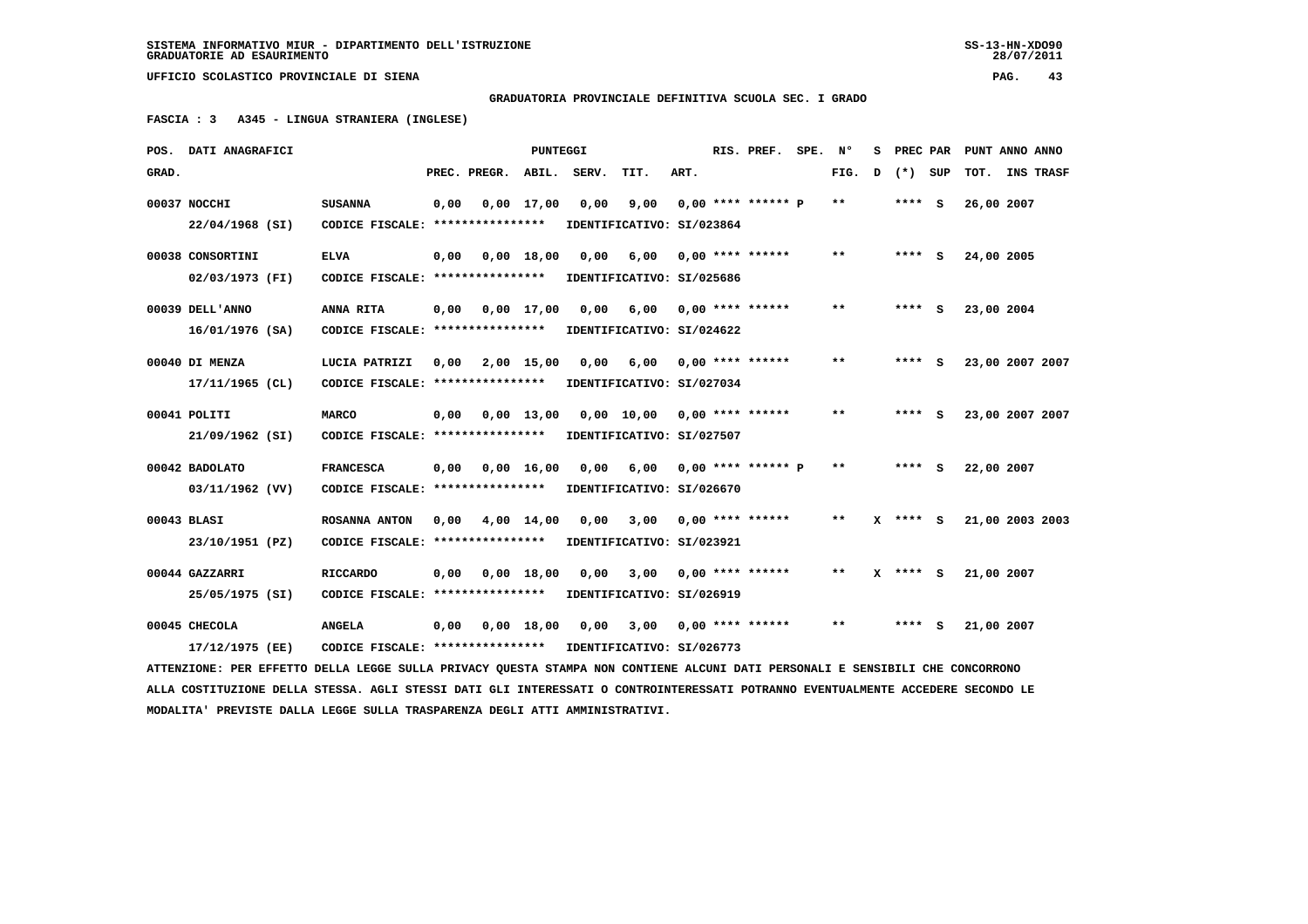**SISTEMA INFORMATIVO MIUR - DIPARTIMENTO DELL'ISTRUZIONE**
**GRADUATORIE AD ESAURIMENTO**

**UFFICIO SCOLASTICO PROVINCIALE DI SIENA**

**GRADUATORIA PROVINCIALE DEFINITIVA SCUOLA SEC. I GRADO**

**FASCIA : 3 A345 - LINGUA STRANIERA (INGLESE)**

| POS. GRAD. | DATI ANAGRAFICI | | PREC. | PREGR. | ABIL. | SERV. | TIT. | ART. | RIS. PREF. | SPE. | N° FIG. | S D | PREC (*) | PAR SUP | PUNT ANNO TOT. | ANNO INS TRASF |
|---|---|---|---|---|---|---|---|---|---|---|---|---|---|---|---|---|
| 00037 | NOCCHI 22/04/1968 (SI) | SUSANNA CODICE FISCALE: **************** IDENTIFICATIVO: SI/023864 | 0,00 | 0,00 | 17,00 | 0,00 | 9,00 | 0,00 | **** ****** P | | ** | | **** | S | 26,00 | 2007 |
| 00038 | CONSORTINI 02/03/1973 (FI) | ELVA CODICE FISCALE: **************** IDENTIFICATIVO: SI/025686 | 0,00 | 0,00 | 18,00 | 0,00 | 6,00 | 0,00 | **** ****** | | ** | | **** | S | 24,00 | 2005 |
| 00039 | DELL'ANNO 16/01/1976 (SA) | ANNA RITA CODICE FISCALE: **************** IDENTIFICATIVO: SI/024622 | 0,00 | 0,00 | 17,00 | 0,00 | 6,00 | 0,00 | **** ****** | | ** | | **** | S | 23,00 | 2004 |
| 00040 | DI MENZA 17/11/1965 (CL) | LUCIA PATRIZI CODICE FISCALE: **************** IDENTIFICATIVO: SI/027034 | 0,00 | 2,00 | 15,00 | 0,00 | 6,00 | 0,00 | **** ****** | | ** | | **** | S | 23,00 | 2007 2007 |
| 00041 | POLITI 21/09/1962 (SI) | MARCO CODICE FISCALE: **************** IDENTIFICATIVO: SI/027507 | 0,00 | 0,00 | 13,00 | 0,00 | 10,00 | 0,00 | **** ****** | | ** | | **** | S | 23,00 | 2007 2007 |
| 00042 | BADOLATO 03/11/1962 (VV) | FRANCESCA CODICE FISCALE: **************** IDENTIFICATIVO: SI/026670 | 0,00 | 0,00 | 16,00 | 0,00 | 6,00 | 0,00 | **** ****** P | | ** | | **** | S | 22,00 | 2007 |
| 00043 | BLASI 23/10/1951 (PZ) | ROSANNA ANTON CODICE FISCALE: **************** IDENTIFICATIVO: SI/023921 | 0,00 | 4,00 | 14,00 | 0,00 | 3,00 | 0,00 | **** ****** | | ** | X | **** | S | 21,00 | 2003 2003 |
| 00044 | GAZZARRI 25/05/1975 (SI) | RICCARDO CODICE FISCALE: **************** IDENTIFICATIVO: SI/026919 | 0,00 | 0,00 | 18,00 | 0,00 | 3,00 | 0,00 | **** ****** | | ** | X | **** | S | 21,00 | 2007 |
| 00045 | CHECOLA 17/12/1975 (EE) | ANGELA CODICE FISCALE: **************** IDENTIFICATIVO: SI/026773 | 0,00 | 0,00 | 18,00 | 0,00 | 3,00 | 0,00 | **** ****** | | ** | | **** | S | 21,00 | 2007 |

ATTENZIONE: PER EFFETTO DELLA LEGGE SULLA PRIVACY QUESTA STAMPA NON CONTIENE ALCUNI DATI PERSONALI E SENSIBILI CHE CONCORRONO ALLA COSTITUZIONE DELLA STESSA. AGLI STESSI DATI GLI INTERESSATI O CONTROINTERESSATI POTRANNO EVENTUALMENTE ACCEDERE SECONDO LE MODALITA' PREVISTE DALLA LEGGE SULLA TRASPARENZA DEGLI ATTI AMMINISTRATIVI.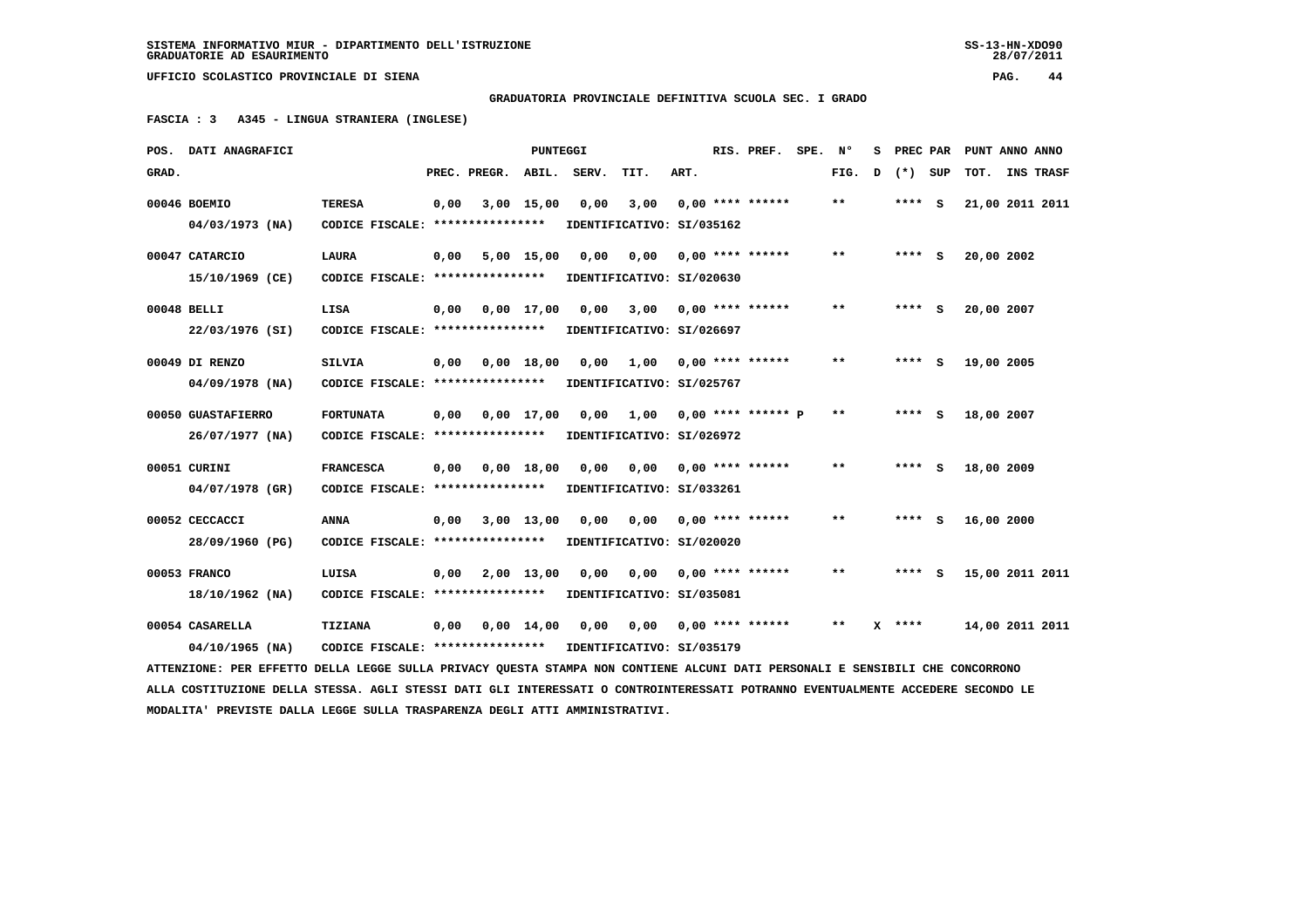SISTEMA INFORMATIVO MIUR - DIPARTIMENTO DELL'ISTRUZIONE
GRADUATORIE AD ESAURIMENTO

UFFICIO SCOLASTICO PROVINCIALE DI SIENA

**GRADUATORIA PROVINCIALE DEFINITIVA SCUOLA SEC. I GRADO**

**FASCIA : 3   A345 - LINGUA STRANIERA (INGLESE)**

| POS. GRAD. | DATI ANAGRAFICI | | PREC. | PREGR. | ABIL. | SERV. | TIT. | ART. | RIS. PREF. | SPE. | N° FIG. | S D | PREC PAR (*) | SUP | PUNT ANNO TOT. | ANNO INS TRASF |
|---|---|---|---|---|---|---|---|---|---|---|---|---|---|---|---|---|
| 00046 | BOEMIO 04/03/1973 (NA) | TERESA CODICE FISCALE: **************** IDENTIFICATIVO: SI/035162 | 0,00 | 3,00 | 15,00 | 0,00 | 3,00 | 0,00 | **** ****** | | ** | | **** | S | 21,00 | 2011 2011 |
| 00047 | CATARCIO 15/10/1969 (CE) | LAURA CODICE FISCALE: **************** IDENTIFICATIVO: SI/020630 | 0,00 | 5,00 | 15,00 | 0,00 | 0,00 | 0,00 | **** ****** | | ** | | **** | S | 20,00 | 2002 |
| 00048 | BELLI 22/03/1976 (SI) | LISA CODICE FISCALE: **************** IDENTIFICATIVO: SI/026697 | 0,00 | 0,00 | 17,00 | 0,00 | 3,00 | 0,00 | **** ****** | | ** | | **** | S | 20,00 | 2007 |
| 00049 | DI RENZO 04/09/1978 (NA) | SILVIA CODICE FISCALE: **************** IDENTIFICATIVO: SI/025767 | 0,00 | 0,00 | 18,00 | 0,00 | 1,00 | 0,00 | **** ****** | | ** | | **** | S | 19,00 | 2005 |
| 00050 | GUASTAFIERRO 26/07/1977 (NA) | FORTUNATA CODICE FISCALE: **************** IDENTIFICATIVO: SI/026972 | 0,00 | 0,00 | 17,00 | 0,00 | 1,00 | 0,00 | **** ****** | P | ** | | **** | S | 18,00 | 2007 |
| 00051 | CURINI 04/07/1978 (GR) | FRANCESCA CODICE FISCALE: **************** IDENTIFICATIVO: SI/033261 | 0,00 | 0,00 | 18,00 | 0,00 | 0,00 | 0,00 | **** ****** | | ** | | **** | S | 18,00 | 2009 |
| 00052 | CECCACCI 28/09/1960 (PG) | ANNA CODICE FISCALE: **************** IDENTIFICATIVO: SI/020020 | 0,00 | 3,00 | 13,00 | 0,00 | 0,00 | 0,00 | **** ****** | | ** | | **** | S | 16,00 | 2000 |
| 00053 | FRANCO 18/10/1962 (NA) | LUISA CODICE FISCALE: **************** IDENTIFICATIVO: SI/035081 | 0,00 | 2,00 | 13,00 | 0,00 | 0,00 | 0,00 | **** ****** | | ** | | **** | S | 15,00 | 2011 2011 |
| 00054 | CASARELLA 04/10/1965 (NA) | TIZIANA CODICE FISCALE: **************** IDENTIFICATIVO: SI/035179 | 0,00 | 0,00 | 14,00 | 0,00 | 0,00 | 0,00 | **** ****** | | ** | X | **** | | 14,00 | 2011 2011 |

ATTENZIONE: PER EFFETTO DELLA LEGGE SULLA PRIVACY QUESTA STAMPA NON CONTIENE ALCUNI DATI PERSONALI E SENSIBILI CHE CONCORRONO ALLA COSTITUZIONE DELLA STESSA. AGLI STESSI DATI GLI INTERESSATI O CONTROINTERESSATI POTRANNO EVENTUALMENTE ACCEDERE SECONDO LE MODALITA' PREVISTE DALLA LEGGE SULLA TRASPARENZA DEGLI ATTI AMMINISTRATIVI.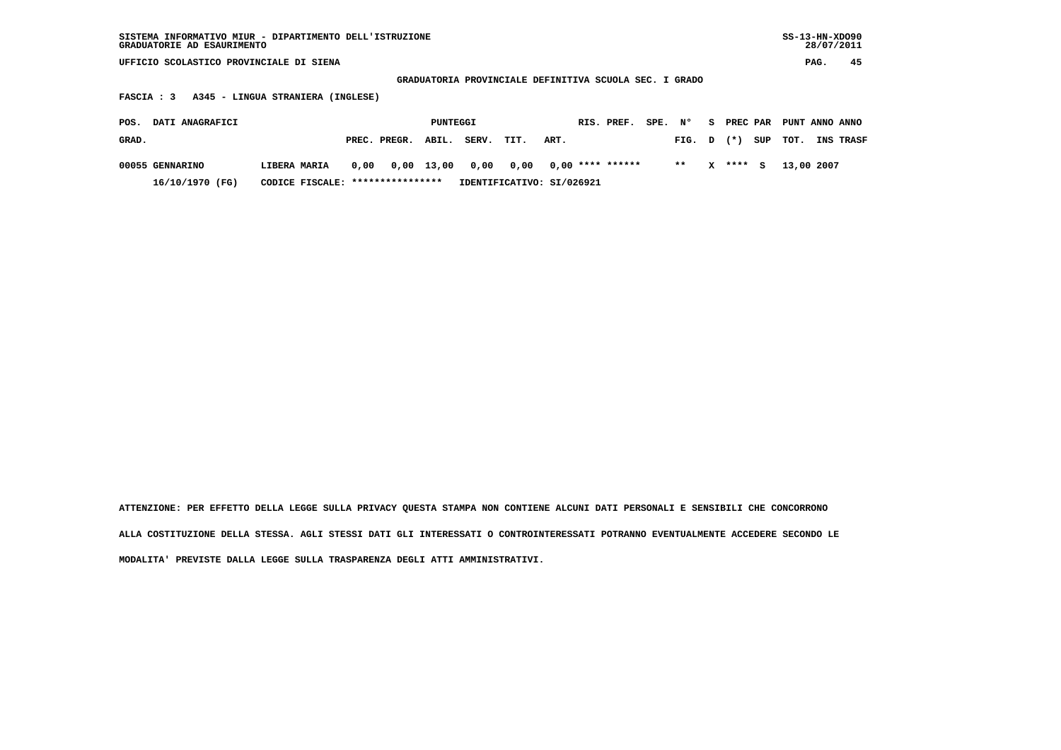SISTEMA INFORMATIVO MIUR - DIPARTIMENTO DELL'ISTRUZIONE
GRADUATORIE AD ESAURIMENTO

SS-13-HN-XDO90
28/07/2011

UFFICIO SCOLASTICO PROVINCIALE DI SIENA

GRADUATORIA PROVINCIALE DEFINITIVA SCUOLA SEC. I GRADO

FASCIA : 3 A345 - LINGUA STRANIERA (INGLESE)

| POS. GRAD. | DATI ANAGRAFICI | | PUNTEGGI PREC. | PREGR. | ABIL. | SERV. | TIT. | ART. | RIS. | PREF. | SPE. | N° FIG. | S D | PREC (*) | PAR SUP | PUNT TOT. | ANNO INS | ANNO TRASF |
|---|---|---|---|---|---|---|---|---|---|---|---|---|---|---|---|---|---|---|
| 00055 | GENNARINO | LIBERA MARIA | 0,00 | 0,00 | 13,00 | 0,00 | 0,00 | 0,00 | **** | ****** | | ** | X | **** | S | 13,00 | 2007 | |
| | 16/10/1970 (FG) | CODICE FISCALE: **************** | IDENTIFICATIVO: SI/026921 | | | | | | | | | | | | | | | |

ATTENZIONE: PER EFFETTO DELLA LEGGE SULLA PRIVACY QUESTA STAMPA NON CONTIENE ALCUNI DATI PERSONALI E SENSIBILI CHE CONCORRONO ALLA COSTITUZIONE DELLA STESSA. AGLI STESSI DATI GLI INTERESSATI O CONTROINTERESSATI POTRANNO EVENTUALMENTE ACCEDERE SECONDO LE MODALITA' PREVISTE DALLA LEGGE SULLA TRASPARENZA DEGLI ATTI AMMINISTRATIVI.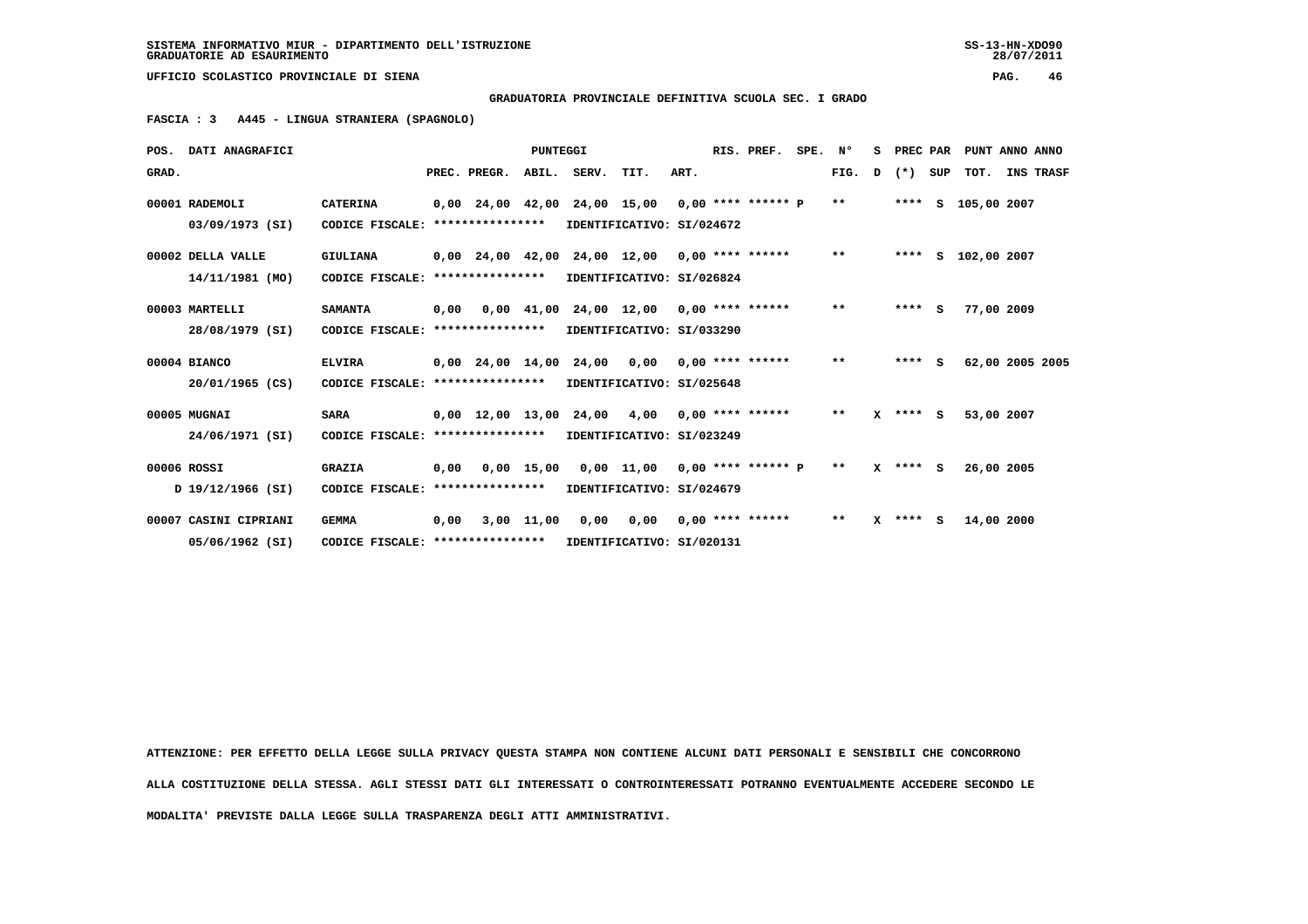SISTEMA INFORMATIVO MIUR - DIPARTIMENTO DELL'ISTRUZIONE
GRADUATORIE AD ESAURIMENTO

UFFICIO SCOLASTICO PROVINCIALE DI SIENA

**GRADUATORIA PROVINCIALE DEFINITIVA SCUOLA SEC. I GRADO**

**FASCIA : 3   A445 - LINGUA STRANIERA (SPAGNOLO)**

| POS. GRAD. | DATI ANAGRAFICI | | PREC. | PREGR. | ABIL. | SERV. | TIT. | ART. | RIS. PREF. | SPE. | N° FIG. | S D | PREC (*) | PAR SUP | PUNT TOT. | ANNO INS | ANNO TRASF |
|---|---|---|---|---|---|---|---|---|---|---|---|---|---|---|---|---|---|
| 00001 | RADEMOLI 03/09/1973 (SI) | CATERINA CODICE FISCALE: **************** IDENTIFICATIVO: SI/024672 | 0,00 | 24,00 | 42,00 | 24,00 | 15,00 | 0,00 | **** ****** | P | ** | | **** | S | 105,00 | 2007 | |
| 00002 | DELLA VALLE 14/11/1981 (MO) | GIULIANA CODICE FISCALE: **************** IDENTIFICATIVO: SI/026824 | 0,00 | 24,00 | 42,00 | 24,00 | 12,00 | 0,00 | **** ****** | | ** | | **** | S | 102,00 | 2007 | |
| 00003 | MARTELLI 28/08/1979 (SI) | SAMANTA CODICE FISCALE: **************** IDENTIFICATIVO: SI/033290 | 0,00 | 0,00 | 41,00 | 24,00 | 12,00 | 0,00 | **** ****** | | ** | | **** | S | 77,00 | 2009 | |
| 00004 | BIANCO 20/01/1965 (CS) | ELVIRA CODICE FISCALE: **************** IDENTIFICATIVO: SI/025648 | 0,00 | 24,00 | 14,00 | 24,00 | 0,00 | 0,00 | **** ****** | | ** | | **** | S | 62,00 | 2005 | 2005 |
| 00005 | MUGNAI 24/06/1971 (SI) | SARA CODICE FISCALE: **************** IDENTIFICATIVO: SI/023249 | 0,00 | 12,00 | 13,00 | 24,00 | 4,00 | 0,00 | **** ****** | | ** | X | **** | S | 53,00 | 2007 | |
| 00006 | ROSSI D 19/12/1966 (SI) | GRAZIA CODICE FISCALE: **************** IDENTIFICATIVO: SI/024679 | 0,00 | 0,00 | 15,00 | 0,00 | 11,00 | 0,00 | **** ****** | P | ** | X | **** | S | 26,00 | 2005 | |
| 00007 | CASINI CIPRIANI 05/06/1962 (SI) | GEMMA CODICE FISCALE: **************** IDENTIFICATIVO: SI/020131 | 0,00 | 3,00 | 11,00 | 0,00 | 0,00 | 0,00 | **** ****** | | ** | X | **** | S | 14,00 | 2000 | |

ATTENZIONE: PER EFFETTO DELLA LEGGE SULLA PRIVACY QUESTA STAMPA NON CONTIENE ALCUNI DATI PERSONALI E SENSIBILI CHE CONCORRONO ALLA COSTITUZIONE DELLA STESSA. AGLI STESSI DATI GLI INTERESSATI O CONTROINTERESSATI POTRANNO EVENTUALMENTE ACCEDERE SECONDO LE MODALITA' PREVISTE DALLA LEGGE SULLA TRASPARENZA DEGLI ATTI AMMINISTRATIVI.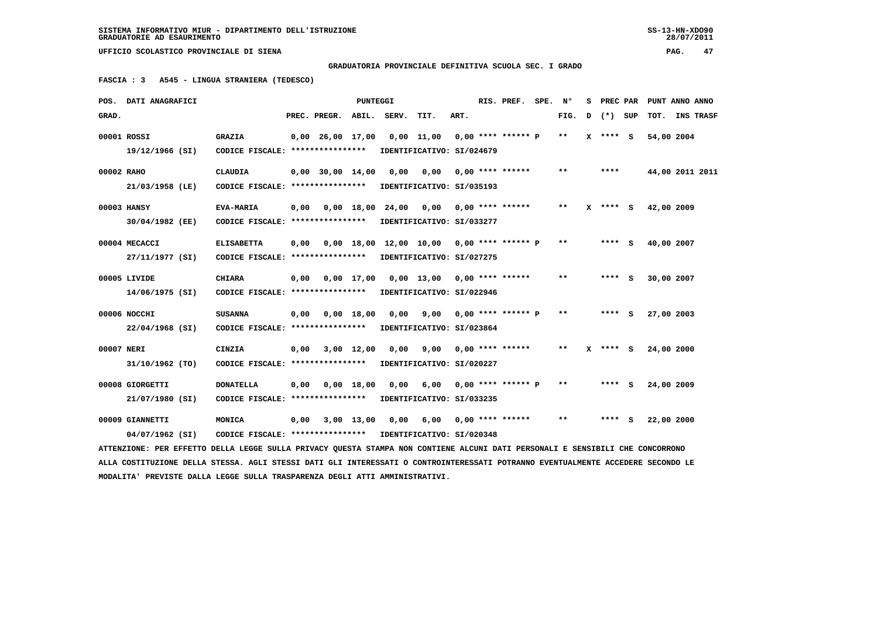SISTEMA INFORMATIVO MIUR - DIPARTIMENTO DELL'ISTRUZIONE
GRADUATORIE AD ESAURIMENTO

UFFICIO SCOLASTICO PROVINCIALE DI SIENA

**GRADUATORIA PROVINCIALE DEFINITIVA SCUOLA SEC. I GRADO**

**FASCIA : 3 A545 - LINGUA STRANIERA (TEDESCO)**

| POS. GRAD. | DATI ANAGRAFICI | | PREC. | PREGR. | ABIL. | SERV. | TIT. | ART. | RIS. PREF. | SPE. | N° FIG. | S D | PREC (*) | PAR SUP | PUNT TOT. | ANNO INS | ANNO TRASF |
|---|---|---|---|---|---|---|---|---|---|---|---|---|---|---|---|---|---|
| 00001 | ROSSI 19/12/1966 (SI) | GRAZIA CODICE FISCALE: **************** IDENTIFICATIVO: SI/024679 | 0,00 | 26,00 | 17,00 | 0,00 | 11,00 | 0,00 | **** ****** | P | ** | X | **** | S | 54,00 | 2004 | |
| 00002 | RAHO 21/03/1958 (LE) | CLAUDIA CODICE FISCALE: **************** IDENTIFICATIVO: SI/035193 | 0,00 | 30,00 | 14,00 | 0,00 | 0,00 | 0,00 | **** ****** | | ** | | **** | | 44,00 | 2011 | 2011 |
| 00003 | HANSY 30/04/1982 (EE) | EVA-MARIA CODICE FISCALE: **************** IDENTIFICATIVO: SI/033277 | 0,00 | 0,00 | 18,00 | 24,00 | 0,00 | 0,00 | **** ****** | | ** | X | **** | S | 42,00 | 2009 | |
| 00004 | MECACCI 27/11/1977 (SI) | ELISABETTA CODICE FISCALE: **************** IDENTIFICATIVO: SI/027275 | 0,00 | 0,00 | 18,00 | 12,00 | 10,00 | 0,00 | **** ****** | P | ** | | **** | S | 40,00 | 2007 | |
| 00005 | LIVIDE 14/06/1975 (SI) | CHIARA CODICE FISCALE: **************** IDENTIFICATIVO: SI/022946 | 0,00 | 0,00 | 17,00 | 0,00 | 13,00 | 0,00 | **** ****** | | ** | | **** | S | 30,00 | 2007 | |
| 00006 | NOCCHI 22/04/1968 (SI) | SUSANNA CODICE FISCALE: **************** IDENTIFICATIVO: SI/023864 | 0,00 | 0,00 | 18,00 | 0,00 | 9,00 | 0,00 | **** ****** | P | ** | | **** | S | 27,00 | 2003 | |
| 00007 | NERI 31/10/1962 (TO) | CINZIA CODICE FISCALE: **************** IDENTIFICATIVO: SI/020227 | 0,00 | 3,00 | 12,00 | 0,00 | 9,00 | 0,00 | **** ****** | | ** | X | **** | S | 24,00 | 2000 | |
| 00008 | GIORGETTI 21/07/1980 (SI) | DONATELLA CODICE FISCALE: **************** IDENTIFICATIVO: SI/033235 | 0,00 | 0,00 | 18,00 | 0,00 | 6,00 | 0,00 | **** ****** | P | ** | | **** | S | 24,00 | 2009 | |
| 00009 | GIANNETTI 04/07/1962 (SI) | MONICA CODICE FISCALE: **************** IDENTIFICATIVO: SI/020348 | 0,00 | 3,00 | 13,00 | 0,00 | 6,00 | 0,00 | **** ****** | | ** | | **** | S | 22,00 | 2000 | |

ATTENZIONE: PER EFFETTO DELLA LEGGE SULLA PRIVACY QUESTA STAMPA NON CONTIENE ALCUNI DATI PERSONALI E SENSIBILI CHE CONCORRONO ALLA COSTITUZIONE DELLA STESSA. AGLI STESSI DATI GLI INTERESSATI O CONTROINTERESSATI POTRANNO EVENTUALMENTE ACCEDERE SECONDO LE MODALITA' PREVISTE DALLA LEGGE SULLA TRASPARENZA DEGLI ATTI AMMINISTRATIVI.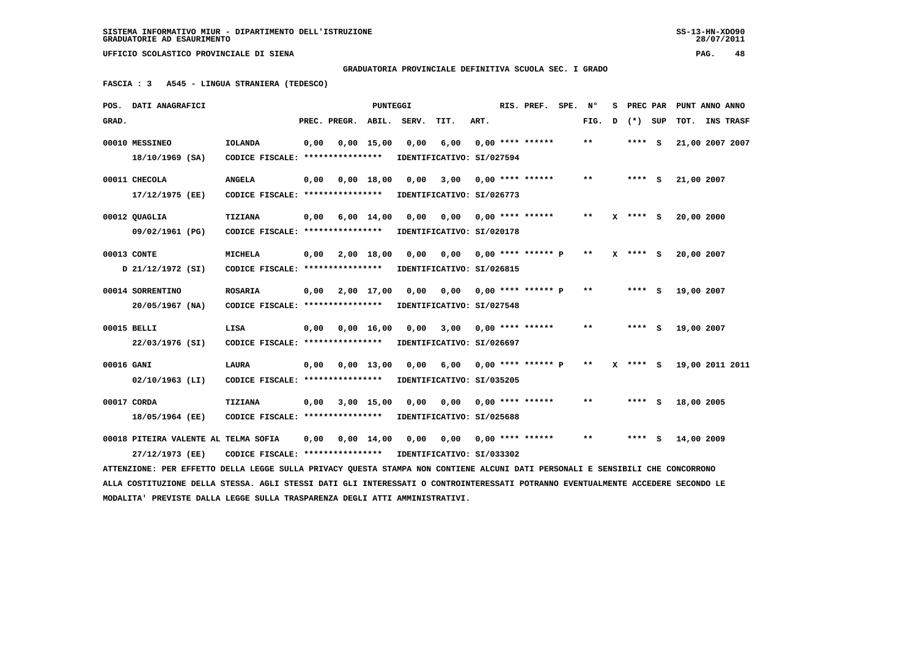SISTEMA INFORMATIVO MIUR - DIPARTIMENTO DELL'ISTRUZIONE
GRADUATORIE AD ESAURIMENTO

UFFICIO SCOLASTICO PROVINCIALE DI SIENA

**GRADUATORIA PROVINCIALE DEFINITIVA SCUOLA SEC. I GRADO**

**FASCIA : 3 A545 - LINGUA STRANIERA (TEDESCO)**

| POS. GRAD. | DATI ANAGRAFICI | | PREC. | PREGR. | ABIL. | SERV. | TIT. | ART. | RIS. PREF. | SPE. | N° FIG. | S D | PREC (*) | PAR SUP | PUNT ANNO TOT. | ANNO INS TRASF |
|---|---|---|---|---|---|---|---|---|---|---|---|---|---|---|---|---|
| 00010 | MESSINEO 18/10/1969 (SA) | IOLANDA CODICE FISCALE: **************** IDENTIFICATIVO: SI/027594 | 0,00 | 0,00 | 15,00 | 0,00 | 6,00 | 0,00 | **** ****** | | ** | | **** | S | 21,00 | 2007 2007 |
| 00011 | CHECOLA 17/12/1975 (EE) | ANGELA CODICE FISCALE: **************** IDENTIFICATIVO: SI/026773 | 0,00 | 0,00 | 18,00 | 0,00 | 3,00 | 0,00 | **** ****** | | ** | | **** | S | 21,00 | 2007 |
| 00012 | QUAGLIA 09/02/1961 (PG) | TIZIANA CODICE FISCALE: **************** IDENTIFICATIVO: SI/020178 | 0,00 | 6,00 | 14,00 | 0,00 | 0,00 | 0,00 | **** ****** | | ** | X | **** | S | 20,00 | 2000 |
| 00013 | CONTE D 21/12/1972 (SI) | MICHELA CODICE FISCALE: **************** IDENTIFICATIVO: SI/026815 | 0,00 | 2,00 | 18,00 | 0,00 | 0,00 | 0,00 | **** ****** | P | ** | X | **** | S | 20,00 | 2007 |
| 00014 | SORRENTINO 20/05/1967 (NA) | ROSARIA CODICE FISCALE: **************** IDENTIFICATIVO: SI/027548 | 0,00 | 2,00 | 17,00 | 0,00 | 0,00 | 0,00 | **** ****** | P | ** | | **** | S | 19,00 | 2007 |
| 00015 | BELLI 22/03/1976 (SI) | LISA CODICE FISCALE: **************** IDENTIFICATIVO: SI/026697 | 0,00 | 0,00 | 16,00 | 0,00 | 3,00 | 0,00 | **** ****** | | ** | | **** | S | 19,00 | 2007 |
| 00016 | GANI 02/10/1963 (LI) | LAURA CODICE FISCALE: **************** IDENTIFICATIVO: SI/035205 | 0,00 | 0,00 | 13,00 | 0,00 | 6,00 | 0,00 | **** ****** | P | ** | X | **** | S | 19,00 | 2011 2011 |
| 00017 | CORDA 18/05/1964 (EE) | TIZIANA CODICE FISCALE: **************** IDENTIFICATIVO: SI/025688 | 0,00 | 3,00 | 15,00 | 0,00 | 0,00 | 0,00 | **** ****** | | ** | | **** | S | 18,00 | 2005 |
| 00018 | PITEIRA VALENTE AL 27/12/1973 (EE) | TELMA SOFIA CODICE FISCALE: **************** IDENTIFICATIVO: SI/033302 | 0,00 | 0,00 | 14,00 | 0,00 | 0,00 | 0,00 | **** ****** | | ** | | **** | S | 14,00 | 2009 |

ATTENZIONE: PER EFFETTO DELLA LEGGE SULLA PRIVACY QUESTA STAMPA NON CONTIENE ALCUNI DATI PERSONALI E SENSIBILI CHE CONCORRONO ALLA COSTITUZIONE DELLA STESSA. AGLI STESSI DATI GLI INTERESSATI O CONTROINTERESSATI POTRANNO EVENTUALMENTE ACCEDERE SECONDO LE MODALITA' PREVISTE DALLA LEGGE SULLA TRASPARENZA DEGLI ATTI AMMINISTRATIVI.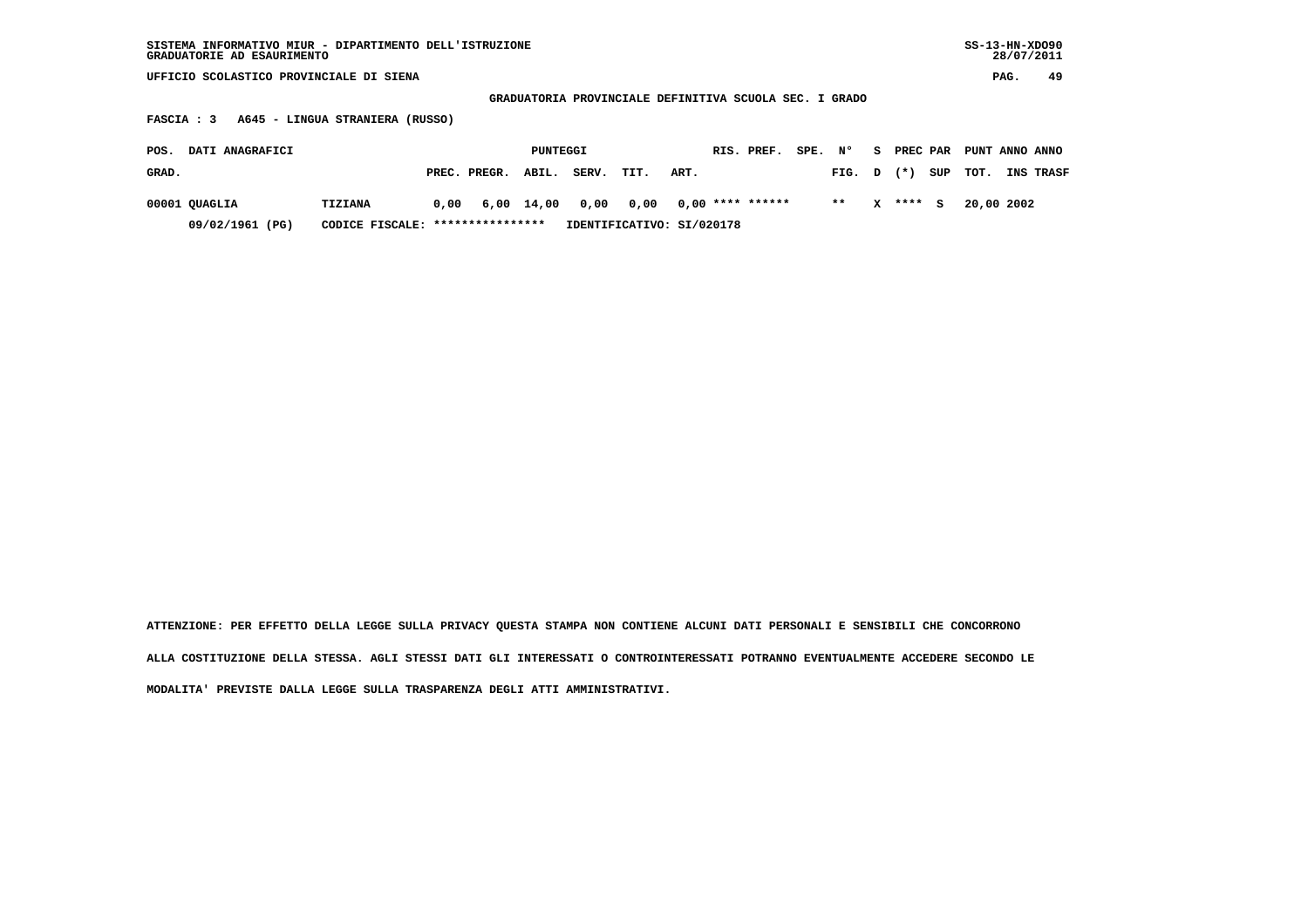SISTEMA INFORMATIVO MIUR - DIPARTIMENTO DELL'ISTRUZIONE
GRADUATORIE AD ESAURIMENTO

UFFICIO SCOLASTICO PROVINCIALE DI SIENA

**GRADUATORIA PROVINCIALE DEFINITIVA SCUOLA SEC. I GRADO**

**FASCIA : 3 A645 - LINGUA STRANIERA (RUSSO)**

| POS. GRAD. | DATI ANAGRAFICI | | PUNTEGGI PREC. | PREGR. | ABIL. | SERV. | TIT. | ART. | RIS. | PREF. | SPE. | N° FIG. | S D | PREC (*) | PAR SUP | PUNT TOT. | ANNO INS | ANNO TRASF |
|---|---|---|---|---|---|---|---|---|---|---|---|---|---|---|---|---|---|---|
| 00001 | QUAGLIA | TIZIANA | 0,00 | 6,00 | 14,00 | 0,00 | 0,00 | 0,00 | **** | ****** | | ** | X | **** | S | 20,00 | 2002 | |
| | 09/02/1961 (PG) | CODICE FISCALE: **************** | IDENTIFICATIVO: SI/020178 | | | | | | | | | | | | | | | |

ATTENZIONE: PER EFFETTO DELLA LEGGE SULLA PRIVACY QUESTA STAMPA NON CONTIENE ALCUNI DATI PERSONALI E SENSIBILI CHE CONCORRONO ALLA COSTITUZIONE DELLA STESSA. AGLI STESSI DATI GLI INTERESSATI O CONTROINTERESSATI POTRANNO EVENTUALMENTE ACCEDERE SECONDO LE MODALITA' PREVISTE DALLA LEGGE SULLA TRASPARENZA DEGLI ATTI AMMINISTRATIVI.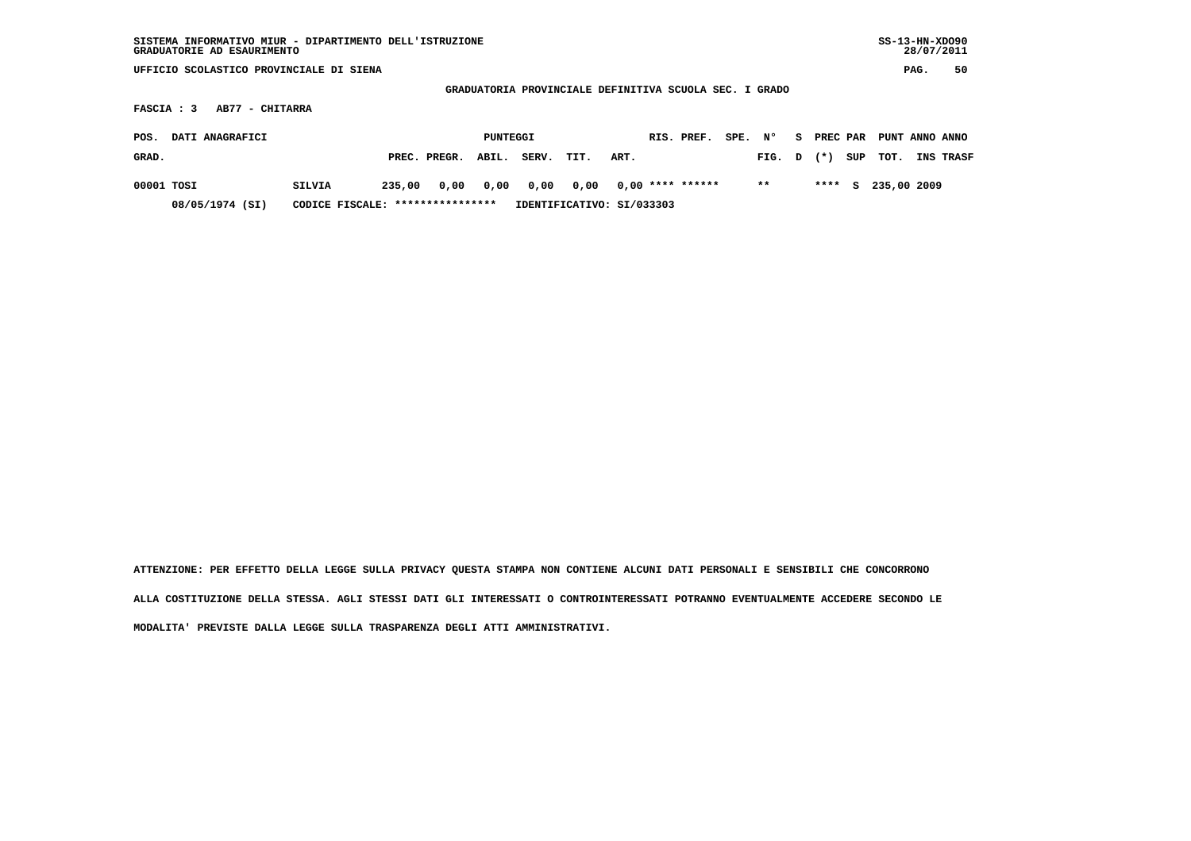SISTEMA INFORMATIVO MIUR - DIPARTIMENTO DELL'ISTRUZIONE
GRADUATORIE AD ESAURIMENTO

UFFICIO SCOLASTICO PROVINCIALE DI SIENA

**GRADUATORIA PROVINCIALE DEFINITIVA SCUOLA SEC. I GRADO**

**FASCIA : 3 AB77 - CHITARRA**

| POS. GRAD. | DATI ANAGRAFICI | | PUNTEGGI PREC. | PREGR. | ABIL. | SERV. | TIT. | ART. | RIS. | PREF. | SPE. | N° FIG. | S D | PREC (*) | PAR SUP | PUNT TOT. | ANNO INS | ANNO TRASF |
|---|---|---|---|---|---|---|---|---|---|---|---|---|---|---|---|---|---|---|
| 00001 | TOSI | SILVIA | 235,00 | 0,00 | 0,00 | 0,00 | 0,00 | 0,00 | **** | ****** | | ** | | **** | S | 235,00 | 2009 | |
| | 08/05/1974 (SI) | CODICE FISCALE: **************** | IDENTIFICATIVO: SI/033303 | | | | | | | | | | | | | | | |

ATTENZIONE: PER EFFETTO DELLA LEGGE SULLA PRIVACY QUESTA STAMPA NON CONTIENE ALCUNI DATI PERSONALI E SENSIBILI CHE CONCORRONO ALLA COSTITUZIONE DELLA STESSA. AGLI STESSI DATI GLI INTERESSATI O CONTROINTERESSATI POTRANNO EVENTUALMENTE ACCEDERE SECONDO LE MODALITA' PREVISTE DALLA LEGGE SULLA TRASPARENZA DEGLI ATTI AMMINISTRATIVI.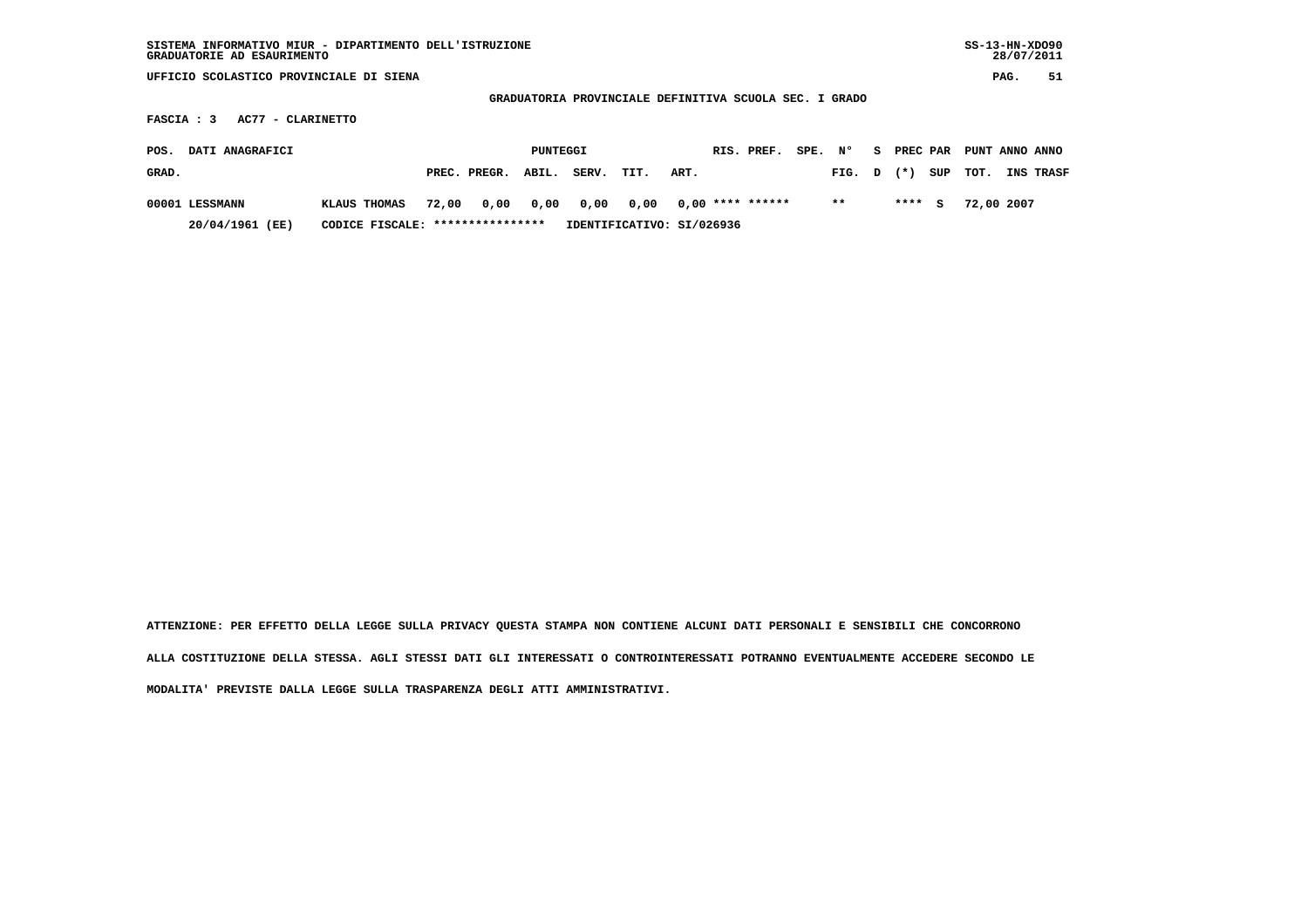SISTEMA INFORMATIVO MIUR - DIPARTIMENTO DELL'ISTRUZIONE
GRADUATORIE AD ESAURIMENTO

UFFICIO SCOLASTICO PROVINCIALE DI SIENA

GRADUATORIA PROVINCIALE DEFINITIVA SCUOLA SEC. I GRADO

FASCIA : 3   AC77 - CLARINETTO

| POS. GRAD. | DATI ANAGRAFICI | | PREC. | PREGR. | ABIL. | SERV. | TIT. | ART. | RIS. | PREF. | SPE. | N° FIG. | S D | PREC (*) | PAR SUP | PUNT TOT. | ANNO INS | ANNO TRASF |
|---|---|---|---|---|---|---|---|---|---|---|---|---|---|---|---|---|---|---|
| 00001 | LESSMANN | KLAUS THOMAS | 72,00 | 0,00 | 0,00 | 0,00 | 0,00 | 0,00 | **** | ****** | | ** | | **** | S | 72,00 | 2007 | |
| | 20/04/1961 (EE) | CODICE FISCALE: **************** | IDENTIFICATIVO: SI/026936 | | | | | | | | | | | | | | | |

ATTENZIONE: PER EFFETTO DELLA LEGGE SULLA PRIVACY QUESTA STAMPA NON CONTIENE ALCUNI DATI PERSONALI E SENSIBILI CHE CONCORRONO ALLA COSTITUZIONE DELLA STESSA. AGLI STESSI DATI GLI INTERESSATI O CONTROINTERESSATI POTRANNO EVENTUALMENTE ACCEDERE SECONDO LE MODALITA' PREVISTE DALLA LEGGE SULLA TRASPARENZA DEGLI ATTI AMMINISTRATIVI.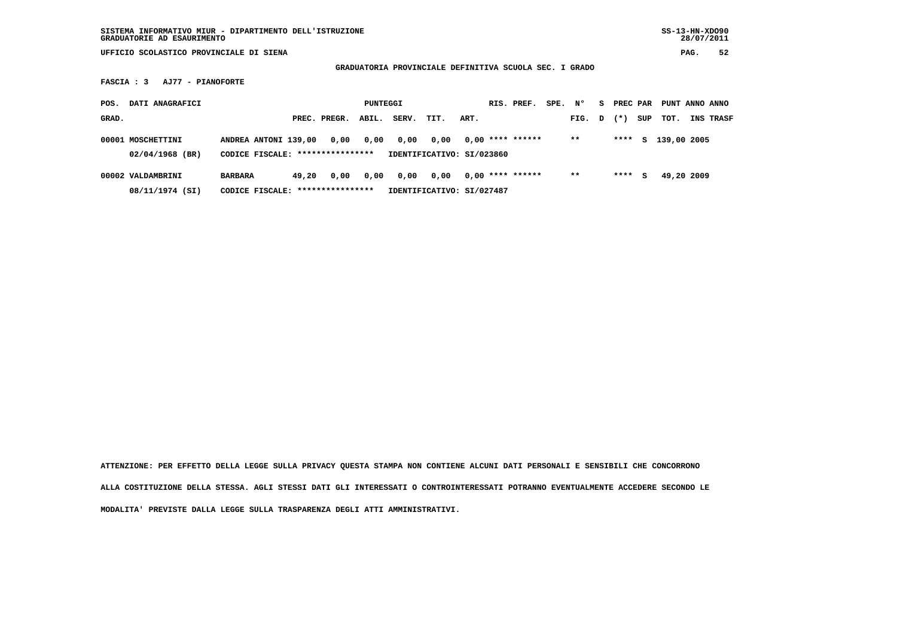SISTEMA INFORMATIVO MIUR - DIPARTIMENTO DELL'ISTRUZIONE
GRADUATORIE AD ESAURIMENTO

SS-13-HN-XDO90
28/07/2011

UFFICIO SCOLASTICO PROVINCIALE DI SIENA

## GRADUATORIA PROVINCIALE DEFINITIVA SCUOLA SEC. I GRADO

**FASCIA : 3 AJ77 - PIANOFORTE**

| POS. GRAD. | DATI ANAGRAFICI | | PUNTEGGI PREC. | PREGR. | ABIL. | SERV. | TIT. | ART. | RIS. PREF. | SPE. | N° FIG. | S D | PREC (*) | PAR SUP | PUNT TOT. | ANNO INS | ANNO TRASF |
|---|---|---|---|---|---|---|---|---|---|---|---|---|---|---|---|---|---|
| 00001 | MOSCHETTINI | ANDREA ANTONI | 139,00 | 0,00 | 0,00 | 0,00 | 0,00 | 0,00 | **** | ****** | ** | | **** | S | 139,00 | 2005 | |
| | 02/04/1968 (BR) | CODICE FISCALE: **************** | | | | IDENTIFICATIVO: SI/023860 | | | | | | | | | | | |
| 00002 | VALDAMBRINI | BARBARA | 49,20 | 0,00 | 0,00 | 0,00 | 0,00 | 0,00 | **** | ****** | ** | | **** | S | 49,20 | 2009 | |
| | 08/11/1974 (SI) | CODICE FISCALE: **************** | | | | IDENTIFICATIVO: SI/027487 | | | | | | | | | | | |

ATTENZIONE: PER EFFETTO DELLA LEGGE SULLA PRIVACY QUESTA STAMPA NON CONTIENE ALCUNI DATI PERSONALI E SENSIBILI CHE CONCORRONO ALLA COSTITUZIONE DELLA STESSA. AGLI STESSI DATI GLI INTERESSATI O CONTROINTERESSATI POTRANNO EVENTUALMENTE ACCEDERE SECONDO LE MODALITA' PREVISTE DALLA LEGGE SULLA TRASPARENZA DEGLI ATTI AMMINISTRATIVI.